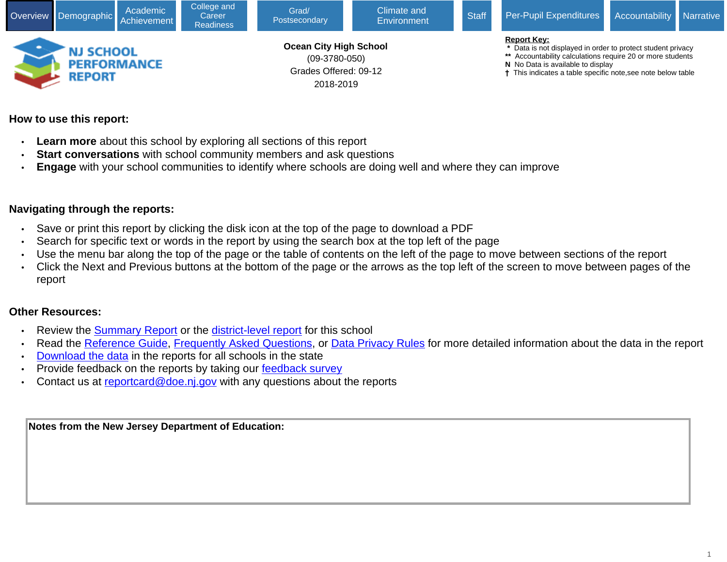Overview | Demographic | Academic Achievement | College and Career Readiness | Grad/ Postsecondary | Climate and Environment | Staff | Per-Pupil Expenditures | Accountability | Narrative

NJ SCHOOL PERFORMANCE REPORT

**Ocean City High School**
(09-3780-050)
Grades Offered: 09-12
2018-2019

**Report Key:**
\* Data is not displayed in order to protect student privacy
\*\* Accountability calculations require 20 or more students
**N** No Data is available to display
† This indicates a table specific note,see note below table

## How to use this report:

- **Learn more** about this school by exploring all sections of this report
- **Start conversations** with school community members and ask questions
- **Engage** with your school communities to identify where schools are doing well and where they can improve

## Navigating through the reports:

- Save or print this report by clicking the disk icon at the top of the page to download a PDF
- Search for specific text or words in the report by using the search box at the top left of the page
- Use the menu bar along the top of the page or the table of contents on the left of the page to move between sections of the report
- Click the Next and Previous buttons at the bottom of the page or the arrows as the top left of the screen to move between pages of the report

## Other Resources:

- Review the Summary Report or the district-level report for this school
- Read the Reference Guide, Frequently Asked Questions, or Data Privacy Rules for more detailed information about the data in the report
- Download the data in the reports for all schools in the state
- Provide feedback on the reports by taking our feedback survey
- Contact us at reportcard@doe.nj.gov with any questions about the reports

**Notes from the New Jersey Department of Education:**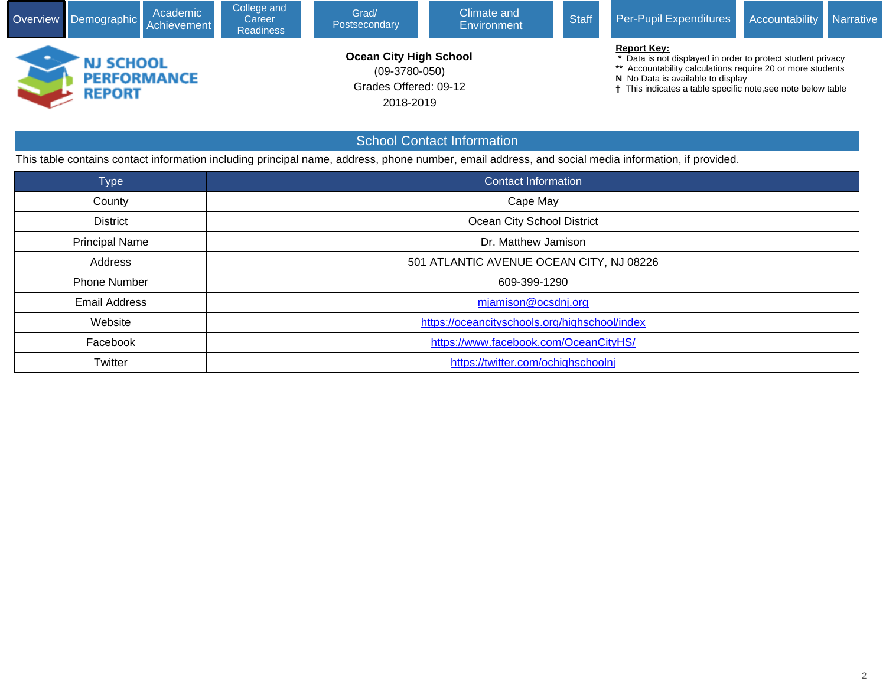Overview | Demographic | Academic Achievement | College and Career Readiness | Grad/ Postsecondary | Climate and Environment | Staff | Per-Pupil Expenditures | Accountability | Narrative

NJ SCHOOL PERFORMANCE REPORT

**Ocean City High School**
(09-3780-050)
Grades Offered: 09-12
2018-2019

**Report Key:**
- * Data is not displayed in order to protect student privacy
- ** Accountability calculations require 20 or more students
- N No Data is available to display
- † This indicates a table specific note,see note below table

## School Contact Information

This table contains contact information including principal name, address, phone number, email address, and social media information, if provided.

| Type | Contact Information |
|---|---|
| County | Cape May |
| District | Ocean City School District |
| Principal Name | Dr. Matthew Jamison |
| Address | 501 ATLANTIC AVENUE OCEAN CITY, NJ 08226 |
| Phone Number | 609-399-1290 |
| Email Address | mjamison@ocsdnj.org |
| Website | https://oceancityschools.org/highschool/index |
| Facebook | https://www.facebook.com/OceanCityHS/ |
| Twitter | https://twitter.com/ochighschoolnj |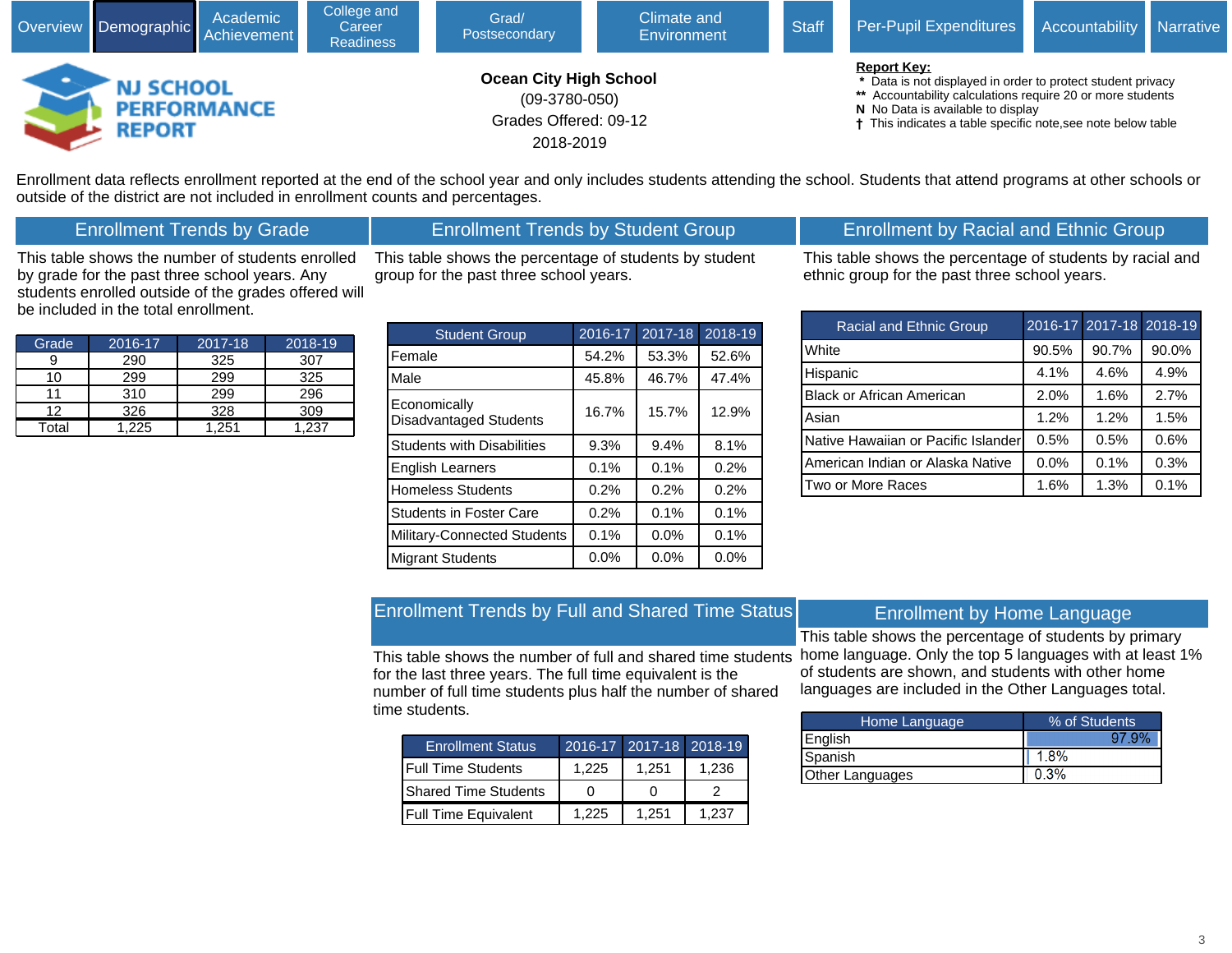Overview | Demographic | Academic Achievement | College and Career Readiness | Grad/ Postsecondary | Climate and Environment | Staff | Per-Pupil Expenditures | Accountability | Narrative

NJ SCHOOL PERFORMANCE REPORT

**Ocean City High School**
(09-3780-050)
Grades Offered: 09-12
2018-2019

**Report Key:**
\* Data is not displayed in order to protect student privacy
\*\* Accountability calculations require 20 or more students
N No Data is available to display
† This indicates a table specific note,see note below table

Enrollment data reflects enrollment reported at the end of the school year and only includes students attending the school. Students that attend programs at other schools or outside of the district are not included in enrollment counts and percentages.

## Enrollment Trends by Grade

This table shows the number of students enrolled by grade for the past three school years. Any students enrolled outside of the grades offered will be included in the total enrollment.

| Grade | 2016-17 | 2017-18 | 2018-19 |
|---|---|---|---|
| 9 | 290 | 325 | 307 |
| 10 | 299 | 299 | 325 |
| 11 | 310 | 299 | 296 |
| 12 | 326 | 328 | 309 |
| Total | 1,225 | 1,251 | 1,237 |

## Enrollment Trends by Student Group

This table shows the percentage of students by student group for the past three school years.

| Student Group | 2016-17 | 2017-18 | 2018-19 |
|---|---|---|---|
| Female | 54.2% | 53.3% | 52.6% |
| Male | 45.8% | 46.7% | 47.4% |
| Economically Disadvantaged Students | 16.7% | 15.7% | 12.9% |
| Students with Disabilities | 9.3% | 9.4% | 8.1% |
| English Learners | 0.1% | 0.1% | 0.2% |
| Homeless Students | 0.2% | 0.2% | 0.2% |
| Students in Foster Care | 0.2% | 0.1% | 0.1% |
| Military-Connected Students | 0.1% | 0.0% | 0.1% |
| Migrant Students | 0.0% | 0.0% | 0.0% |

## Enrollment by Racial and Ethnic Group

This table shows the percentage of students by racial and ethnic group for the past three school years.

| Racial and Ethnic Group | 2016-17 | 2017-18 | 2018-19 |
|---|---|---|---|
| White | 90.5% | 90.7% | 90.0% |
| Hispanic | 4.1% | 4.6% | 4.9% |
| Black or African American | 2.0% | 1.6% | 2.7% |
| Asian | 1.2% | 1.2% | 1.5% |
| Native Hawaiian or Pacific Islander | 0.5% | 0.5% | 0.6% |
| American Indian or Alaska Native | 0.0% | 0.1% | 0.3% |
| Two or More Races | 1.6% | 1.3% | 0.1% |

## Enrollment Trends by Full and Shared Time Status

This table shows the number of full and shared time students for the last three years. The full time equivalent is the number of full time students plus half the number of shared time students.

| Enrollment Status | 2016-17 | 2017-18 | 2018-19 |
|---|---|---|---|
| Full Time Students | 1,225 | 1,251 | 1,236 |
| Shared Time Students | 0 | 0 | 2 |
| Full Time Equivalent | 1,225 | 1,251 | 1,237 |

## Enrollment by Home Language

This table shows the percentage of students by primary home language. Only the top 5 languages with at least 1% of students are shown, and students with other home languages are included in the Other Languages total.

| Home Language | % of Students |
|---|---|
| English | 97.9% |
| Spanish | 1.8% |
| Other Languages | 0.3% |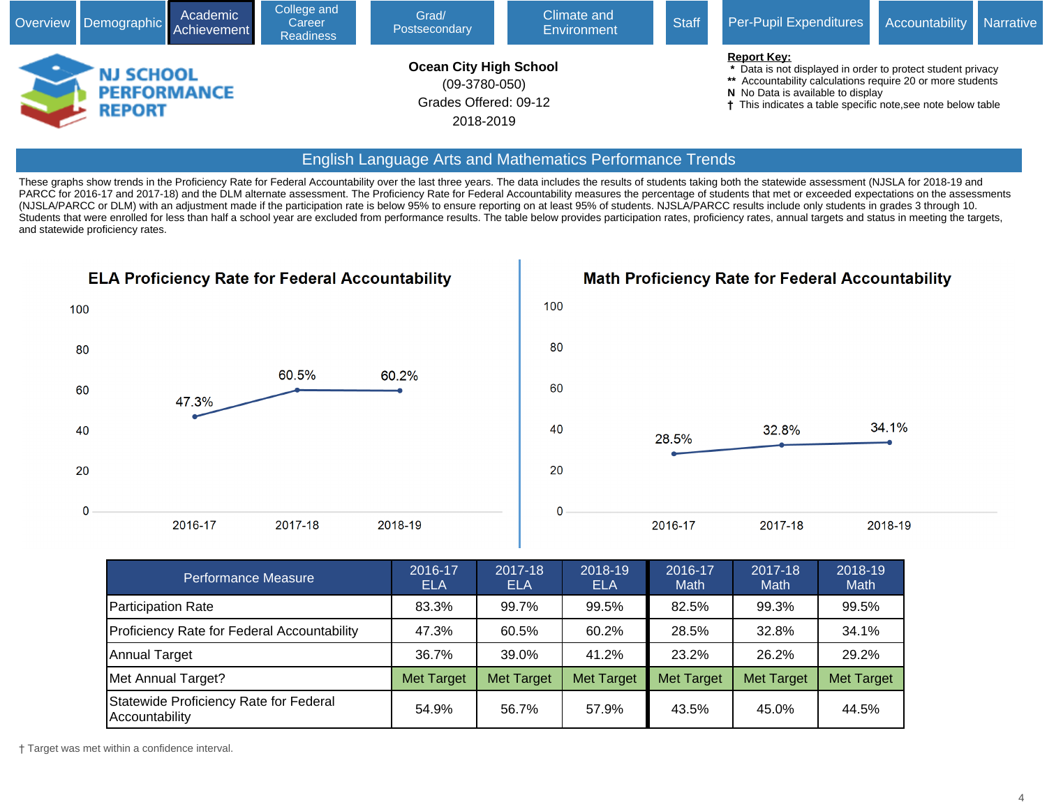Overview | Demographic | Academic Achievement | College and Career Readiness | Grad/ Postsecondary | Climate and Environment | Staff | Per-Pupil Expenditures | Accountability | Narrative

**NJ SCHOOL PERFORMANCE REPORT**

**Ocean City High School**
(09-3780-050)
Grades Offered: 09-12
2018-2019

**Report Key:**
- \* Data is not displayed in order to protect student privacy
- \*\* Accountability calculations require 20 or more students
- **N** No Data is available to display
- † This indicates a table specific note,see note below table

## English Language Arts and Mathematics Performance Trends

These graphs show trends in the Proficiency Rate for Federal Accountability over the last three years. The data includes the results of students taking both the statewide assessment (NJSLA for 2018-19 and PARCC for 2016-17 and 2017-18) and the DLM alternate assessment. The Proficiency Rate for Federal Accountability measures the percentage of students that met or exceeded expectations on the assessments (NJSLA/PARCC or DLM) with an adjustment made if the participation rate is below 95% to ensure reporting on at least 95% of students. NJSLA/PARCC results include only students in grades 3 through 10. Students that were enrolled for less than half a school year are excluded from performance results. The table below provides participation rates, proficiency rates, annual targets and status in meeting the targets, and statewide proficiency rates.

### ELA Proficiency Rate for Federal Accountability

| Year | Proficiency Rate |
|---|---|
| 2016-17 | 47.3% |
| 2017-18 | 60.5% |
| 2018-19 | 60.2% |

### Math Proficiency Rate for Federal Accountability

| Year | Proficiency Rate |
|---|---|
| 2016-17 | 28.5% |
| 2017-18 | 32.8% |
| 2018-19 | 34.1% |

| Performance Measure | 2016-17 ELA | 2017-18 ELA | 2018-19 ELA | 2016-17 Math | 2017-18 Math | 2018-19 Math |
|---|---|---|---|---|---|---|
| Participation Rate | 83.3% | 99.7% | 99.5% | 82.5% | 99.3% | 99.5% |
| Proficiency Rate for Federal Accountability | 47.3% | 60.5% | 60.2% | 28.5% | 32.8% | 34.1% |
| Annual Target | 36.7% | 39.0% | 41.2% | 23.2% | 26.2% | 29.2% |
| Met Annual Target? | Met Target | Met Target | Met Target | Met Target | Met Target | Met Target |
| Statewide Proficiency Rate for Federal Accountability | 54.9% | 56.7% | 57.9% | 43.5% | 45.0% | 44.5% |

† Target was met within a confidence interval.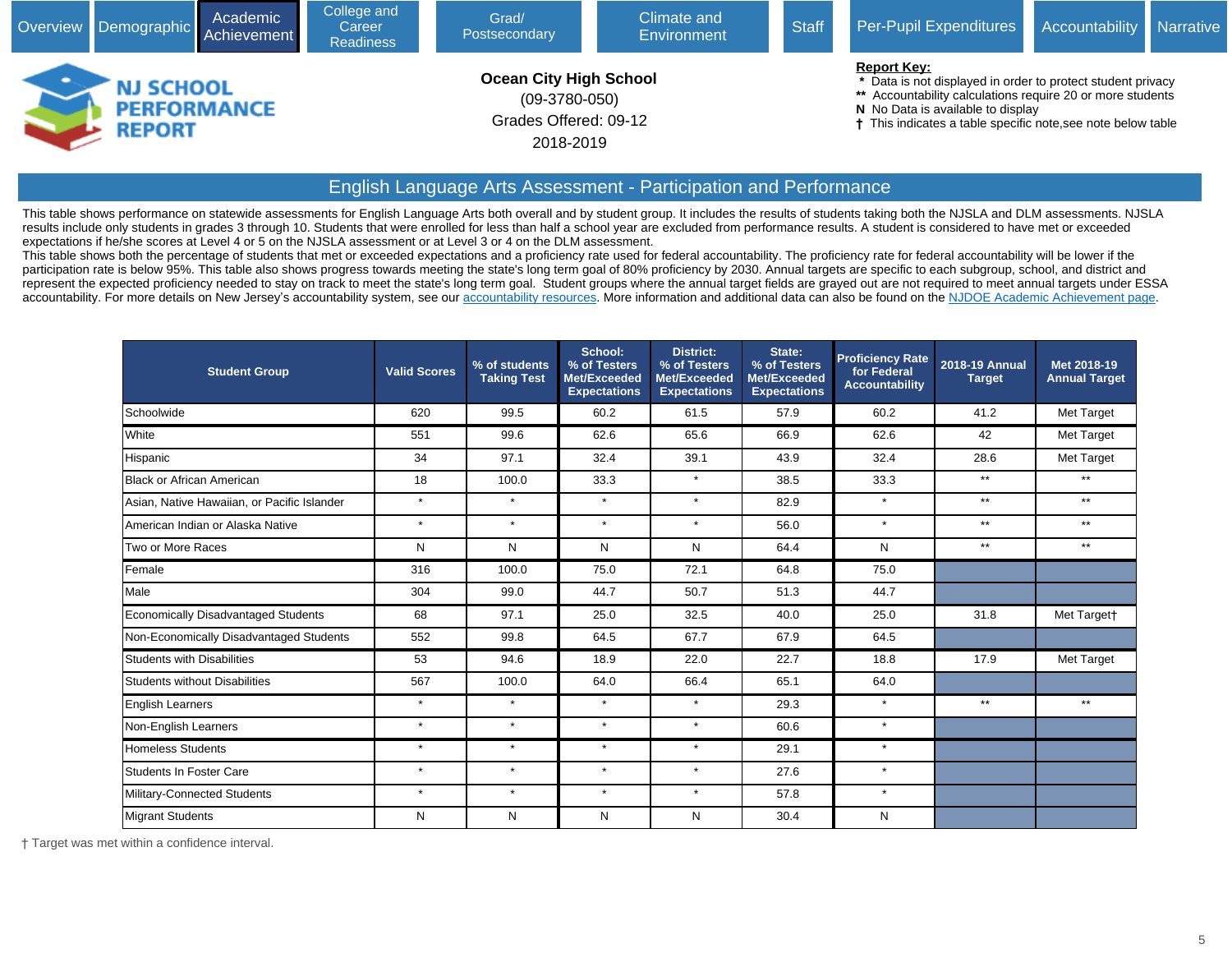Overview | Demographic | Academic Achievement | College and Career Readiness | Grad/ Postsecondary | Climate and Environment | Staff | Per-Pupil Expenditures | Accountability | Narrative

**NJ SCHOOL PERFORMANCE REPORT**

**Ocean City High School**
(09-3780-050)
Grades Offered: 09-12
2018-2019

**Report Key:**
- \* Data is not displayed in order to protect student privacy
- \*\* Accountability calculations require 20 or more students
- N No Data is available to display
- † This indicates a table specific note,see note below table

## English Language Arts Assessment - Participation and Performance

This table shows performance on statewide assessments for English Language Arts both overall and by student group. It includes the results of students taking both the NJSLA and DLM assessments. NJSLA results include only students in grades 3 through 10. Students that were enrolled for less than half a school year are excluded from performance results. A student is considered to have met or exceeded expectations if he/she scores at Level 4 or 5 on the NJSLA assessment or at Level 3 or 4 on the DLM assessment.
This table shows both the percentage of students that met or exceeded expectations and a proficiency rate used for federal accountability. The proficiency rate for federal accountability will be lower if the participation rate is below 95%. This table also shows progress towards meeting the state's long term goal of 80% proficiency by 2030. Annual targets are specific to each subgroup, school, and district and represent the expected proficiency needed to stay on track to meet the state's long term goal. Student groups where the annual target fields are grayed out are not required to meet annual targets under ESSA accountability. For more details on New Jersey's accountability system, see our accountability resources. More information and additional data can also be found on the NJDOE Academic Achievement page.

| Student Group | Valid Scores | % of students Taking Test | School: % of Testers Met/Exceeded Expectations | District: % of Testers Met/Exceeded Expectations | State: % of Testers Met/Exceeded Expectations | Proficiency Rate for Federal Accountability | 2018-19 Annual Target | Met 2018-19 Annual Target |
|---|---|---|---|---|---|---|---|---|
| Schoolwide | 620 | 99.5 | 60.2 | 61.5 | 57.9 | 60.2 | 41.2 | Met Target |
| White | 551 | 99.6 | 62.6 | 65.6 | 66.9 | 62.6 | 42 | Met Target |
| Hispanic | 34 | 97.1 | 32.4 | 39.1 | 43.9 | 32.4 | 28.6 | Met Target |
| Black or African American | 18 | 100.0 | 33.3 | * | 38.5 | 33.3 | ** | ** |
| Asian, Native Hawaiian, or Pacific Islander | * | * | * | * | 82.9 | * | ** | ** |
| American Indian or Alaska Native | * | * | * | * | 56.0 | * | ** | ** |
| Two or More Races | N | N | N | N | 64.4 | N | ** | ** |
| Female | 316 | 100.0 | 75.0 | 72.1 | 64.8 | 75.0 | | |
| Male | 304 | 99.0 | 44.7 | 50.7 | 51.3 | 44.7 | | |
| Economically Disadvantaged Students | 68 | 97.1 | 25.0 | 32.5 | 40.0 | 25.0 | 31.8 | Met Target† |
| Non-Economically Disadvantaged Students | 552 | 99.8 | 64.5 | 67.7 | 67.9 | 64.5 | | |
| Students with Disabilities | 53 | 94.6 | 18.9 | 22.0 | 22.7 | 18.8 | 17.9 | Met Target |
| Students without Disabilities | 567 | 100.0 | 64.0 | 66.4 | 65.1 | 64.0 | | |
| English Learners | * | * | * | * | 29.3 | * | ** | ** |
| Non-English Learners | * | * | * | * | 60.6 | * | | |
| Homeless Students | * | * | * | * | 29.1 | * | | |
| Students In Foster Care | * | * | * | * | 27.6 | * | | |
| Military-Connected Students | * | * | * | * | 57.8 | * | | |
| Migrant Students | N | N | N | N | 30.4 | N | | |

† Target was met within a confidence interval.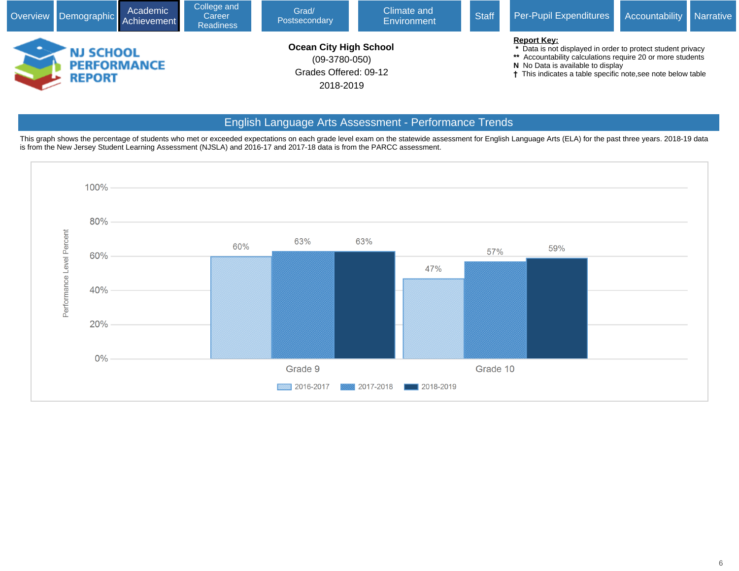Overview | Demographic | Academic Achievement | College and Career Readiness | Grad/ Postsecondary | Climate and Environment | Staff | Per-Pupil Expenditures | Accountability | Narrative

**NJ SCHOOL PERFORMANCE REPORT**

**Ocean City High School**
(09-3780-050)
Grades Offered: 09-12
2018-2019

**Report Key:**
- \* Data is not displayed in order to protect student privacy
- \** Accountability calculations require 20 or more students
- **N** No Data is available to display
- † This indicates a table specific note,see note below table

## English Language Arts Assessment - Performance Trends

This graph shows the percentage of students who met or exceeded expectations on each grade level exam on the statewide assessment for English Language Arts (ELA) for the past three years. 2018-19 data is from the New Jersey Student Learning Assessment (NJSLA) and 2016-17 and 2017-18 data is from the PARCC assessment.

| Grade | 2016-2017 | 2017-2018 | 2018-2019 |
|---|---|---|---|
| Grade 9 | 60% | 63% | 63% |
| Grade 10 | 47% | 57% | 59% |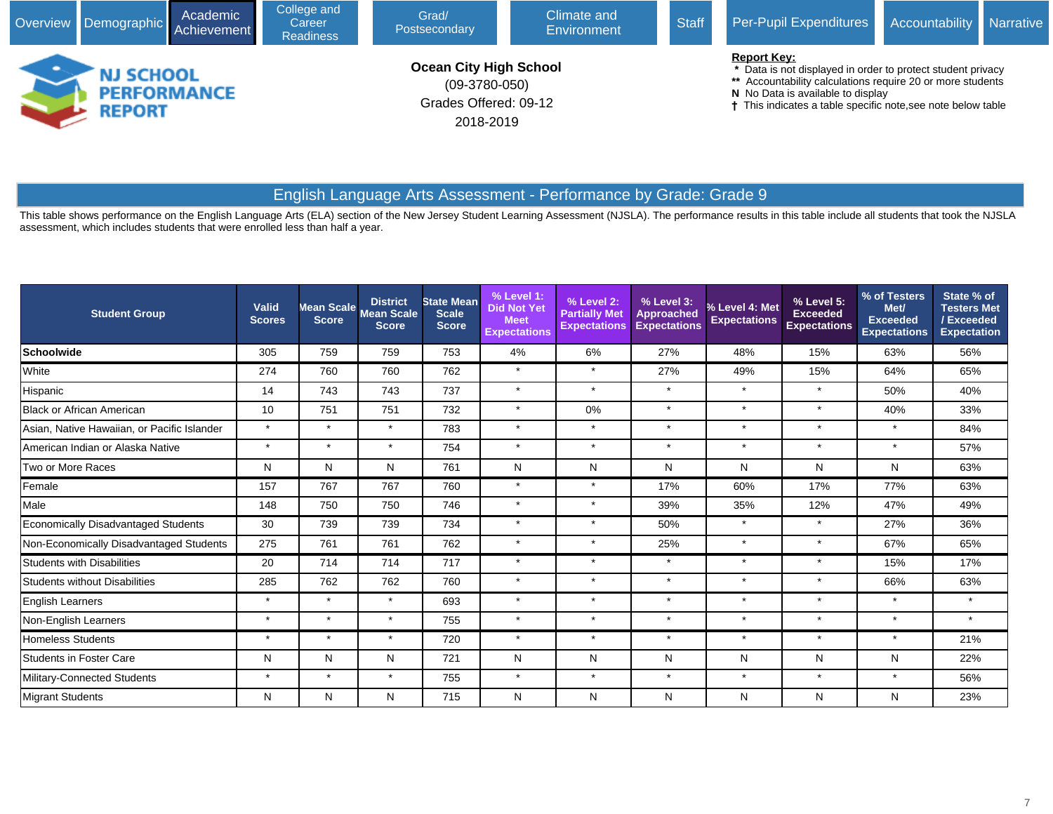Overview | Demographic | Academic Achievement | College and Career Readiness | Grad/ Postsecondary | Climate and Environment | Staff | Per-Pupil Expenditures | Accountability | Narrative

NJ SCHOOL PERFORMANCE REPORT

**Ocean City High School**
(09-3780-050)
Grades Offered: 09-12
2018-2019

**Report Key:**
* Data is not displayed in order to protect student privacy
** Accountability calculations require 20 or more students
**N** No Data is available to display
† This indicates a table specific note,see note below table

## English Language Arts Assessment - Performance by Grade: Grade 9

This table shows performance on the English Language Arts (ELA) section of the New Jersey Student Learning Assessment (NJSLA). The performance results in this table include all students that took the NJSLA assessment, which includes students that were enrolled less than half a year.

| Student Group | Valid Scores | Mean Scale Score | District Mean Scale Score | State Mean Scale Score | % Level 1: Did Not Yet Meet Expectations | % Level 2: Partially Met Expectations | % Level 3: Approached Expectations | % Level 4: Met Expectations | % Level 5: Exceeded Expectations | % of Testers Met/ Exceeded Expectations | State % of Testers Met / Exceeded Expectation |
|---|---|---|---|---|---|---|---|---|---|---|---|
| **Schoolwide** | 305 | 759 | 759 | 753 | 4% | 6% | 27% | 48% | 15% | 63% | 56% |
| White | 274 | 760 | 760 | 762 | * | * | 27% | 49% | 15% | 64% | 65% |
| Hispanic | 14 | 743 | 743 | 737 | * | * | * | * | * | 50% | 40% |
| Black or African American | 10 | 751 | 751 | 732 | * | 0% | * | * | * | 40% | 33% |
| Asian, Native Hawaiian, or Pacific Islander | * | * | * | 783 | * | * | * | * | * | * | 84% |
| American Indian or Alaska Native | * | * | * | 754 | * | * | * | * | * | * | 57% |
| Two or More Races | N | N | N | 761 | N | N | N | N | N | N | 63% |
| Female | 157 | 767 | 767 | 760 | * | * | 17% | 60% | 17% | 77% | 63% |
| Male | 148 | 750 | 750 | 746 | * | * | 39% | 35% | 12% | 47% | 49% |
| Economically Disadvantaged Students | 30 | 739 | 739 | 734 | * | * | 50% | * | * | 27% | 36% |
| Non-Economically Disadvantaged Students | 275 | 761 | 761 | 762 | * | * | 25% | * | * | 67% | 65% |
| Students with Disabilities | 20 | 714 | 714 | 717 | * | * | * | * | * | 15% | 17% |
| Students without Disabilities | 285 | 762 | 762 | 760 | * | * | * | * | * | 66% | 63% |
| English Learners | * | * | * | 693 | * | * | * | * | * | * | * |
| Non-English Learners | * | * | * | 755 | * | * | * | * | * | * | * |
| Homeless Students | * | * | * | 720 | * | * | * | * | * | * | 21% |
| Students in Foster Care | N | N | N | 721 | N | N | N | N | N | N | 22% |
| Military-Connected Students | * | * | * | 755 | * | * | * | * | * | * | 56% |
| Migrant Students | N | N | N | 715 | N | N | N | N | N | N | 23% |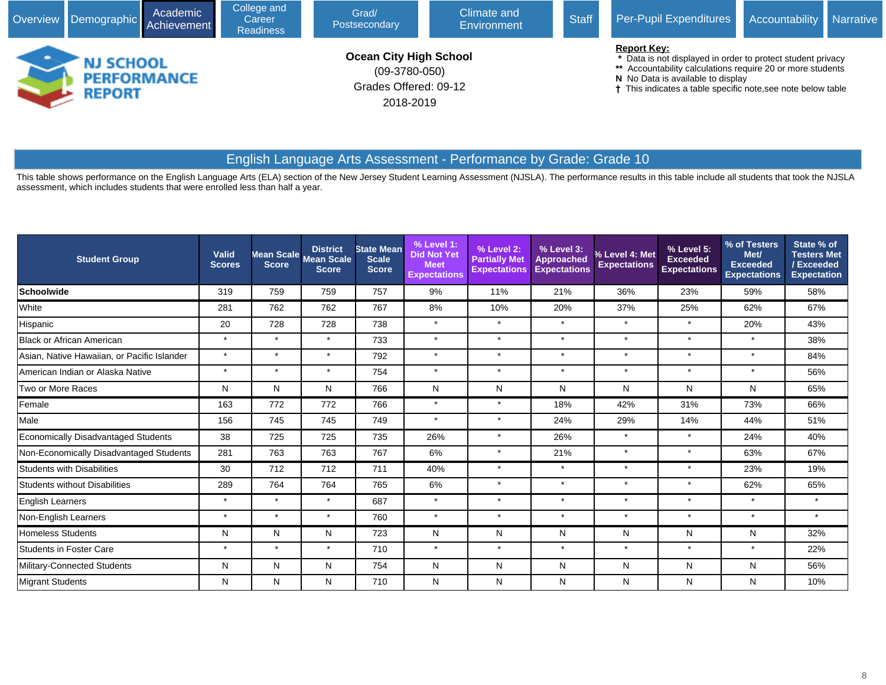Overview | Demographic | Academic Achievement | College and Career Readiness | Grad/ Postsecondary | Climate and Environment | Staff | Per-Pupil Expenditures | Accountability | Narrative

**NJ SCHOOL PERFORMANCE REPORT**

**Ocean City High School**
(09-3780-050)
Grades Offered: 09-12
2018-2019

**Report Key:**
- \* Data is not displayed in order to protect student privacy
- \*\* Accountability calculations require 20 or more students
- **N** No Data is available to display
- † This indicates a table specific note,see note below table

## English Language Arts Assessment - Performance by Grade: Grade 10

This table shows performance on the English Language Arts (ELA) section of the New Jersey Student Learning Assessment (NJSLA). The performance results in this table include all students that took the NJSLA assessment, which includes students that were enrolled less than half a year.

| Student Group | Valid Scores | Mean Scale Score | District Mean Scale Score | State Mean Scale Score | % Level 1: Did Not Yet Meet Expectations | % Level 2: Partially Met Expectations | % Level 3: Approached Expectations | % Level 4: Met Expectations | % Level 5: Exceeded Expectations | % of Testers Met/ Exceeded Expectations | State % of Testers Met / Exceeded Expectation |
|---|---|---|---|---|---|---|---|---|---|---|---|
| **Schoolwide** | 319 | 759 | 759 | 757 | 9% | 11% | 21% | 36% | 23% | 59% | 58% |
| White | 281 | 762 | 762 | 767 | 8% | 10% | 20% | 37% | 25% | 62% | 67% |
| Hispanic | 20 | 728 | 728 | 738 | * | * | * | * | * | 20% | 43% |
| Black or African American | * | * | * | 733 | * | * | * | * | * | * | 38% |
| Asian, Native Hawaiian, or Pacific Islander | * | * | * | 792 | * | * | * | * | * | * | 84% |
| American Indian or Alaska Native | * | * | * | 754 | * | * | * | * | * | * | 56% |
| Two or More Races | N | N | N | 766 | N | N | N | N | N | N | 65% |
| Female | 163 | 772 | 772 | 766 | * | * | 18% | 42% | 31% | 73% | 66% |
| Male | 156 | 745 | 745 | 749 | * | * | 24% | 29% | 14% | 44% | 51% |
| Economically Disadvantaged Students | 38 | 725 | 725 | 735 | 26% | * | 26% | * | * | 24% | 40% |
| Non-Economically Disadvantaged Students | 281 | 763 | 763 | 767 | 6% | * | 21% | * | * | 63% | 67% |
| Students with Disabilities | 30 | 712 | 712 | 711 | 40% | * | * | * | * | 23% | 19% |
| Students without Disabilities | 289 | 764 | 764 | 765 | 6% | * | * | * | * | 62% | 65% |
| English Learners | * | * | * | 687 | * | * | * | * | * | * | * |
| Non-English Learners | * | * | * | 760 | * | * | * | * | * | * | * |
| Homeless Students | N | N | N | 723 | N | N | N | N | N | N | 32% |
| Students in Foster Care | * | * | * | 710 | * | * | * | * | * | * | 22% |
| Military-Connected Students | N | N | N | 754 | N | N | N | N | N | N | 56% |
| Migrant Students | N | N | N | 710 | N | N | N | N | N | N | 10% |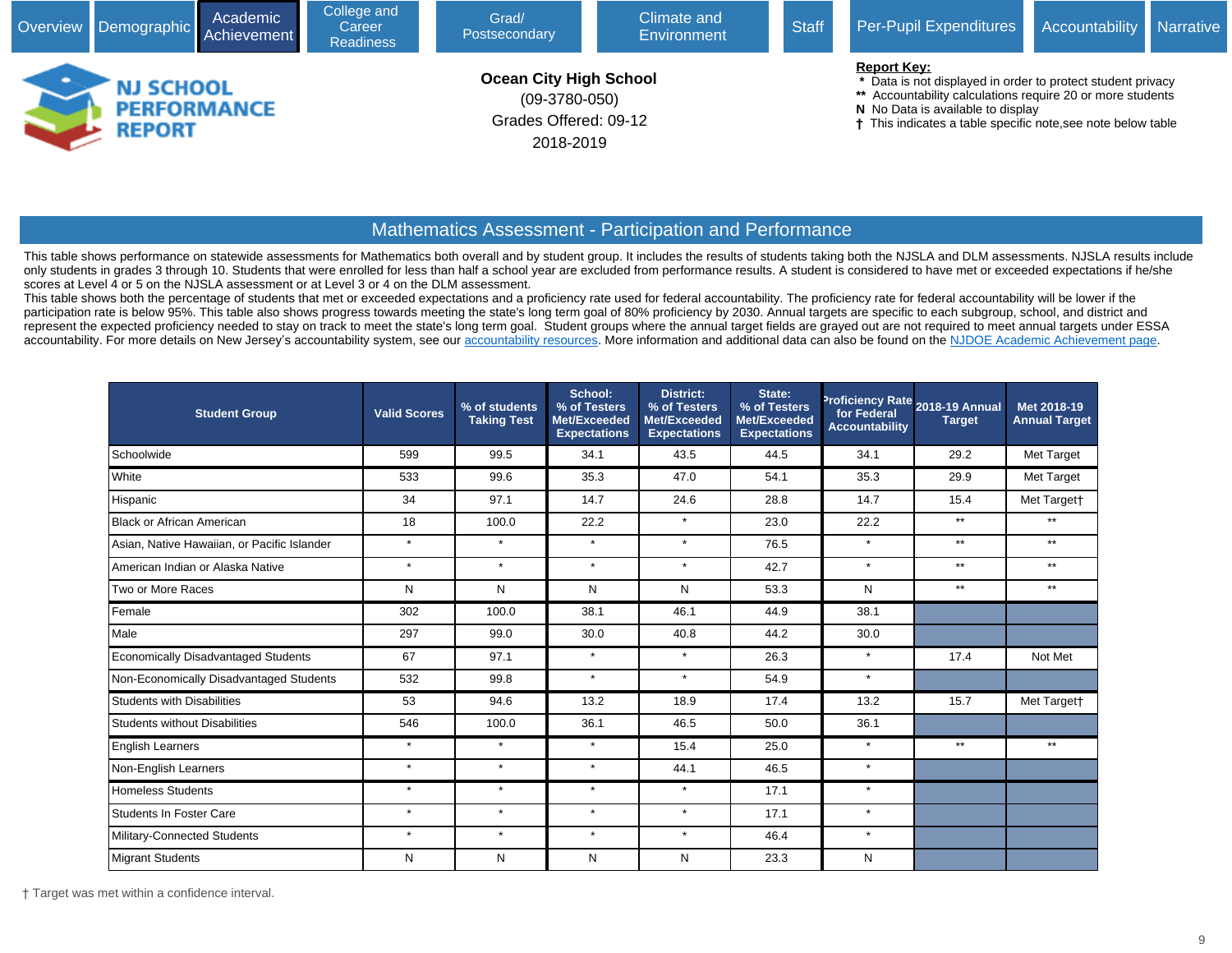Overview | Demographic | Academic Achievement | College and Career Readiness | Grad/ Postsecondary | Climate and Environment | Staff | Per-Pupil Expenditures | Accountability | Narrative

NJ SCHOOL PERFORMANCE REPORT

**Ocean City High School**
(09-3780-050)
Grades Offered: 09-12
2018-2019

**Report Key:**
- * Data is not displayed in order to protect student privacy
- ** Accountability calculations require 20 or more students
- N No Data is available to display
- † This indicates a table specific note,see note below table

## Mathematics Assessment - Participation and Performance

This table shows performance on statewide assessments for Mathematics both overall and by student group. It includes the results of students taking both the NJSLA and DLM assessments. NJSLA results include only students in grades 3 through 10. Students that were enrolled for less than half a school year are excluded from performance results. A student is considered to have met or exceeded expectations if he/she scores at Level 4 or 5 on the NJSLA assessment or at Level 3 or 4 on the DLM assessment.
This table shows both the percentage of students that met or exceeded expectations and a proficiency rate used for federal accountability. The proficiency rate for federal accountability will be lower if the participation rate is below 95%. This table also shows progress towards meeting the state's long term goal of 80% proficiency by 2030. Annual targets are specific to each subgroup, school, and district and represent the expected proficiency needed to stay on track to meet the state's long term goal. Student groups where the annual target fields are grayed out are not required to meet annual targets under ESSA accountability. For more details on New Jersey's accountability system, see our accountability resources. More information and additional data can also be found on the NJDOE Academic Achievement page.

| Student Group | Valid Scores | % of students Taking Test | School: % of Testers Met/Exceeded Expectations | District: % of Testers Met/Exceeded Expectations | State: % of Testers Met/Exceeded Expectations | Proficiency Rate for Federal Accountability | 2018-19 Annual Target | Met 2018-19 Annual Target |
|---|---|---|---|---|---|---|---|---|
| Schoolwide | 599 | 99.5 | 34.1 | 43.5 | 44.5 | 34.1 | 29.2 | Met Target |
| White | 533 | 99.6 | 35.3 | 47.0 | 54.1 | 35.3 | 29.9 | Met Target |
| Hispanic | 34 | 97.1 | 14.7 | 24.6 | 28.8 | 14.7 | 15.4 | Met Target† |
| Black or African American | 18 | 100.0 | 22.2 | * | 23.0 | 22.2 | ** | ** |
| Asian, Native Hawaiian, or Pacific Islander | * | * | * | * | 76.5 | * | ** | ** |
| American Indian or Alaska Native | * | * | * | * | 42.7 | * | ** | ** |
| Two or More Races | N | N | N | N | 53.3 | N | ** | ** |
| Female | 302 | 100.0 | 38.1 | 46.1 | 44.9 | 38.1 | | |
| Male | 297 | 99.0 | 30.0 | 40.8 | 44.2 | 30.0 | | |
| Economically Disadvantaged Students | 67 | 97.1 | * | * | 26.3 | * | 17.4 | Not Met |
| Non-Economically Disadvantaged Students | 532 | 99.8 | * | * | 54.9 | * | | |
| Students with Disabilities | 53 | 94.6 | 13.2 | 18.9 | 17.4 | 13.2 | 15.7 | Met Target† |
| Students without Disabilities | 546 | 100.0 | 36.1 | 46.5 | 50.0 | 36.1 | | |
| English Learners | * | * | * | 15.4 | 25.0 | * | ** | ** |
| Non-English Learners | * | * | * | 44.1 | 46.5 | * | | |
| Homeless Students | * | * | * | * | 17.1 | * | | |
| Students In Foster Care | * | * | * | * | 17.1 | * | | |
| Military-Connected Students | * | * | * | * | 46.4 | * | | |
| Migrant Students | N | N | N | N | 23.3 | N | | |

† Target was met within a confidence interval.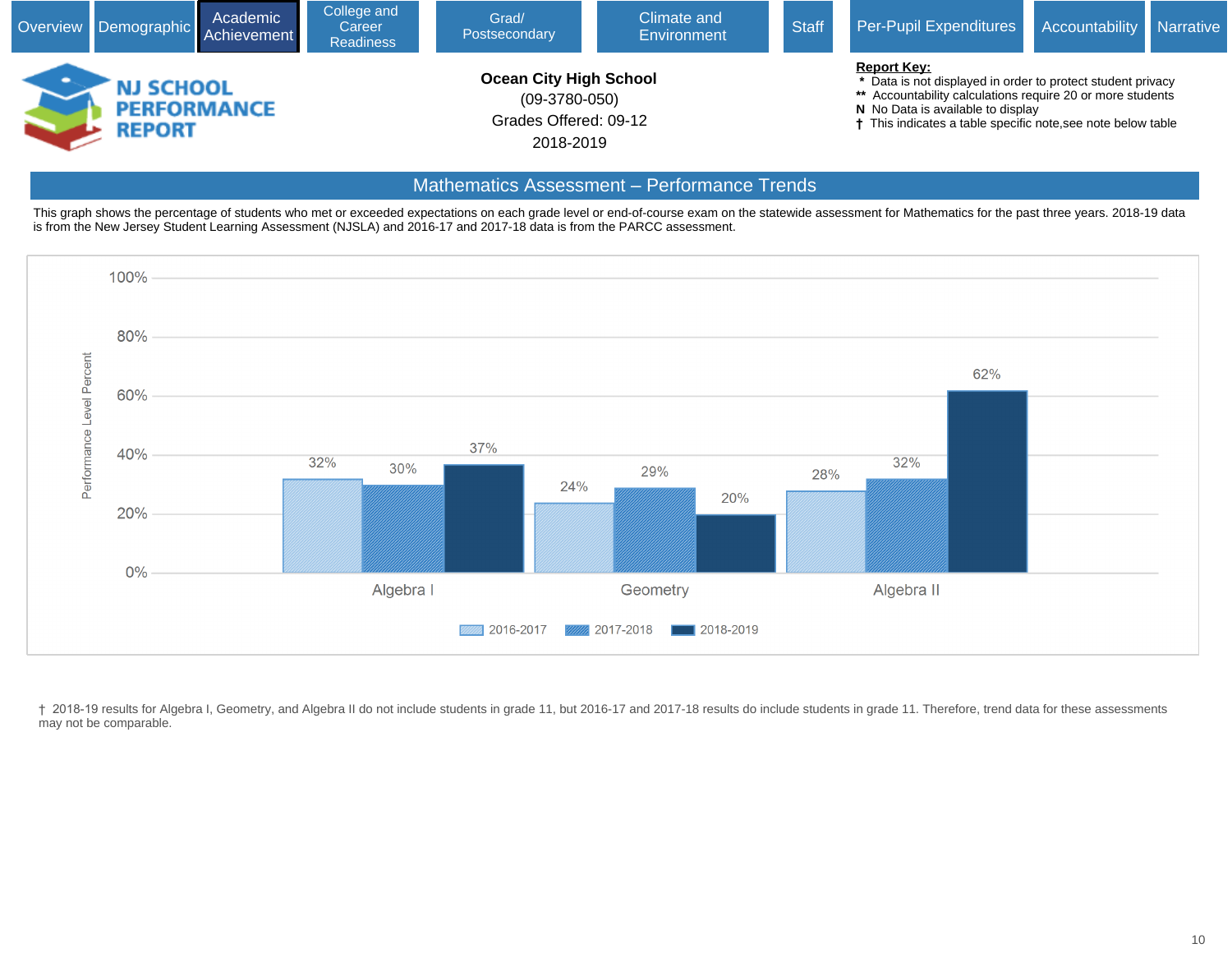Overview | Demographic | Academic Achievement | College and Career Readiness | Grad/ Postsecondary | Climate and Environment | Staff | Per-Pupil Expenditures | Accountability | Narrative

**NJ SCHOOL PERFORMANCE REPORT**

**Ocean City High School**
(09-3780-050)
Grades Offered: 09-12
2018-2019

**Report Key:**
- * Data is not displayed in order to protect student privacy
- ** Accountability calculations require 20 or more students
- N No Data is available to display
- † This indicates a table specific note,see note below table

## Mathematics Assessment – Performance Trends

This graph shows the percentage of students who met or exceeded expectations on each grade level or end-of-course exam on the statewide assessment for Mathematics for the past three years. 2018-19 data is from the New Jersey Student Learning Assessment (NJSLA) and 2016-17 and 2017-18 data is from the PARCC assessment.

| Performance Level Percent | 2016-2017 | 2017-2018 | 2018-2019 |
|---|---|---|---|
| Algebra I | 32% | 30% | 37% |
| Geometry | 24% | 29% | 20% |
| Algebra II | 28% | 32% | 62% |

† 2018-19 results for Algebra I, Geometry, and Algebra II do not include students in grade 11, but 2016-17 and 2017-18 results do include students in grade 11. Therefore, trend data for these assessments may not be comparable.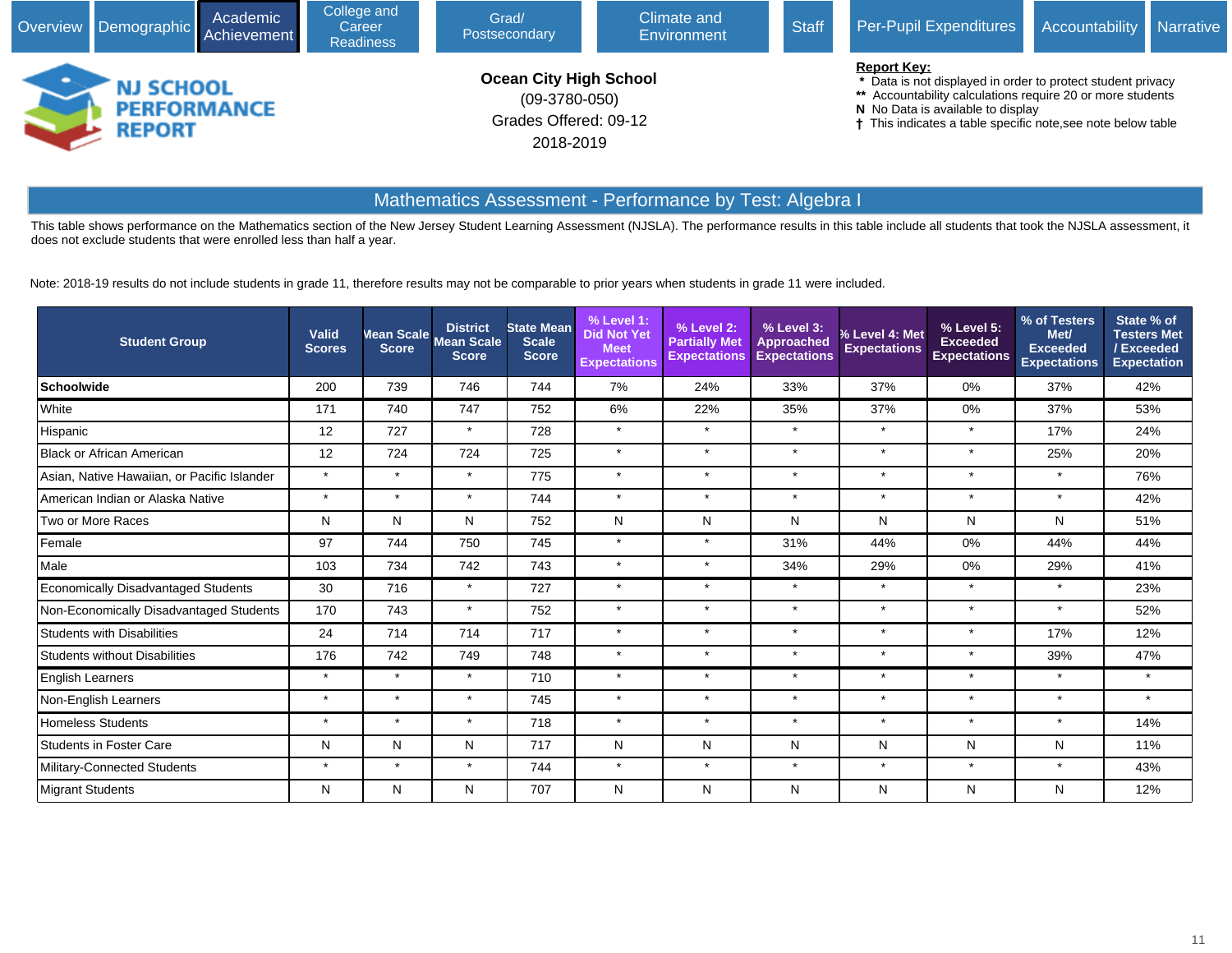Overview | Demographic | Academic Achievement | College and Career Readiness | Grad/ Postsecondary | Climate and Environment | Staff | Per-Pupil Expenditures | Accountability | Narrative

NJ SCHOOL PERFORMANCE REPORT

**Ocean City High School**
(09-3780-050)
Grades Offered: 09-12
2018-2019

**Report Key:**
- \* Data is not displayed in order to protect student privacy
- \*\* Accountability calculations require 20 or more students
- **N** No Data is available to display
- † This indicates a table specific note,see note below table

## Mathematics Assessment - Performance by Test: Algebra I

This table shows performance on the Mathematics section of the New Jersey Student Learning Assessment (NJSLA). The performance results in this table include all students that took the NJSLA assessment, it does not exclude students that were enrolled less than half a year.

Note: 2018-19 results do not include students in grade 11, therefore results may not be comparable to prior years when students in grade 11 were included.

| Student Group | Valid Scores | Mean Scale Score | District Mean Scale Score | State Mean Scale Score | % Level 1: Did Not Yet Meet Expectations | % Level 2: Partially Met Expectations | % Level 3: Approached Expectations | % Level 4: Met Expectations | % Level 5: Exceeded Expectations | % of Testers Met/ Exceeded Expectations | State % of Testers Met / Exceeded Expectation |
|---|---|---|---|---|---|---|---|---|---|---|---|
| **Schoolwide** | 200 | 739 | 746 | 744 | 7% | 24% | 33% | 37% | 0% | 37% | 42% |
| White | 171 | 740 | 747 | 752 | 6% | 22% | 35% | 37% | 0% | 37% | 53% |
| Hispanic | 12 | 727 | * | 728 | * | * | * | * | * | 17% | 24% |
| Black or African American | 12 | 724 | 724 | 725 | * | * | * | * | * | 25% | 20% |
| Asian, Native Hawaiian, or Pacific Islander | * | * | * | 775 | * | * | * | * | * | * | 76% |
| American Indian or Alaska Native | * | * | * | 744 | * | * | * | * | * | * | 42% |
| Two or More Races | N | N | N | 752 | N | N | N | N | N | N | 51% |
| Female | 97 | 744 | 750 | 745 | * | * | 31% | 44% | 0% | 44% | 44% |
| Male | 103 | 734 | 742 | 743 | * | * | 34% | 29% | 0% | 29% | 41% |
| Economically Disadvantaged Students | 30 | 716 | * | 727 | * | * | * | * | * | * | 23% |
| Non-Economically Disadvantaged Students | 170 | 743 | * | 752 | * | * | * | * | * | * | 52% |
| Students with Disabilities | 24 | 714 | 714 | 717 | * | * | * | * | * | 17% | 12% |
| Students without Disabilities | 176 | 742 | 749 | 748 | * | * | * | * | * | 39% | 47% |
| English Learners | * | * | * | 710 | * | * | * | * | * | * | * |
| Non-English Learners | * | * | * | 745 | * | * | * | * | * | * | * |
| Homeless Students | * | * | * | 718 | * | * | * | * | * | * | 14% |
| Students in Foster Care | N | N | N | 717 | N | N | N | N | N | N | 11% |
| Military-Connected Students | * | * | * | 744 | * | * | * | * | * | * | 43% |
| Migrant Students | N | N | N | 707 | N | N | N | N | N | N | 12% |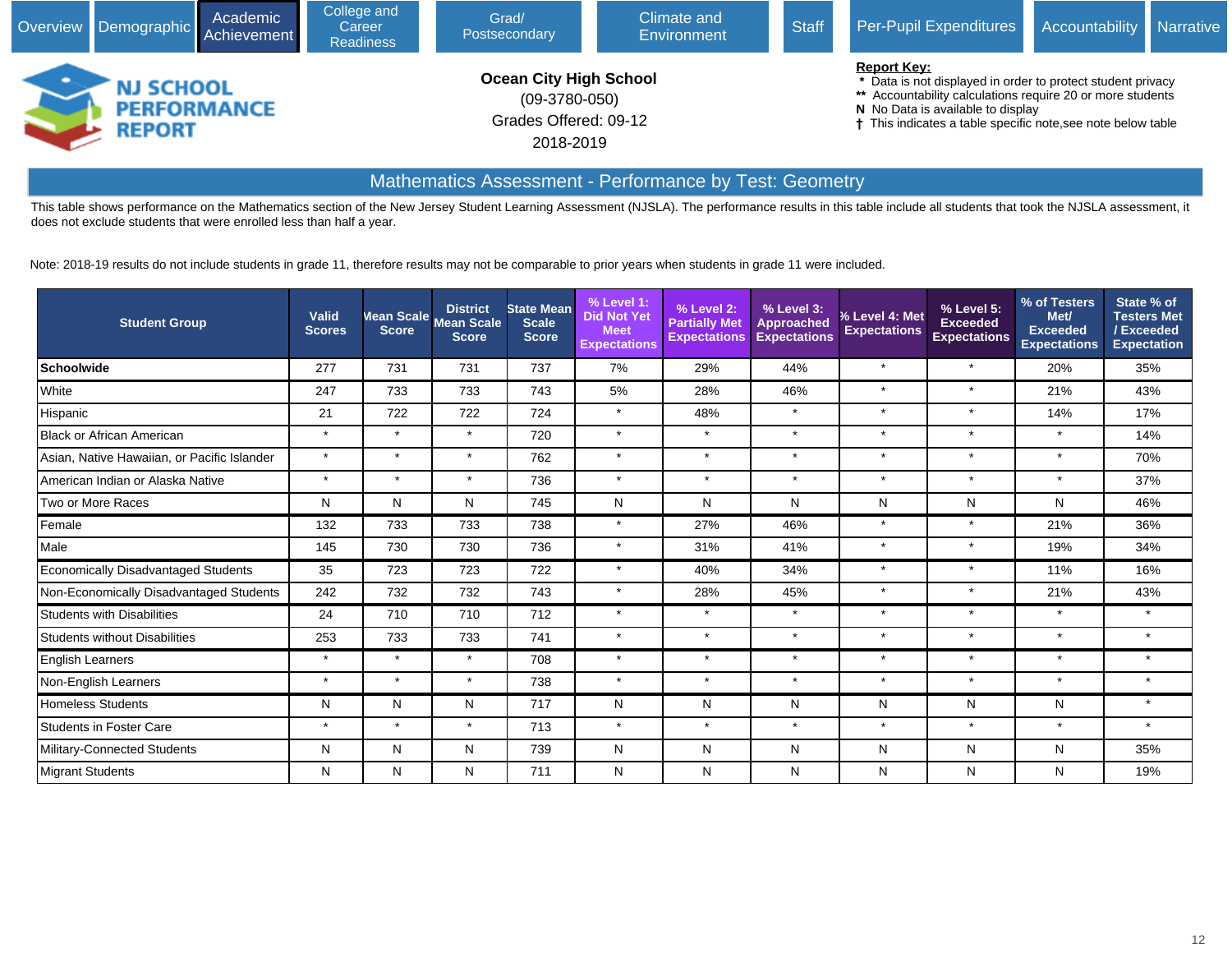Overview | Demographic | Academic Achievement | College and Career Readiness | Grad/ Postsecondary | Climate and Environment | Staff | Per-Pupil Expenditures | Accountability | Narrative

NJ SCHOOL PERFORMANCE REPORT

**Ocean City High School**
(09-3780-050)
Grades Offered: 09-12
2018-2019

**Report Key:**
- * Data is not displayed in order to protect student privacy
- ** Accountability calculations require 20 or more students
- N No Data is available to display
- † This indicates a table specific note,see note below table

## Mathematics Assessment - Performance by Test: Geometry

This table shows performance on the Mathematics section of the New Jersey Student Learning Assessment (NJSLA). The performance results in this table include all students that took the NJSLA assessment, it does not exclude students that were enrolled less than half a year.

Note: 2018-19 results do not include students in grade 11, therefore results may not be comparable to prior years when students in grade 11 were included.

| Student Group | Valid Scores | Mean Scale Score | District Mean Scale Score | State Mean Scale Score | % Level 1: Did Not Yet Meet Expectations | % Level 2: Partially Met Expectations | % Level 3: Approached Expectations | % Level 4: Met Expectations | % Level 5: Exceeded Expectations | % of Testers Met/ Exceeded Expectations | State % of Testers Met / Exceeded Expectation |
|---|---|---|---|---|---|---|---|---|---|---|---|
| **Schoolwide** | 277 | 731 | 731 | 737 | 7% | 29% | 44% | * | * | 20% | 35% |
| White | 247 | 733 | 733 | 743 | 5% | 28% | 46% | * | * | 21% | 43% |
| Hispanic | 21 | 722 | 722 | 724 | * | 48% | * | * | * | 14% | 17% |
| Black or African American | * | * | * | 720 | * | * | * | * | * | * | 14% |
| Asian, Native Hawaiian, or Pacific Islander | * | * | * | 762 | * | * | * | * | * | * | 70% |
| American Indian or Alaska Native | * | * | * | 736 | * | * | * | * | * | * | 37% |
| Two or More Races | N | N | N | 745 | N | N | N | N | N | N | 46% |
| Female | 132 | 733 | 733 | 738 | * | 27% | 46% | * | * | 21% | 36% |
| Male | 145 | 730 | 730 | 736 | * | 31% | 41% | * | * | 19% | 34% |
| Economically Disadvantaged Students | 35 | 723 | 723 | 722 | * | 40% | 34% | * | * | 11% | 16% |
| Non-Economically Disadvantaged Students | 242 | 732 | 732 | 743 | * | 28% | 45% | * | * | 21% | 43% |
| Students with Disabilities | 24 | 710 | 710 | 712 | * | * | * | * | * | * | * |
| Students without Disabilities | 253 | 733 | 733 | 741 | * | * | * | * | * | * | * |
| English Learners | * | * | * | 708 | * | * | * | * | * | * | * |
| Non-English Learners | * | * | * | 738 | * | * | * | * | * | * | * |
| Homeless Students | N | N | N | 717 | N | N | N | N | N | N | * |
| Students in Foster Care | * | * | * | 713 | * | * | * | * | * | * | * |
| Military-Connected Students | N | N | N | 739 | N | N | N | N | N | N | 35% |
| Migrant Students | N | N | N | 711 | N | N | N | N | N | N | 19% |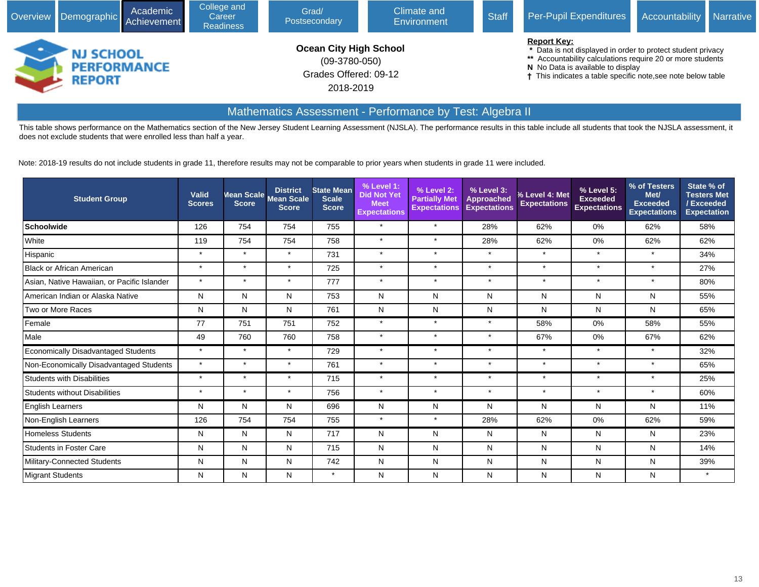Overview | Demographic | Academic Achievement | College and Career Readiness | Grad/ Postsecondary | Climate and Environment | Staff | Per-Pupil Expenditures | Accountability | Narrative

**NJ SCHOOL PERFORMANCE REPORT**

**Ocean City High School**
(09-3780-050)
Grades Offered: 09-12
2018-2019

**Report Key:**
- `*` Data is not displayed in order to protect student privacy
- `**` Accountability calculations require 20 or more students
- **N** No Data is available to display
- † This indicates a table specific note,see note below table

## Mathematics Assessment - Performance by Test: Algebra II

This table shows performance on the Mathematics section of the New Jersey Student Learning Assessment (NJSLA). The performance results in this table include all students that took the NJSLA assessment, it does not exclude students that were enrolled less than half a year.

Note: 2018-19 results do not include students in grade 11, therefore results may not be comparable to prior years when students in grade 11 were included.

| Student Group | Valid Scores | Mean Scale Score | District Mean Scale Score | State Mean Scale Score | % Level 1: Did Not Yet Meet Expectations | % Level 2: Partially Met Expectations | % Level 3: Approached Expectations | % Level 4: Met Expectations | % Level 5: Exceeded Expectations | % of Testers Met/ Exceeded Expectations | State % of Testers Met / Exceeded Expectation |
|---|---|---|---|---|---|---|---|---|---|---|---|
| **Schoolwide** | 126 | 754 | 754 | 755 | * | * | 28% | 62% | 0% | 62% | 58% |
| White | 119 | 754 | 754 | 758 | * | * | 28% | 62% | 0% | 62% | 62% |
| Hispanic | * | * | * | 731 | * | * | * | * | * | * | 34% |
| Black or African American | * | * | * | 725 | * | * | * | * | * | * | 27% |
| Asian, Native Hawaiian, or Pacific Islander | * | * | * | 777 | * | * | * | * | * | * | 80% |
| American Indian or Alaska Native | N | N | N | 753 | N | N | N | N | N | N | 55% |
| Two or More Races | N | N | N | 761 | N | N | N | N | N | N | 65% |
| Female | 77 | 751 | 751 | 752 | * | * | * | 58% | 0% | 58% | 55% |
| Male | 49 | 760 | 760 | 758 | * | * | * | 67% | 0% | 67% | 62% |
| Economically Disadvantaged Students | * | * | * | 729 | * | * | * | * | * | * | 32% |
| Non-Economically Disadvantaged Students | * | * | * | 761 | * | * | * | * | * | * | 65% |
| Students with Disabilities | * | * | * | 715 | * | * | * | * | * | * | 25% |
| Students without Disabilities | * | * | * | 756 | * | * | * | * | * | * | 60% |
| English Learners | N | N | N | 696 | N | N | N | N | N | N | 11% |
| Non-English Learners | 126 | 754 | 754 | 755 | * | * | 28% | 62% | 0% | 62% | 59% |
| Homeless Students | N | N | N | 717 | N | N | N | N | N | N | 23% |
| Students in Foster Care | N | N | N | 715 | N | N | N | N | N | N | 14% |
| Military-Connected Students | N | N | N | 742 | N | N | N | N | N | N | 39% |
| Migrant Students | N | N | N | * | N | N | N | N | N | N | * |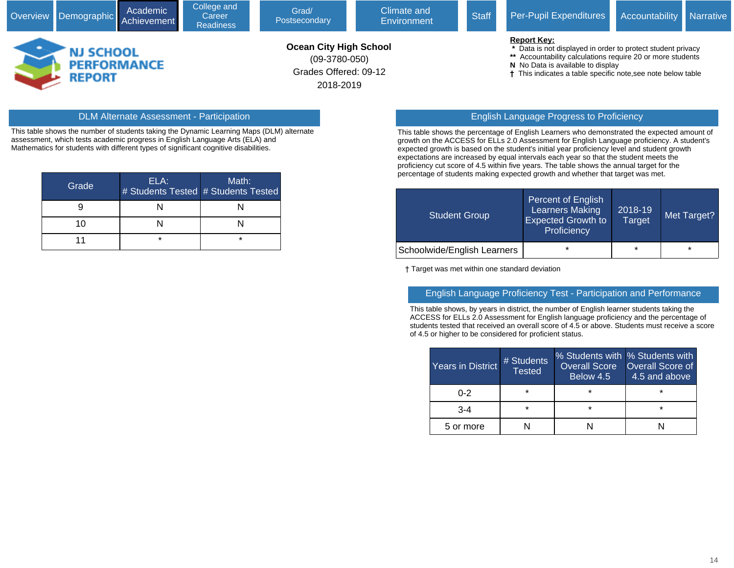Overview | Demographic | Academic Achievement | College and Career Readiness | Grad/ Postsecondary | Climate and Environment | Staff | Per-Pupil Expenditures | Accountability | Narrative

NJ SCHOOL PERFORMANCE REPORT

**Ocean City High School**
(09-3780-050)
Grades Offered: 09-12
2018-2019

**Report Key:**
* Data is not displayed in order to protect student privacy
** Accountability calculations require 20 or more students
N No Data is available to display
† This indicates a table specific note,see note below table

## DLM Alternate Assessment - Participation

This table shows the number of students taking the Dynamic Learning Maps (DLM) alternate assessment, which tests academic progress in English Language Arts (ELA) and Mathematics for students with different types of significant cognitive disabilities.

| Grade | ELA: # Students Tested | Math: # Students Tested |
|---|---|---|
| 9 | N | N |
| 10 | N | N |
| 11 | * | * |

## English Language Progress to Proficiency

This table shows the percentage of English Learners who demonstrated the expected amount of growth on the ACCESS for ELLs 2.0 Assessment for English Language proficiency. A student's expected growth is based on the student's initial year proficiency level and student growth expectations are increased by equal intervals each year so that the student meets the proficiency cut score of 4.5 within five years. The table shows the annual target for the percentage of students making expected growth and whether that target was met.

| Student Group | Percent of English Learners Making Expected Growth to Proficiency | 2018-19 Target | Met Target? |
|---|---|---|---|
| Schoolwide/English Learners | * | * | * |

† Target was met within one standard deviation

## English Language Proficiency Test - Participation and Performance

This table shows, by years in district, the number of English learner students taking the ACCESS for ELLs 2.0 Assessment for English language proficiency and the percentage of students tested that received an overall score of 4.5 or above. Students must receive a score of 4.5 or higher to be considered for proficient status.

| Years in District | # Students Tested | % Students with Overall Score Below 4.5 | % Students with Overall Score of 4.5 and above |
|---|---|---|---|
| 0-2 | * | * | * |
| 3-4 | * | * | * |
| 5 or more | N | N | N |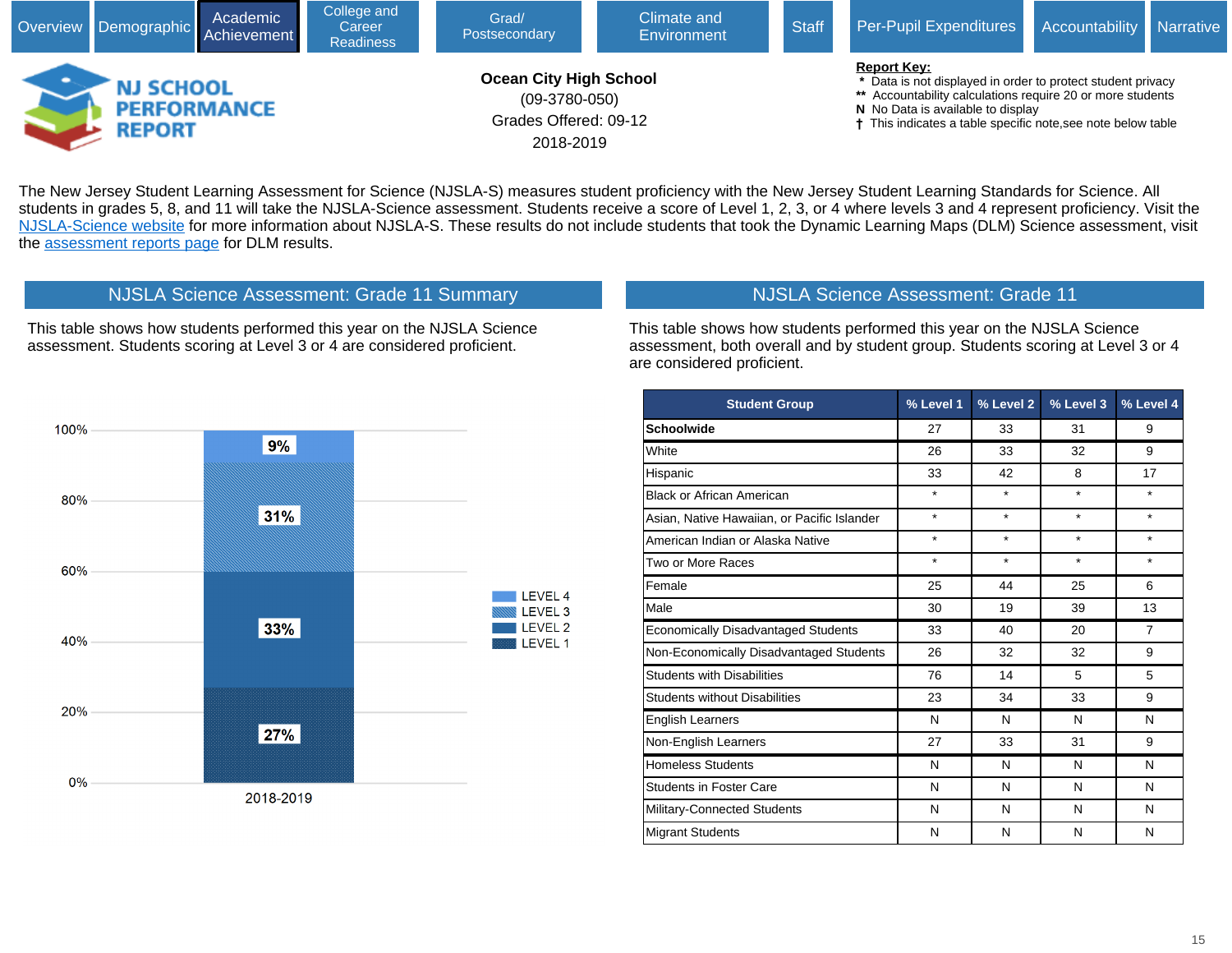Overview | Demographic | Academic Achievement | College and Career Readiness | Grad/ Postsecondary | Climate and Environment | Staff | Per-Pupil Expenditures | Accountability | Narrative

NJ SCHOOL PERFORMANCE REPORT

**Ocean City High School**
(09-3780-050)
Grades Offered: 09-12
2018-2019

**Report Key:**
* Data is not displayed in order to protect student privacy
** Accountability calculations require 20 or more students
N No Data is available to display
† This indicates a table specific note,see note below table

The New Jersey Student Learning Assessment for Science (NJSLA-S) measures student proficiency with the New Jersey Student Learning Standards for Science. All students in grades 5, 8, and 11 will take the NJSLA-Science assessment. Students receive a score of Level 1, 2, 3, or 4 where levels 3 and 4 represent proficiency. Visit the NJSLA-Science website for more information about NJSLA-S. These results do not include students that took the Dynamic Learning Maps (DLM) Science assessment, visit the assessment reports page for DLM results.

## NJSLA Science Assessment: Grade 11 Summary

This table shows how students performed this year on the NJSLA Science assessment. Students scoring at Level 3 or 4 are considered proficient.

| Year | Level 1 | Level 2 | Level 3 | Level 4 |
|---|---|---|---|---|
| 2018-2019 | 27% | 33% | 31% | 9% |

## NJSLA Science Assessment: Grade 11

This table shows how students performed this year on the NJSLA Science assessment, both overall and by student group. Students scoring at Level 3 or 4 are considered proficient.

| Student Group | % Level 1 | % Level 2 | % Level 3 | % Level 4 |
|---|---|---|---|---|
| **Schoolwide** | 27 | 33 | 31 | 9 |
| White | 26 | 33 | 32 | 9 |
| Hispanic | 33 | 42 | 8 | 17 |
| Black or African American | * | * | * | * |
| Asian, Native Hawaiian, or Pacific Islander | * | * | * | * |
| American Indian or Alaska Native | * | * | * | * |
| Two or More Races | * | * | * | * |
| Female | 25 | 44 | 25 | 6 |
| Male | 30 | 19 | 39 | 13 |
| Economically Disadvantaged Students | 33 | 40 | 20 | 7 |
| Non-Economically Disadvantaged Students | 26 | 32 | 32 | 9 |
| Students with Disabilities | 76 | 14 | 5 | 5 |
| Students without Disabilities | 23 | 34 | 33 | 9 |
| English Learners | N | N | N | N |
| Non-English Learners | 27 | 33 | 31 | 9 |
| Homeless Students | N | N | N | N |
| Students in Foster Care | N | N | N | N |
| Military-Connected Students | N | N | N | N |
| Migrant Students | N | N | N | N |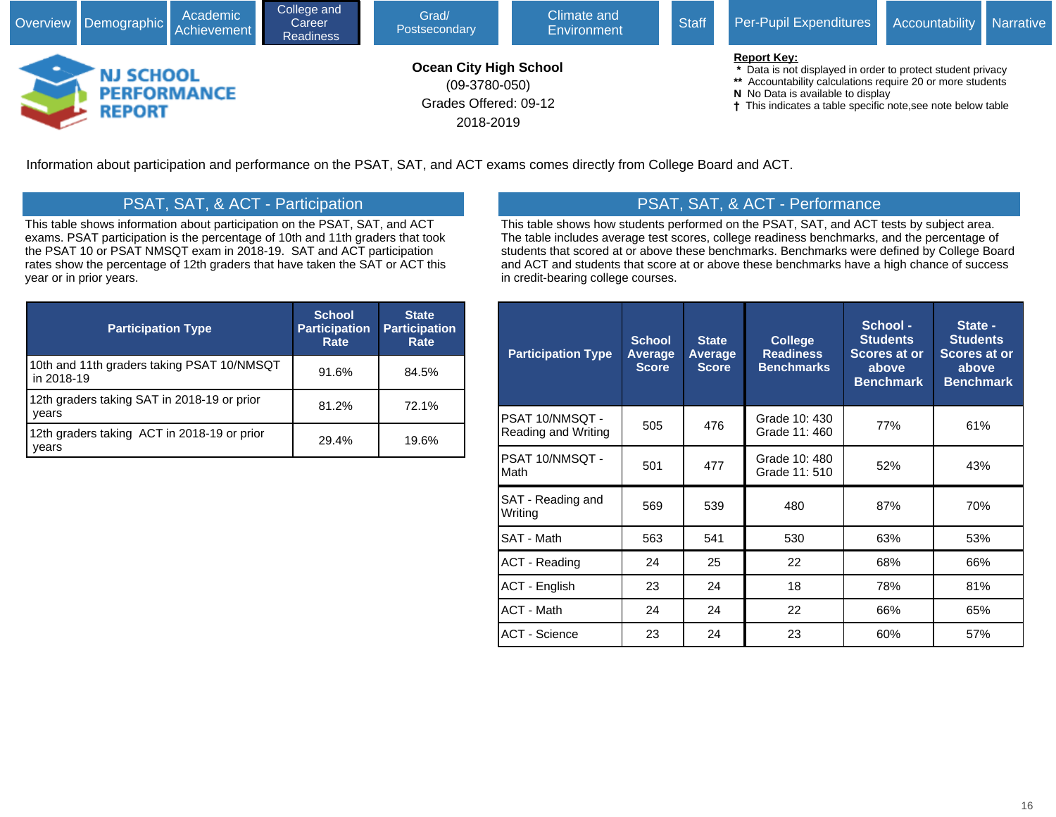Overview | Demographic | Academic Achievement | College and Career Readiness | Grad/ Postsecondary | Climate and Environment | Staff | Per-Pupil Expenditures | Accountability | Narrative

**NJ SCHOOL PERFORMANCE REPORT**

**Ocean City High School**
(09-3780-050)
Grades Offered: 09-12
2018-2019

**Report Key:**
- \* Data is not displayed in order to protect student privacy
- \*\* Accountability calculations require 20 or more students
- N No Data is available to display
- † This indicates a table specific note,see note below table

Information about participation and performance on the PSAT, SAT, and ACT exams comes directly from College Board and ACT.

## PSAT, SAT, & ACT - Participation

This table shows information about participation on the PSAT, SAT, and ACT exams. PSAT participation is the percentage of 10th and 11th graders that took the PSAT 10 or PSAT NMSQT exam in 2018-19. SAT and ACT participation rates show the percentage of 12th graders that have taken the SAT or ACT this year or in prior years.

| Participation Type | School Participation Rate | State Participation Rate |
|---|---|---|
| 10th and 11th graders taking PSAT 10/NMSQT in 2018-19 | 91.6% | 84.5% |
| 12th graders taking SAT in 2018-19 or prior years | 81.2% | 72.1% |
| 12th graders taking ACT in 2018-19 or prior years | 29.4% | 19.6% |

## PSAT, SAT, & ACT - Performance

This table shows how students performed on the PSAT, SAT, and ACT tests by subject area. The table includes average test scores, college readiness benchmarks, and the percentage of students that scored at or above these benchmarks. Benchmarks were defined by College Board and ACT and students that score at or above these benchmarks have a high chance of success in credit-bearing college courses.

| Participation Type | School Average Score | State Average Score | College Readiness Benchmarks | School - Students Scores at or above Benchmark | State - Students Scores at or above Benchmark |
|---|---|---|---|---|---|
| PSAT 10/NMSQT - Reading and Writing | 505 | 476 | Grade 10: 430<br>Grade 11: 460 | 77% | 61% |
| PSAT 10/NMSQT - Math | 501 | 477 | Grade 10: 480<br>Grade 11: 510 | 52% | 43% |
| SAT - Reading and Writing | 569 | 539 | 480 | 87% | 70% |
| SAT - Math | 563 | 541 | 530 | 63% | 53% |
| ACT - Reading | 24 | 25 | 22 | 68% | 66% |
| ACT - English | 23 | 24 | 18 | 78% | 81% |
| ACT - Math | 24 | 24 | 22 | 66% | 65% |
| ACT - Science | 23 | 24 | 23 | 60% | 57% |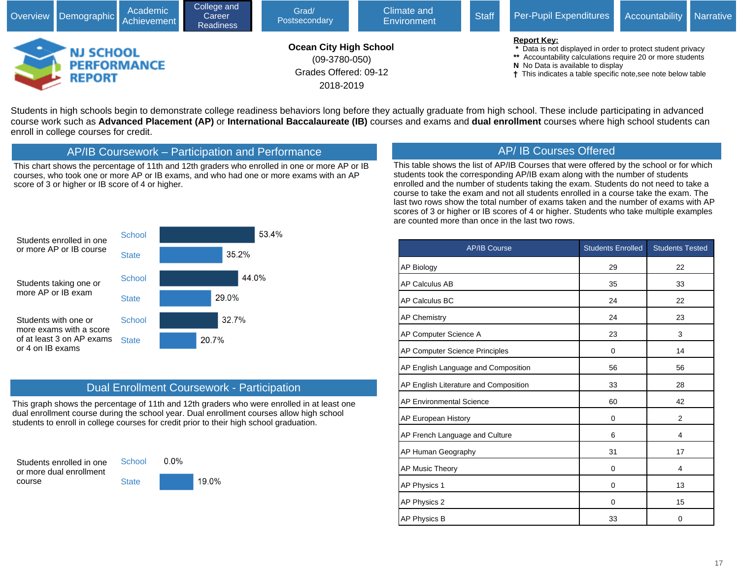Overview | Demographic | Academic Achievement | College and Career Readiness | Grad/ Postsecondary | Climate and Environment | Staff | Per-Pupil Expenditures | Accountability | Narrative

**NJ SCHOOL PERFORMANCE REPORT**

**Ocean City High School**
(09-3780-050)
Grades Offered: 09-12
2018-2019

**Report Key:**
- \* Data is not displayed in order to protect student privacy
- \*\* Accountability calculations require 20 or more students
- N No Data is available to display
- † This indicates a table specific note,see note below table

Students in high schools begin to demonstrate college readiness behaviors long before they actually graduate from high school. These include participating in advanced course work such as **Advanced Placement (AP)** or **International Baccalaureate (IB)** courses and exams and **dual enrollment** courses where high school students can enroll in college courses for credit.

## AP/IB Coursework – Participation and Performance

This chart shows the percentage of 11th and 12th graders who enrolled in one or more AP or IB courses, who took one or more AP or IB exams, and who had one or more exams with an AP score of 3 or higher or IB score of 4 or higher.

| | | |
|---|---|---|
| Students enrolled in one or more AP or IB course | School | 53.4% |
| | State | 35.2% |
| Students taking one or more AP or IB exam | School | 44.0% |
| | State | 29.0% |
| Students with one or more exams with a score of at least 3 on AP exams or 4 on IB exams | School | 32.7% |
| | State | 20.7% |

## Dual Enrollment Coursework - Participation

This graph shows the percentage of 11th and 12th graders who were enrolled in at least one dual enrollment course during the school year. Dual enrollment courses allow high school students to enroll in college courses for credit prior to their high school graduation.

| | | |
|---|---|---|
| Students enrolled in one or more dual enrollment course | School | 0.0% |
| | State | 19.0% |

## AP/ IB Courses Offered

This table shows the list of AP/IB Courses that were offered by the school or for which students took the corresponding AP/IB exam along with the number of students enrolled and the number of students taking the exam. Students do not need to take a course to take the exam and not all students enrolled in a course take the exam. The last two rows show the total number of exams taken and the number of exams with AP scores of 3 or higher or IB scores of 4 or higher. Students who take multiple examples are counted more than once in the last two rows.

| AP/IB Course | Students Enrolled | Students Tested |
|---|---|---|
| AP Biology | 29 | 22 |
| AP Calculus AB | 35 | 33 |
| AP Calculus BC | 24 | 22 |
| AP Chemistry | 24 | 23 |
| AP Computer Science A | 23 | 3 |
| AP Computer Science Principles | 0 | 14 |
| AP English Language and Composition | 56 | 56 |
| AP English Literature and Composition | 33 | 28 |
| AP Environmental Science | 60 | 42 |
| AP European History | 0 | 2 |
| AP French Language and Culture | 6 | 4 |
| AP Human Geography | 31 | 17 |
| AP Music Theory | 0 | 4 |
| AP Physics 1 | 0 | 13 |
| AP Physics 2 | 0 | 15 |
| AP Physics B | 33 | 0 |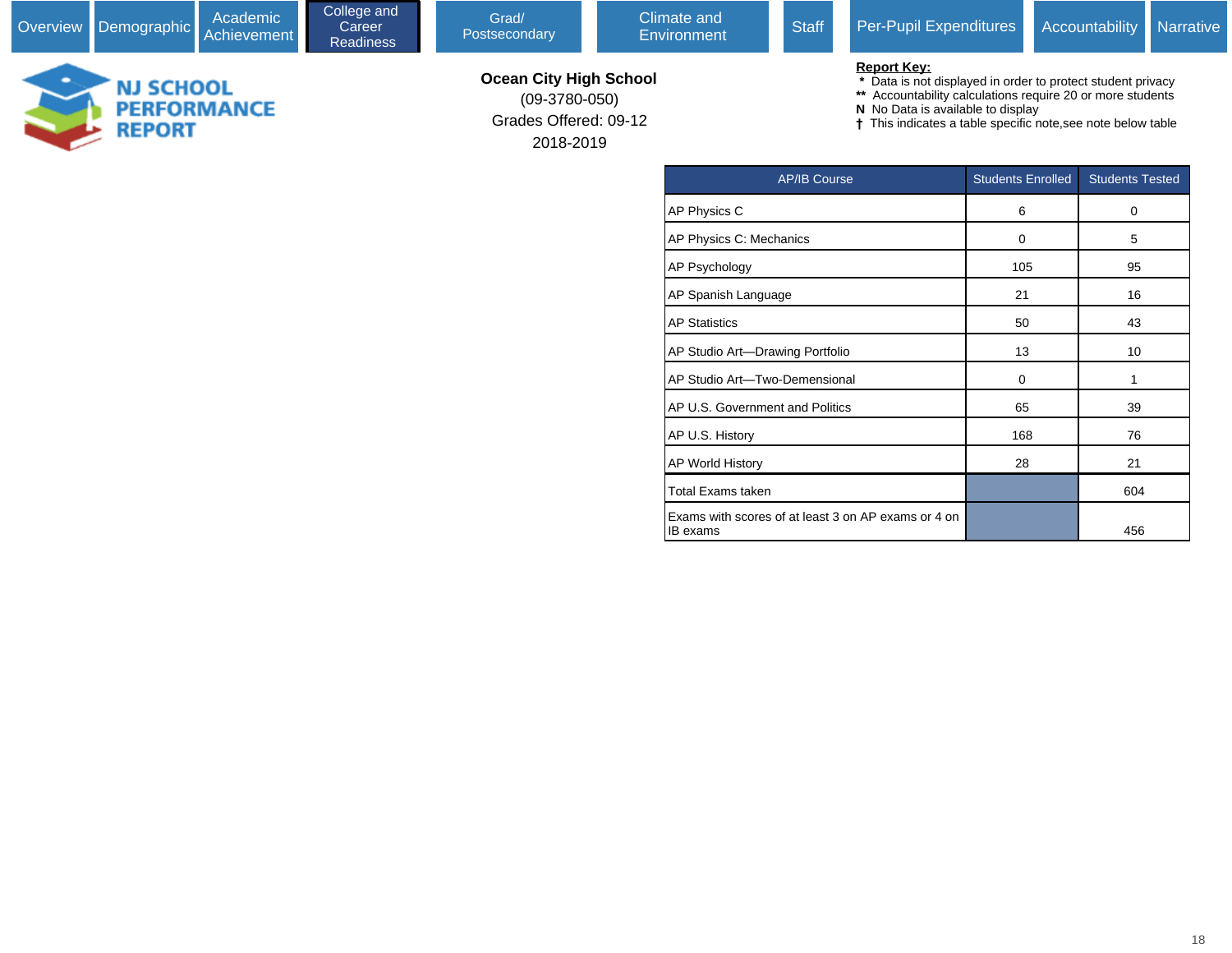Overview | Demographic | Academic Achievement | College and Career Readiness | Grad/ Postsecondary | Climate and Environment | Staff | Per-Pupil Expenditures | Accountability | Narrative

NJ SCHOOL PERFORMANCE REPORT

**Ocean City High School**
(09-3780-050)
Grades Offered: 09-12
2018-2019

**Report Key:**
* Data is not displayed in order to protect student privacy
** Accountability calculations require 20 or more students
**N** No Data is available to display
† This indicates a table specific note,see note below table

| AP/IB Course | Students Enrolled | Students Tested |
|---|---|---|
| AP Physics C | 6 | 0 |
| AP Physics C: Mechanics | 0 | 5 |
| AP Psychology | 105 | 95 |
| AP Spanish Language | 21 | 16 |
| AP Statistics | 50 | 43 |
| AP Studio Art—Drawing Portfolio | 13 | 10 |
| AP Studio Art—Two-Demensional | 0 | 1 |
| AP U.S. Government and Politics | 65 | 39 |
| AP U.S. History | 168 | 76 |
| AP World History | 28 | 21 |
| Total Exams taken | | 604 |
| Exams with scores of at least 3 on AP exams or 4 on IB exams | | 456 |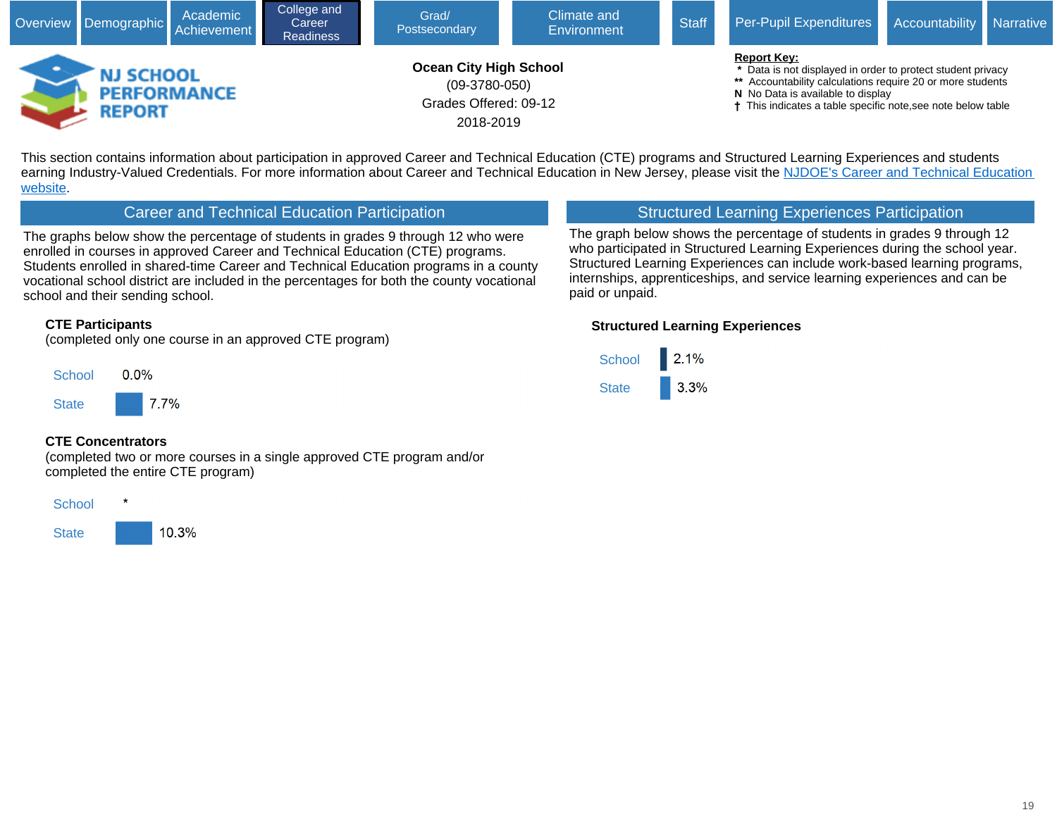Overview | Demographic | Academic Achievement | College and Career Readiness | Grad/ Postsecondary | Climate and Environment | Staff | Per-Pupil Expenditures | Accountability | Narrative

# NJ SCHOOL PERFORMANCE REPORT

**Ocean City High School**
(09-3780-050)
Grades Offered: 09-12
2018-2019

**Report Key:**
- * Data is not displayed in order to protect student privacy
- ** Accountability calculations require 20 or more students
- **N** No Data is available to display
- † This indicates a table specific note,see note below table

This section contains information about participation in approved Career and Technical Education (CTE) programs and Structured Learning Experiences and students earning Industry-Valued Credentials. For more information about Career and Technical Education in New Jersey, please visit the NJDOE's Career and Technical Education website.

## Career and Technical Education Participation

The graphs below show the percentage of students in grades 9 through 12 who were enrolled in courses in approved Career and Technical Education (CTE) programs. Students enrolled in shared-time Career and Technical Education programs in a county vocational school district are included in the percentages for both the county vocational school and their sending school.

**CTE Participants**
(completed only one course in an approved CTE program)

| | Percentage |
|---|---|
| School | 0.0% |
| State | 7.7% |

**CTE Concentrators**
(completed two or more courses in a single approved CTE program and/or completed the entire CTE program)

| | Percentage |
|---|---|
| School | * |
| State | 10.3% |

## Structured Learning Experiences Participation

The graph below shows the percentage of students in grades 9 through 12 who participated in Structured Learning Experiences during the school year. Structured Learning Experiences can include work-based learning programs, internships, apprenticeships, and service learning experiences and can be paid or unpaid.

**Structured Learning Experiences**

| | Percentage |
|---|---|
| School | 2.1% |
| State | 3.3% |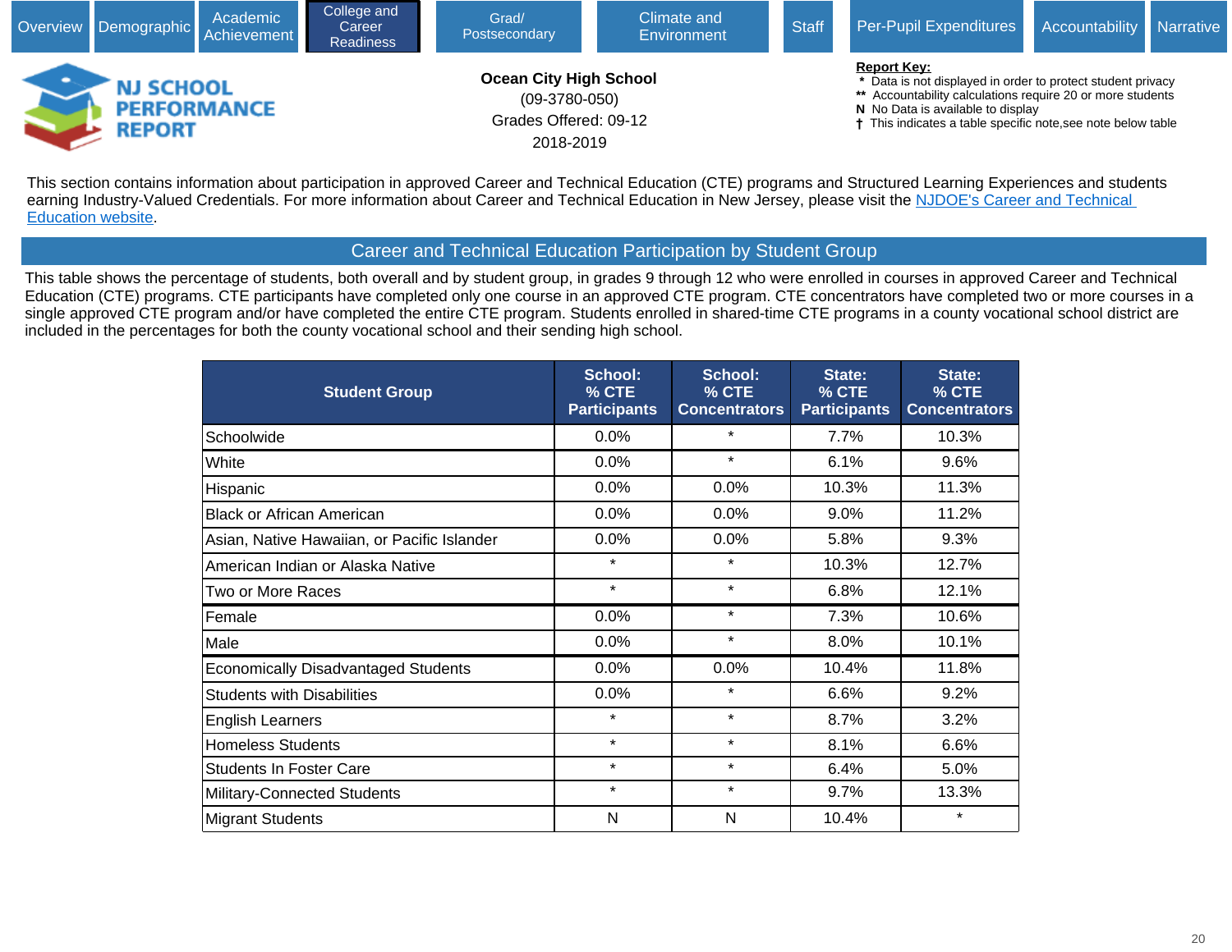Overview | Demographic | Academic Achievement | College and Career Readiness | Grad/ Postsecondary | Climate and Environment | Staff | Per-Pupil Expenditures | Accountability | Narrative

# NJ SCHOOL PERFORMANCE REPORT

**Ocean City High School**
(09-3780-050)
Grades Offered: 09-12
2018-2019

**Report Key:**
- \* Data is not displayed in order to protect student privacy
- \*\* Accountability calculations require 20 or more students
- N No Data is available to display
- † This indicates a table specific note,see note below table

This section contains information about participation in approved Career and Technical Education (CTE) programs and Structured Learning Experiences and students earning Industry-Valued Credentials. For more information about Career and Technical Education in New Jersey, please visit the NJDOE's Career and Technical Education website.

## Career and Technical Education Participation by Student Group

This table shows the percentage of students, both overall and by student group, in grades 9 through 12 who were enrolled in courses in approved Career and Technical Education (CTE) programs. CTE participants have completed only one course in an approved CTE program. CTE concentrators have completed two or more courses in a single approved CTE program and/or have completed the entire CTE program. Students enrolled in shared-time CTE programs in a county vocational school district are included in the percentages for both the county vocational school and their sending high school.

| Student Group | School: % CTE Participants | School: % CTE Concentrators | State: % CTE Participants | State: % CTE Concentrators |
|---|---|---|---|---|
| Schoolwide | 0.0% | * | 7.7% | 10.3% |
| White | 0.0% | * | 6.1% | 9.6% |
| Hispanic | 0.0% | 0.0% | 10.3% | 11.3% |
| Black or African American | 0.0% | 0.0% | 9.0% | 11.2% |
| Asian, Native Hawaiian, or Pacific Islander | 0.0% | 0.0% | 5.8% | 9.3% |
| American Indian or Alaska Native | * | * | 10.3% | 12.7% |
| Two or More Races | * | * | 6.8% | 12.1% |
| Female | 0.0% | * | 7.3% | 10.6% |
| Male | 0.0% | * | 8.0% | 10.1% |
| Economically Disadvantaged Students | 0.0% | 0.0% | 10.4% | 11.8% |
| Students with Disabilities | 0.0% | * | 6.6% | 9.2% |
| English Learners | * | * | 8.7% | 3.2% |
| Homeless Students | * | * | 8.1% | 6.6% |
| Students In Foster Care | * | * | 6.4% | 5.0% |
| Military-Connected Students | * | * | 9.7% | 13.3% |
| Migrant Students | N | N | 10.4% | * |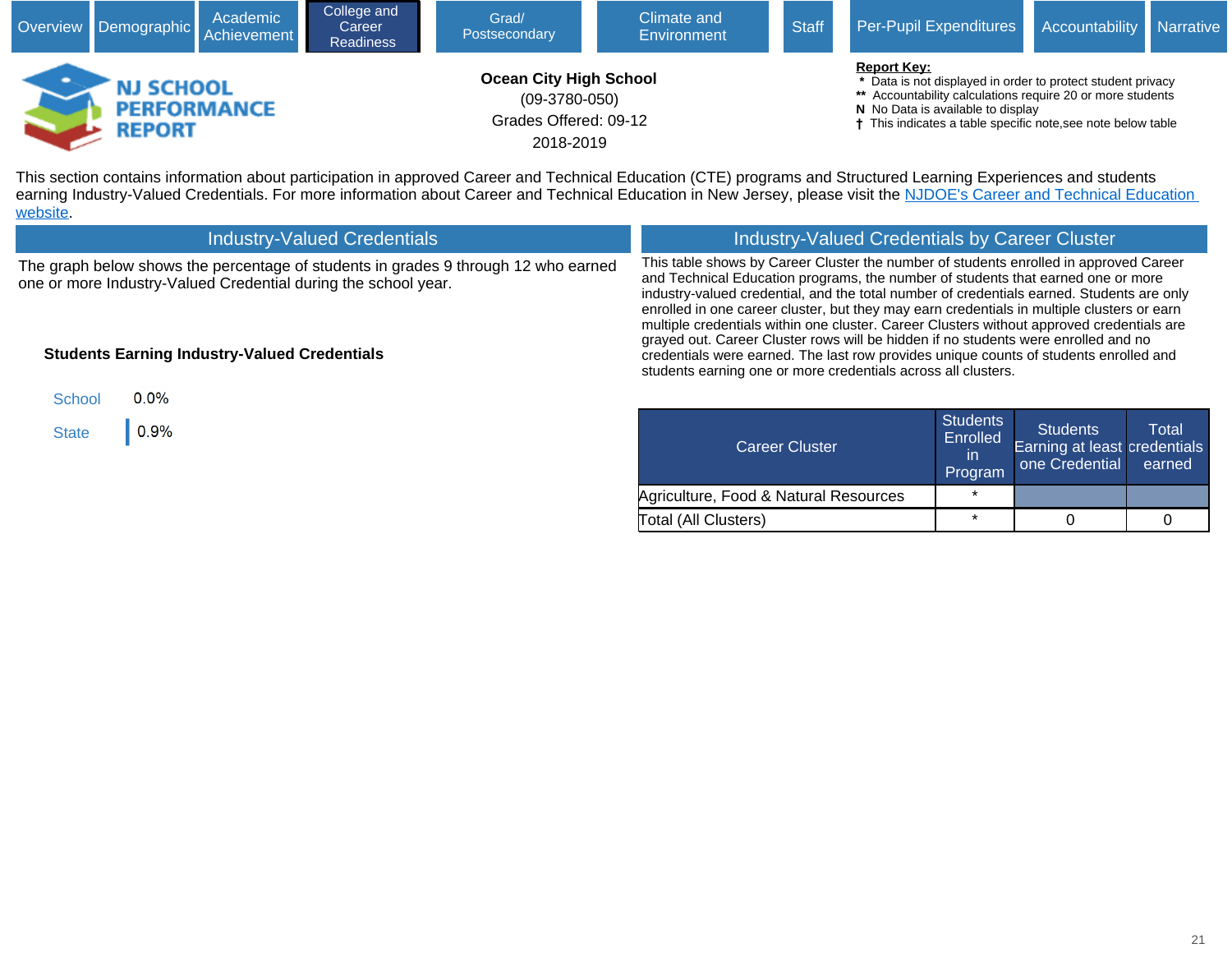Overview | Demographic | Academic Achievement | College and Career Readiness | Grad/ Postsecondary | Climate and Environment | Staff | Per-Pupil Expenditures | Accountability | Narrative

NJ SCHOOL PERFORMANCE REPORT

**Ocean City High School**
(09-3780-050)
Grades Offered: 09-12
2018-2019

**Report Key:**
- `*` Data is not displayed in order to protect student privacy
- `**` Accountability calculations require 20 or more students
- **N** No Data is available to display
- † This indicates a table specific note,see note below table

This section contains information about participation in approved Career and Technical Education (CTE) programs and Structured Learning Experiences and students earning Industry-Valued Credentials. For more information about Career and Technical Education in New Jersey, please visit the NJDOE's Career and Technical Education website.

## Industry-Valued Credentials

The graph below shows the percentage of students in grades 9 through 12 who earned one or more Industry-Valued Credential during the school year.

**Students Earning Industry-Valued Credentials**

| | |
|---|---|
| School | 0.0% |
| State | 0.9% |

## Industry-Valued Credentials by Career Cluster

This table shows by Career Cluster the number of students enrolled in approved Career and Technical Education programs, the number of students that earned one or more industry-valued credential, and the total number of credentials earned. Students are only enrolled in one career cluster, but they may earn credentials in multiple clusters or earn multiple credentials within one cluster. Career Clusters without approved credentials are grayed out. Career Cluster rows will be hidden if no students were enrolled and no credentials were earned. The last row provides unique counts of students enrolled and students earning one or more credentials across all clusters.

| Career Cluster | Students Enrolled in Program | Students Earning at least one Credential | Total credentials earned |
|---|---|---|---|
| Agriculture, Food & Natural Resources | * | | |
| Total (All Clusters) | * | 0 | 0 |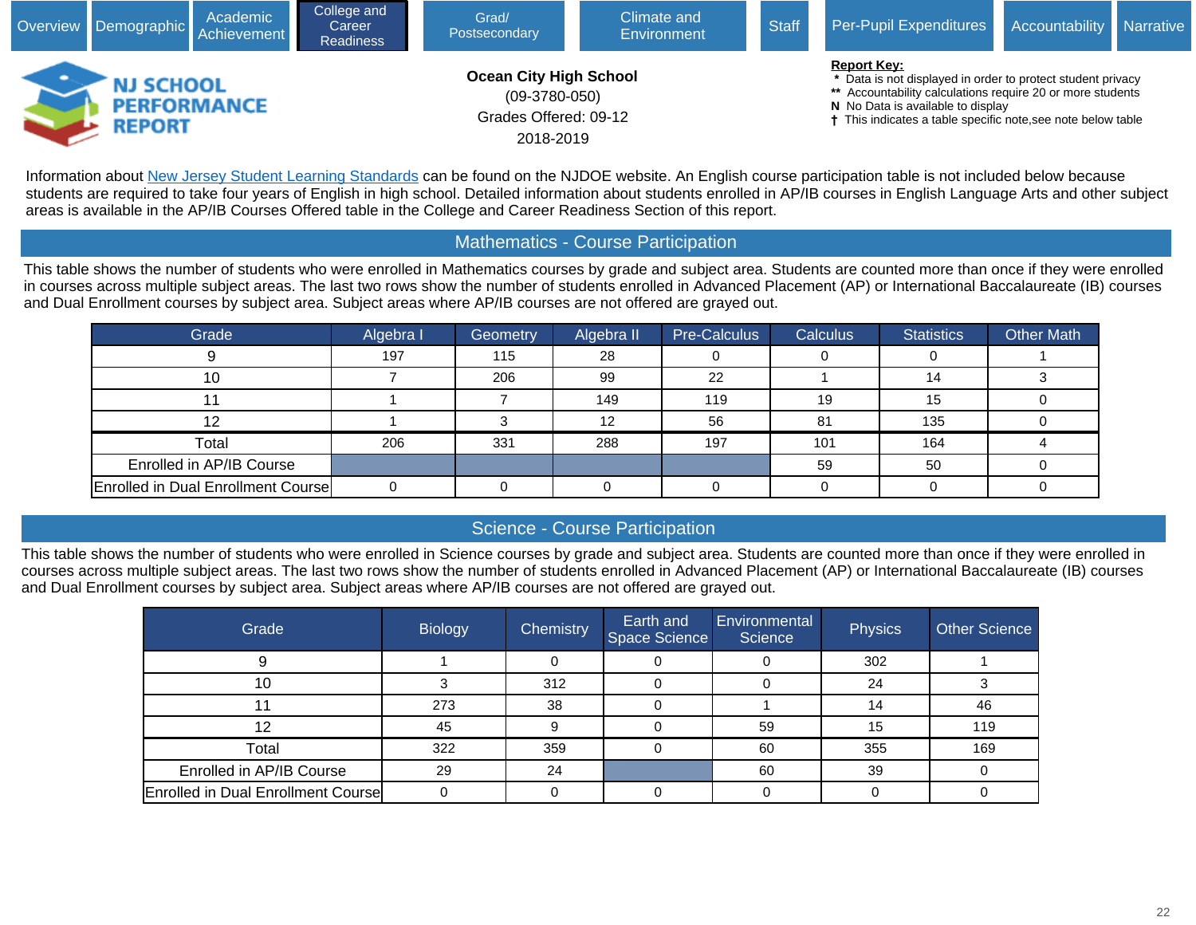Overview | Demographic | Academic Achievement | College and Career Readiness | Grad/ Postsecondary | Climate and Environment | Staff | Per-Pupil Expenditures | Accountability | Narrative

# NJ SCHOOL PERFORMANCE REPORT

**Ocean City High School**
(09-3780-050)
Grades Offered: 09-12
2018-2019

**Report Key:**
- \* Data is not displayed in order to protect student privacy
- \*\* Accountability calculations require 20 or more students
- **N** No Data is available to display
- † This indicates a table specific note,see note below table

Information about New Jersey Student Learning Standards can be found on the NJDOE website. An English course participation table is not included below because students are required to take four years of English in high school. Detailed information about students enrolled in AP/IB courses in English Language Arts and other subject areas is available in the AP/IB Courses Offered table in the College and Career Readiness Section of this report.

## Mathematics - Course Participation

This table shows the number of students who were enrolled in Mathematics courses by grade and subject area. Students are counted more than once if they were enrolled in courses across multiple subject areas. The last two rows show the number of students enrolled in Advanced Placement (AP) or International Baccalaureate (IB) courses and Dual Enrollment courses by subject area. Subject areas where AP/IB courses are not offered are grayed out.

| Grade | Algebra I | Geometry | Algebra II | Pre-Calculus | Calculus | Statistics | Other Math |
|---|---|---|---|---|---|---|---|
| 9 | 197 | 115 | 28 | 0 | 0 | 0 | 1 |
| 10 | 7 | 206 | 99 | 22 | 1 | 14 | 3 |
| 11 | 1 | 7 | 149 | 119 | 19 | 15 | 0 |
| 12 | 1 | 3 | 12 | 56 | 81 | 135 | 0 |
| Total | 206 | 331 | 288 | 197 | 101 | 164 | 4 |
| Enrolled in AP/IB Course | | | | | 59 | 50 | 0 |
| Enrolled in Dual Enrollment Course | 0 | 0 | 0 | 0 | 0 | 0 | 0 |

## Science - Course Participation

This table shows the number of students who were enrolled in Science courses by grade and subject area. Students are counted more than once if they were enrolled in courses across multiple subject areas. The last two rows show the number of students enrolled in Advanced Placement (AP) or International Baccalaureate (IB) courses and Dual Enrollment courses by subject area. Subject areas where AP/IB courses are not offered are grayed out.

| Grade | Biology | Chemistry | Earth and Space Science | Environmental Science | Physics | Other Science |
|---|---|---|---|---|---|---|
| 9 | 1 | 0 | 0 | 0 | 302 | 1 |
| 10 | 3 | 312 | 0 | 0 | 24 | 3 |
| 11 | 273 | 38 | 0 | 1 | 14 | 46 |
| 12 | 45 | 9 | 0 | 59 | 15 | 119 |
| Total | 322 | 359 | 0 | 60 | 355 | 169 |
| Enrolled in AP/IB Course | 29 | 24 | | 60 | 39 | 0 |
| Enrolled in Dual Enrollment Course | 0 | 0 | 0 | 0 | 0 | 0 |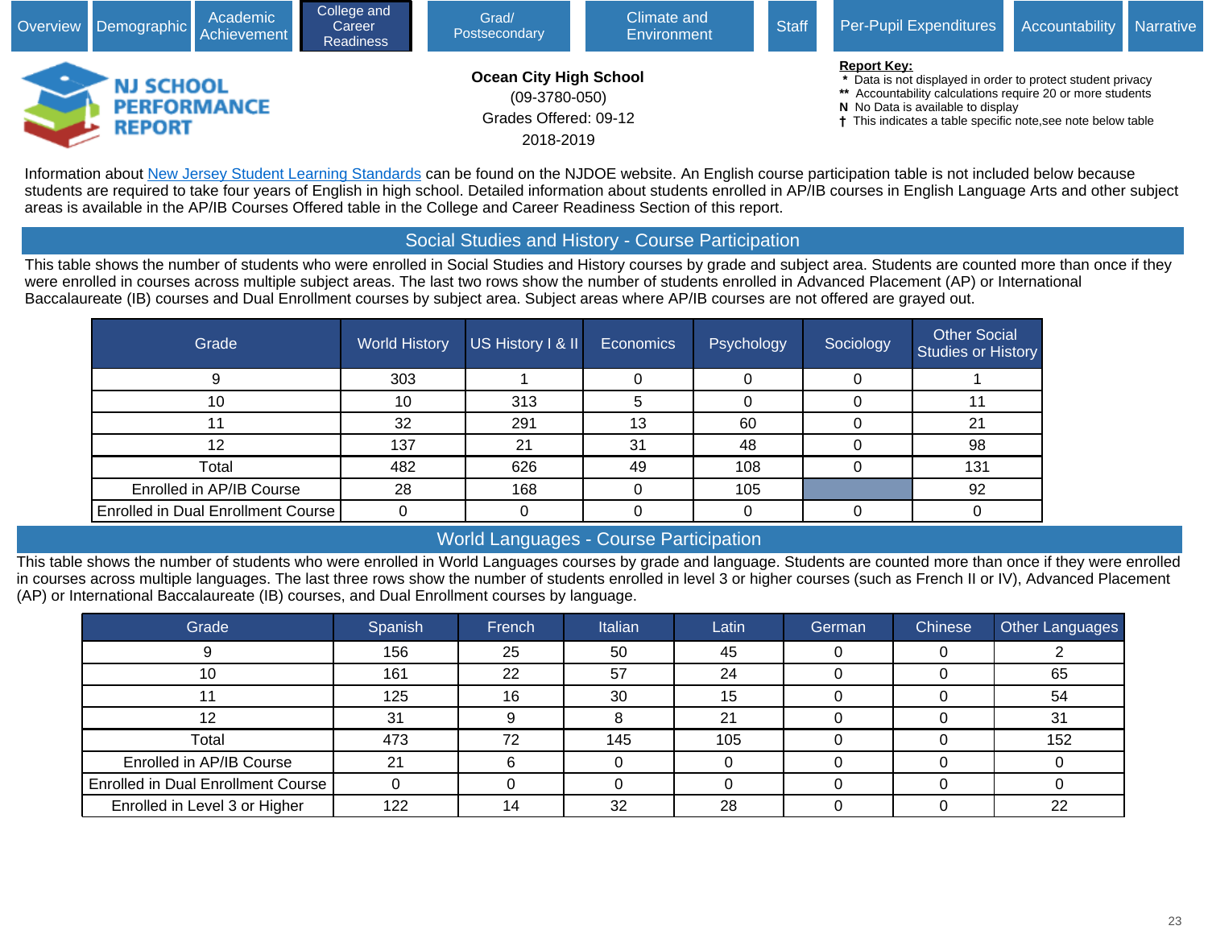Overview | Demographic | Academic Achievement | College and Career Readiness | Grad/ Postsecondary | Climate and Environment | Staff | Per-Pupil Expenditures | Accountability | Narrative

**NJ SCHOOL PERFORMANCE REPORT**

**Ocean City High School**
(09-3780-050)
Grades Offered: 09-12
2018-2019

**Report Key:**
\* Data is not displayed in order to protect student privacy
\*\* Accountability calculations require 20 or more students
**N** No Data is available to display
† This indicates a table specific note,see note below table

Information about New Jersey Student Learning Standards can be found on the NJDOE website. An English course participation table is not included below because students are required to take four years of English in high school. Detailed information about students enrolled in AP/IB courses in English Language Arts and other subject areas is available in the AP/IB Courses Offered table in the College and Career Readiness Section of this report.

## Social Studies and History - Course Participation

This table shows the number of students who were enrolled in Social Studies and History courses by grade and subject area. Students are counted more than once if they were enrolled in courses across multiple subject areas. The last two rows show the number of students enrolled in Advanced Placement (AP) or International Baccalaureate (IB) courses and Dual Enrollment courses by subject area. Subject areas where AP/IB courses are not offered are grayed out.

| Grade | World History | US History I & II | Economics | Psychology | Sociology | Other Social Studies or History |
|---|---|---|---|---|---|---|
| 9 | 303 | 1 | 0 | 0 | 0 | 1 |
| 10 | 10 | 313 | 5 | 0 | 0 | 11 |
| 11 | 32 | 291 | 13 | 60 | 0 | 21 |
| 12 | 137 | 21 | 31 | 48 | 0 | 98 |
| Total | 482 | 626 | 49 | 108 | 0 | 131 |
| Enrolled in AP/IB Course | 28 | 168 | 0 | 105 | | 92 |
| Enrolled in Dual Enrollment Course | 0 | 0 | 0 | 0 | 0 | 0 |

## World Languages - Course Participation

This table shows the number of students who were enrolled in World Languages courses by grade and language. Students are counted more than once if they were enrolled in courses across multiple languages. The last three rows show the number of students enrolled in level 3 or higher courses (such as French II or IV), Advanced Placement (AP) or International Baccalaureate (IB) courses, and Dual Enrollment courses by language.

| Grade | Spanish | French | Italian | Latin | German | Chinese | Other Languages |
|---|---|---|---|---|---|---|---|
| 9 | 156 | 25 | 50 | 45 | 0 | 0 | 2 |
| 10 | 161 | 22 | 57 | 24 | 0 | 0 | 65 |
| 11 | 125 | 16 | 30 | 15 | 0 | 0 | 54 |
| 12 | 31 | 9 | 8 | 21 | 0 | 0 | 31 |
| Total | 473 | 72 | 145 | 105 | 0 | 0 | 152 |
| Enrolled in AP/IB Course | 21 | 6 | 0 | 0 | 0 | 0 | 0 |
| Enrolled in Dual Enrollment Course | 0 | 0 | 0 | 0 | 0 | 0 | 0 |
| Enrolled in Level 3 or Higher | 122 | 14 | 32 | 28 | 0 | 0 | 22 |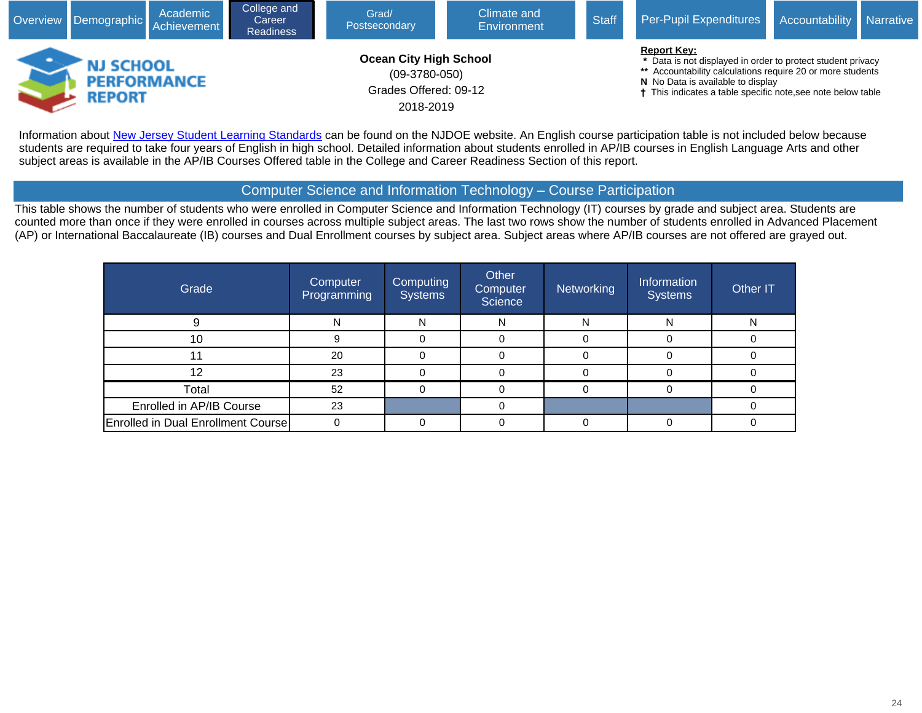Overview | Demographic | Academic Achievement | College and Career Readiness | Grad/ Postsecondary | Climate and Environment | Staff | Per-Pupil Expenditures | Accountability | Narrative

**NJ SCHOOL PERFORMANCE REPORT**

**Ocean City High School**
(09-3780-050)
Grades Offered: 09-12
2018-2019

**Report Key:**
\* Data is not displayed in order to protect student privacy
\*\* Accountability calculations require 20 or more students
**N** No Data is available to display
† This indicates a table specific note,see note below table

Information about New Jersey Student Learning Standards can be found on the NJDOE website. An English course participation table is not included below because students are required to take four years of English in high school. Detailed information about students enrolled in AP/IB courses in English Language Arts and other subject areas is available in the AP/IB Courses Offered table in the College and Career Readiness Section of this report.

## Computer Science and Information Technology – Course Participation

This table shows the number of students who were enrolled in Computer Science and Information Technology (IT) courses by grade and subject area. Students are counted more than once if they were enrolled in courses across multiple subject areas. The last two rows show the number of students enrolled in Advanced Placement (AP) or International Baccalaureate (IB) courses and Dual Enrollment courses by subject area. Subject areas where AP/IB courses are not offered are grayed out.

| Grade | Computer Programming | Computing Systems | Other Computer Science | Networking | Information Systems | Other IT |
|---|---|---|---|---|---|---|
| 9 | N | N | N | N | N | N |
| 10 | 9 | 0 | 0 | 0 | 0 | 0 |
| 11 | 20 | 0 | 0 | 0 | 0 | 0 |
| 12 | 23 | 0 | 0 | 0 | 0 | 0 |
| Total | 52 | 0 | 0 | 0 | 0 | 0 |
| Enrolled in AP/IB Course | 23 | | 0 | | | 0 |
| Enrolled in Dual Enrollment Course | 0 | 0 | 0 | 0 | 0 | 0 |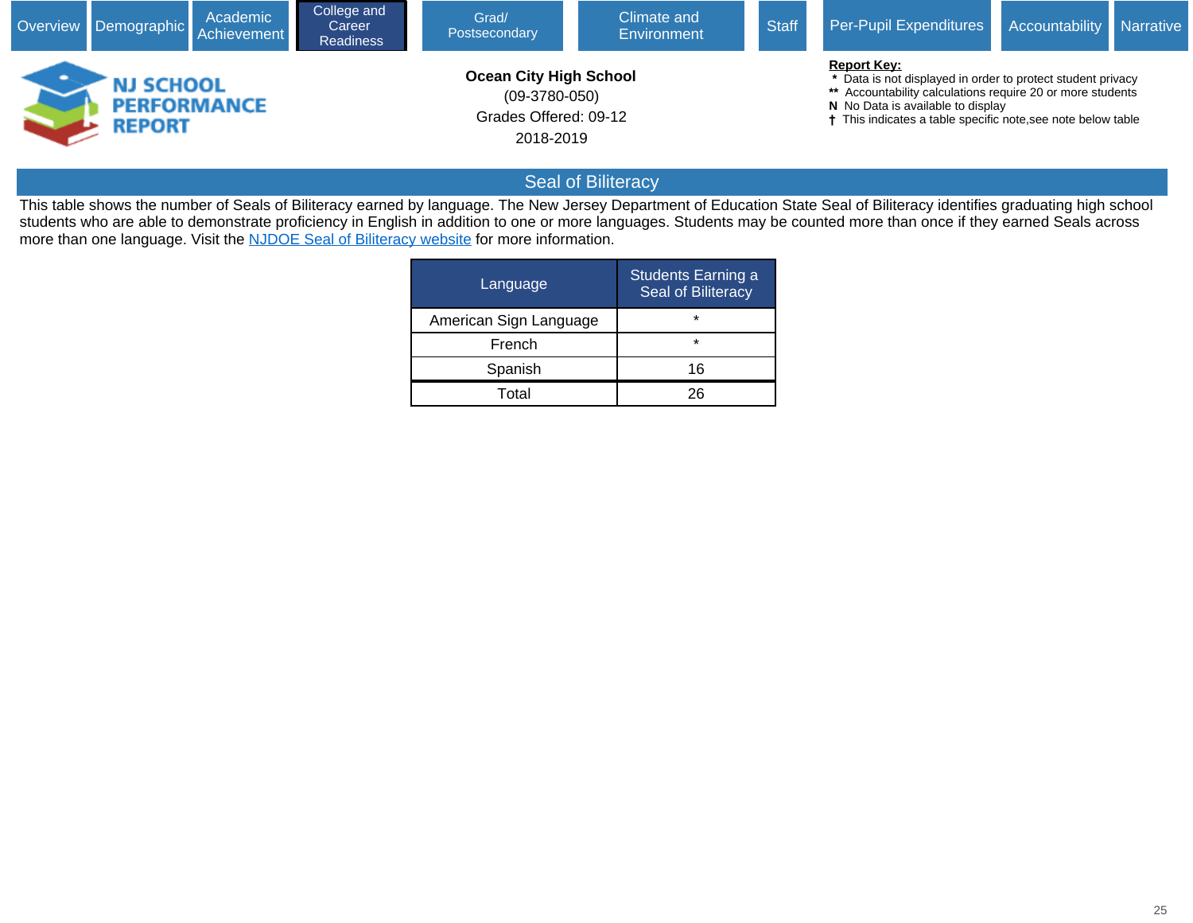Overview | Demographic | Academic Achievement | College and Career Readiness | Grad/ Postsecondary | Climate and Environment | Staff | Per-Pupil Expenditures | Accountability | Narrative

NJ SCHOOL PERFORMANCE REPORT

**Ocean City High School**
(09-3780-050)
Grades Offered: 09-12
2018-2019

**Report Key:**
- * Data is not displayed in order to protect student privacy
- ** Accountability calculations require 20 or more students
- **N** No Data is available to display
- † This indicates a table specific note,see note below table

## Seal of Biliteracy

This table shows the number of Seals of Biliteracy earned by language. The New Jersey Department of Education State Seal of Biliteracy identifies graduating high school students who are able to demonstrate proficiency in English in addition to one or more languages. Students may be counted more than once if they earned Seals across more than one language. Visit the NJDOE Seal of Biliteracy website for more information.

| Language | Students Earning a Seal of Biliteracy |
|---|---|
| American Sign Language | * |
| French | * |
| Spanish | 16 |
| Total | 26 |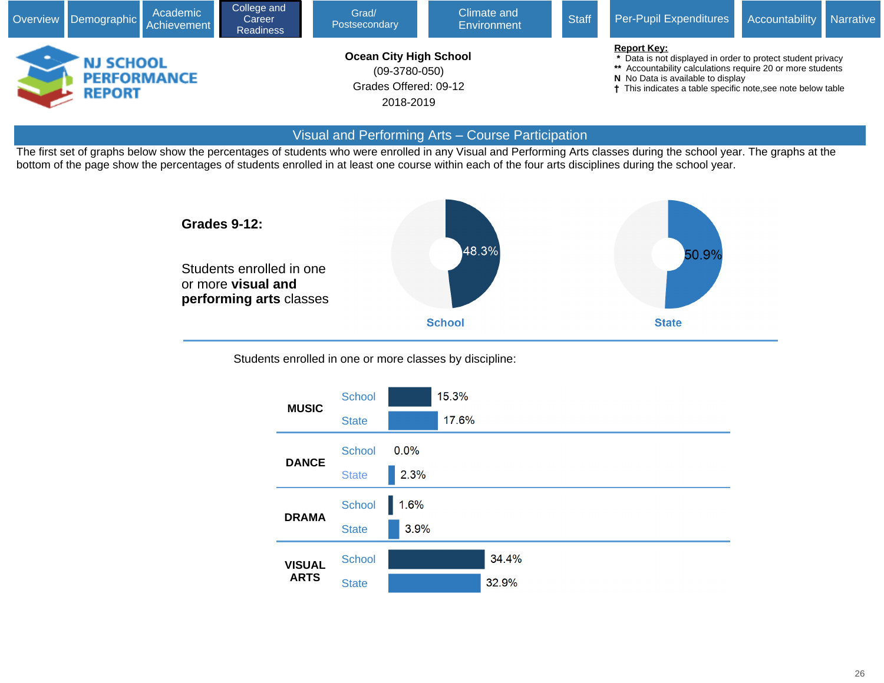Overview | Demographic | Academic Achievement | College and Career Readiness | Grad/ Postsecondary | Climate and Environment | Staff | Per-Pupil Expenditures | Accountability | Narrative

NJ SCHOOL PERFORMANCE REPORT

**Ocean City High School**
(09-3780-050)
Grades Offered: 09-12
2018-2019

**Report Key:**
* Data is not displayed in order to protect student privacy
** Accountability calculations require 20 or more students
**N** No Data is available to display
† This indicates a table specific note,see note below table

## Visual and Performing Arts – Course Participation

The first set of graphs below show the percentages of students who were enrolled in any Visual and Performing Arts classes during the school year. The graphs at the bottom of the page show the percentages of students enrolled in at least one course within each of the four arts disciplines during the school year.

**Grades 9-12:**

Students enrolled in one or more **visual and performing arts** classes

| | School | State |
|---|---|---|
| Students enrolled in one or more visual and performing arts classes | 48.3% | 50.9% |

Students enrolled in one or more classes by discipline:

| Discipline | | Percent |
|---|---|---|
| MUSIC | School | 15.3% |
| | State | 17.6% |
| DANCE | School | 0.0% |
| | State | 2.3% |
| DRAMA | School | 1.6% |
| | State | 3.9% |
| VISUAL ARTS | School | 34.4% |
| | State | 32.9% |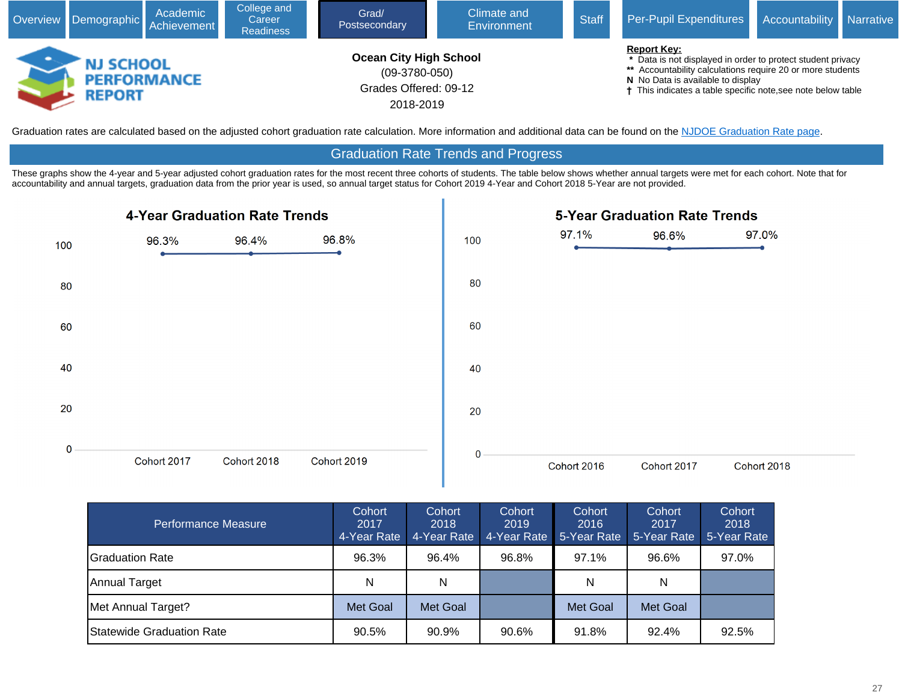Overview | Demographic | Academic Achievement | College and Career Readiness | Grad/ Postsecondary | Climate and Environment | Staff | Per-Pupil Expenditures | Accountability | Narrative

NJ SCHOOL PERFORMANCE REPORT

**Ocean City High School**
(09-3780-050)
Grades Offered: 09-12
2018-2019

**Report Key:**
- \* Data is not displayed in order to protect student privacy
- \*\* Accountability calculations require 20 or more students
- N No Data is available to display
- † This indicates a table specific note,see note below table

Graduation rates are calculated based on the adjusted cohort graduation rate calculation. More information and additional data can be found on the NJDOE Graduation Rate page.

## Graduation Rate Trends and Progress

These graphs show the 4-year and 5-year adjusted cohort graduation rates for the most recent three cohorts of students. The table below shows whether annual targets were met for each cohort. Note that for accountability and annual targets, graduation data from the prior year is used, so annual target status for Cohort 2019 4-Year and Cohort 2018 5-Year are not provided.

### 4-Year Graduation Rate Trends

| Cohort 2017 | Cohort 2018 | Cohort 2019 |
|---|---|---|
| 96.3% | 96.4% | 96.8% |

### 5-Year Graduation Rate Trends

| Cohort 2016 | Cohort 2017 | Cohort 2018 |
|---|---|---|
| 97.1% | 96.6% | 97.0% |

| Performance Measure | Cohort 2017 4-Year Rate | Cohort 2018 4-Year Rate | Cohort 2019 4-Year Rate | Cohort 2016 5-Year Rate | Cohort 2017 5-Year Rate | Cohort 2018 5-Year Rate |
|---|---|---|---|---|---|---|
| Graduation Rate | 96.3% | 96.4% | 96.8% | 97.1% | 96.6% | 97.0% |
| Annual Target | N | N | | N | N | |
| Met Annual Target? | Met Goal | Met Goal | | Met Goal | Met Goal | |
| Statewide Graduation Rate | 90.5% | 90.9% | 90.6% | 91.8% | 92.4% | 92.5% |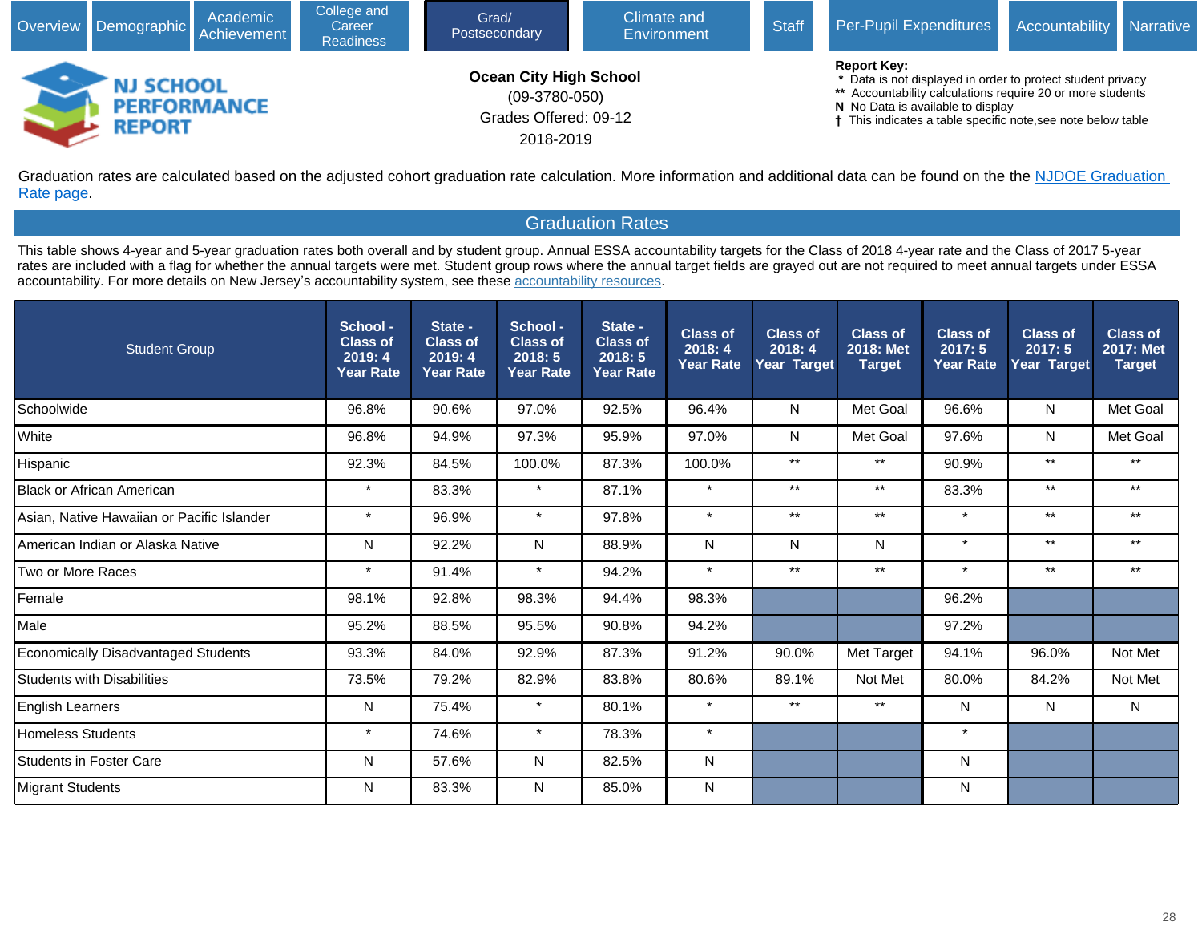Overview | Demographic | Academic Achievement | College and Career Readiness | Grad/ Postsecondary | Climate and Environment | Staff | Per-Pupil Expenditures | Accountability | Narrative

NJ SCHOOL PERFORMANCE REPORT

**Ocean City High School**
(09-3780-050)
Grades Offered: 09-12
2018-2019

**Report Key:**
- * Data is not displayed in order to protect student privacy
- ** Accountability calculations require 20 or more students
- N No Data is available to display
- † This indicates a table specific note,see note below table

Graduation rates are calculated based on the adjusted cohort graduation rate calculation. More information and additional data can be found on the the NJDOE Graduation Rate page.

## Graduation Rates

This table shows 4-year and 5-year graduation rates both overall and by student group. Annual ESSA accountability targets for the Class of 2018 4-year rate and the Class of 2017 5-year rates are included with a flag for whether the annual targets were met. Student group rows where the annual target fields are grayed out are not required to meet annual targets under ESSA accountability. For more details on New Jersey's accountability system, see these accountability resources.

| Student Group | School - Class of 2019: 4 Year Rate | State - Class of 2019: 4 Year Rate | School - Class of 2018: 5 Year Rate | State - Class of 2018: 5 Year Rate | Class of 2018: 4 Year Rate | Class of 2018: 4 Year Target | Class of 2018: Met Target | Class of 2017: 5 Year Rate | Class of 2017: 5 Year Target | Class of 2017: Met Target |
|---|---|---|---|---|---|---|---|---|---|---|
| Schoolwide | 96.8% | 90.6% | 97.0% | 92.5% | 96.4% | N | Met Goal | 96.6% | N | Met Goal |
| White | 96.8% | 94.9% | 97.3% | 95.9% | 97.0% | N | Met Goal | 97.6% | N | Met Goal |
| Hispanic | 92.3% | 84.5% | 100.0% | 87.3% | 100.0% | ** | ** | 90.9% | ** | ** |
| Black or African American | * | 83.3% | * | 87.1% | * | ** | ** | 83.3% | ** | ** |
| Asian, Native Hawaiian or Pacific Islander | * | 96.9% | * | 97.8% | * | ** | ** | * | ** | ** |
| American Indian or Alaska Native | N | 92.2% | N | 88.9% | N | N | N | * | ** | ** |
| Two or More Races | * | 91.4% | * | 94.2% | * | ** | ** | * | ** | ** |
| Female | 98.1% | 92.8% | 98.3% | 94.4% | 98.3% | | | 96.2% | | |
| Male | 95.2% | 88.5% | 95.5% | 90.8% | 94.2% | | | 97.2% | | |
| Economically Disadvantaged Students | 93.3% | 84.0% | 92.9% | 87.3% | 91.2% | 90.0% | Met Target | 94.1% | 96.0% | Not Met |
| Students with Disabilities | 73.5% | 79.2% | 82.9% | 83.8% | 80.6% | 89.1% | Not Met | 80.0% | 84.2% | Not Met |
| English Learners | N | 75.4% | * | 80.1% | * | ** | ** | N | N | N |
| Homeless Students | * | 74.6% | * | 78.3% | * | | | * | | |
| Students in Foster Care | N | 57.6% | N | 82.5% | N | | | N | | |
| Migrant Students | N | 83.3% | N | 85.0% | N | | | N | | |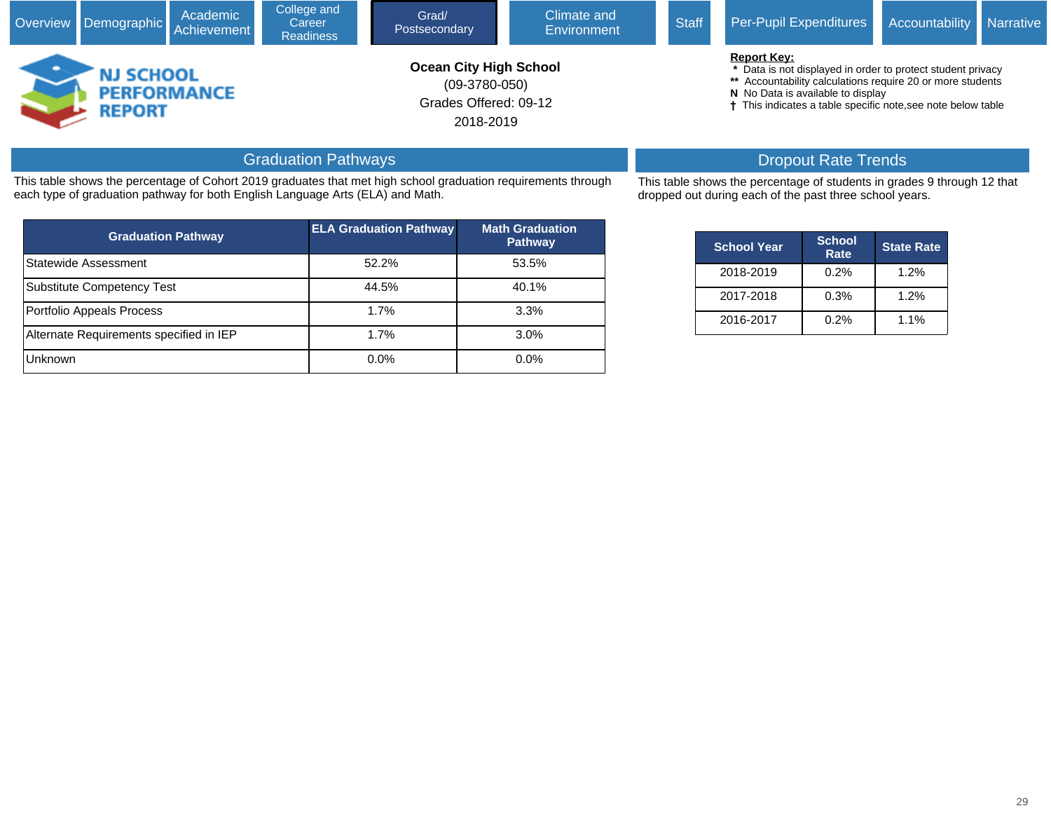Overview | Demographic | Academic Achievement | College and Career Readiness | Grad/ Postsecondary | Climate and Environment | Staff | Per-Pupil Expenditures | Accountability | Narrative

**NJ SCHOOL PERFORMANCE REPORT**

**Ocean City High School**
(09-3780-050)
Grades Offered: 09-12
2018-2019

**Report Key:**
* Data is not displayed in order to protect student privacy
** Accountability calculations require 20 or more students
**N** No Data is available to display
† This indicates a table specific note,see note below table

## Graduation Pathways

This table shows the percentage of Cohort 2019 graduates that met high school graduation requirements through each type of graduation pathway for both English Language Arts (ELA) and Math.

| Graduation Pathway | ELA Graduation Pathway | Math Graduation Pathway |
|---|---|---|
| Statewide Assessment | 52.2% | 53.5% |
| Substitute Competency Test | 44.5% | 40.1% |
| Portfolio Appeals Process | 1.7% | 3.3% |
| Alternate Requirements specified in IEP | 1.7% | 3.0% |
| Unknown | 0.0% | 0.0% |

## Dropout Rate Trends

This table shows the percentage of students in grades 9 through 12 that dropped out during each of the past three school years.

| School Year | School Rate | State Rate |
|---|---|---|
| 2018-2019 | 0.2% | 1.2% |
| 2017-2018 | 0.3% | 1.2% |
| 2016-2017 | 0.2% | 1.1% |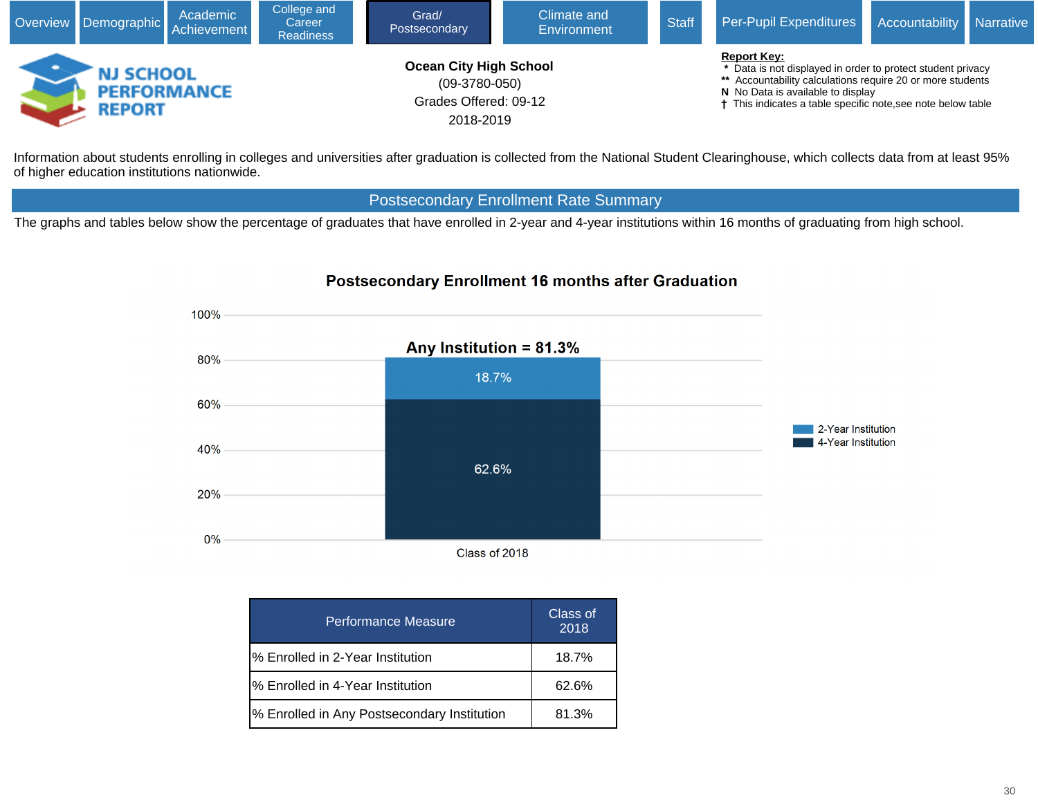Overview | Demographic | Academic Achievement | College and Career Readiness | Grad/ Postsecondary | Climate and Environment | Staff | Per-Pupil Expenditures | Accountability | Narrative

**NJ SCHOOL PERFORMANCE REPORT**

**Ocean City High School**
(09-3780-050)
Grades Offered: 09-12
2018-2019

**Report Key:**
- \* Data is not displayed in order to protect student privacy
- \*\* Accountability calculations require 20 or more students
- N No Data is available to display
- † This indicates a table specific note,see note below table

Information about students enrolling in colleges and universities after graduation is collected from the National Student Clearinghouse, which collects data from at least 95% of higher education institutions nationwide.

## Postsecondary Enrollment Rate Summary

The graphs and tables below show the percentage of graduates that have enrolled in 2-year and 4-year institutions within 16 months of graduating from high school.

### Postsecondary Enrollment 16 months after Graduation

Any Institution = 81.3%

| | Class of 2018 |
|---|---|
| 2-Year Institution | 18.7% |
| 4-Year Institution | 62.6% |

| Performance Measure | Class of 2018 |
|---|---|
| % Enrolled in 2-Year Institution | 18.7% |
| % Enrolled in 4-Year Institution | 62.6% |
| % Enrolled in Any Postsecondary Institution | 81.3% |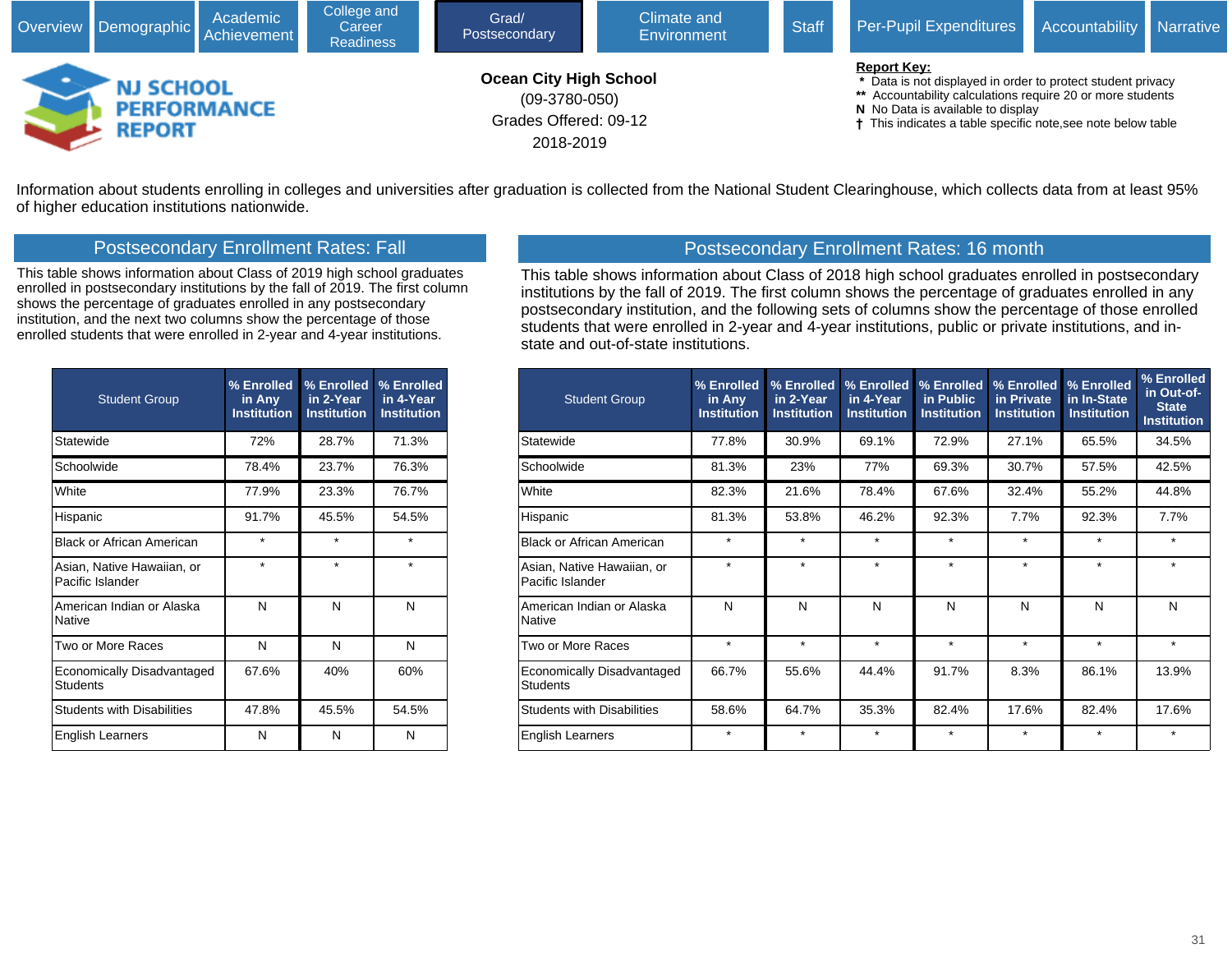Overview | Demographic | Academic Achievement | College and Career Readiness | Grad/ Postsecondary | Climate and Environment | Staff | Per-Pupil Expenditures | Accountability | Narrative

**NJ SCHOOL PERFORMANCE REPORT**

**Ocean City High School**
(09-3780-050)
Grades Offered: 09-12
2018-2019

**Report Key:**
- * Data is not displayed in order to protect student privacy
- ** Accountability calculations require 20 or more students
- N No Data is available to display
- † This indicates a table specific note,see note below table

Information about students enrolling in colleges and universities after graduation is collected from the National Student Clearinghouse, which collects data from at least 95% of higher education institutions nationwide.

## Postsecondary Enrollment Rates: Fall

This table shows information about Class of 2019 high school graduates enrolled in postsecondary institutions by the fall of 2019. The first column shows the percentage of graduates enrolled in any postsecondary institution, and the next two columns show the percentage of those enrolled students that were enrolled in 2-year and 4-year institutions.

| Student Group | % Enrolled in Any Institution | % Enrolled in 2-Year Institution | % Enrolled in 4-Year Institution |
|---|---|---|---|
| Statewide | 72% | 28.7% | 71.3% |
| Schoolwide | 78.4% | 23.7% | 76.3% |
| White | 77.9% | 23.3% | 76.7% |
| Hispanic | 91.7% | 45.5% | 54.5% |
| Black or African American | * | * | * |
| Asian, Native Hawaiian, or Pacific Islander | * | * | * |
| American Indian or Alaska Native | N | N | N |
| Two or More Races | N | N | N |
| Economically Disadvantaged Students | 67.6% | 40% | 60% |
| Students with Disabilities | 47.8% | 45.5% | 54.5% |
| English Learners | N | N | N |

## Postsecondary Enrollment Rates: 16 month

This table shows information about Class of 2018 high school graduates enrolled in postsecondary institutions by the fall of 2019. The first column shows the percentage of graduates enrolled in any postsecondary institution, and the following sets of columns show the percentage of those enrolled students that were enrolled in 2-year and 4-year institutions, public or private institutions, and in-state and out-of-state institutions.

| Student Group | % Enrolled in Any Institution | % Enrolled in 2-Year Institution | % Enrolled in 4-Year Institution | % Enrolled in Public Institution | % Enrolled in Private Institution | % Enrolled in In-State Institution | % Enrolled in Out-of-State Institution |
|---|---|---|---|---|---|---|---|
| Statewide | 77.8% | 30.9% | 69.1% | 72.9% | 27.1% | 65.5% | 34.5% |
| Schoolwide | 81.3% | 23% | 77% | 69.3% | 30.7% | 57.5% | 42.5% |
| White | 82.3% | 21.6% | 78.4% | 67.6% | 32.4% | 55.2% | 44.8% |
| Hispanic | 81.3% | 53.8% | 46.2% | 92.3% | 7.7% | 92.3% | 7.7% |
| Black or African American | * | * | * | * | * | * | * |
| Asian, Native Hawaiian, or Pacific Islander | * | * | * | * | * | * | * |
| American Indian or Alaska Native | N | N | N | N | N | N | N |
| Two or More Races | * | * | * | * | * | * | * |
| Economically Disadvantaged Students | 66.7% | 55.6% | 44.4% | 91.7% | 8.3% | 86.1% | 13.9% |
| Students with Disabilities | 58.6% | 64.7% | 35.3% | 82.4% | 17.6% | 82.4% | 17.6% |
| English Learners | * | * | * | * | * | * | * |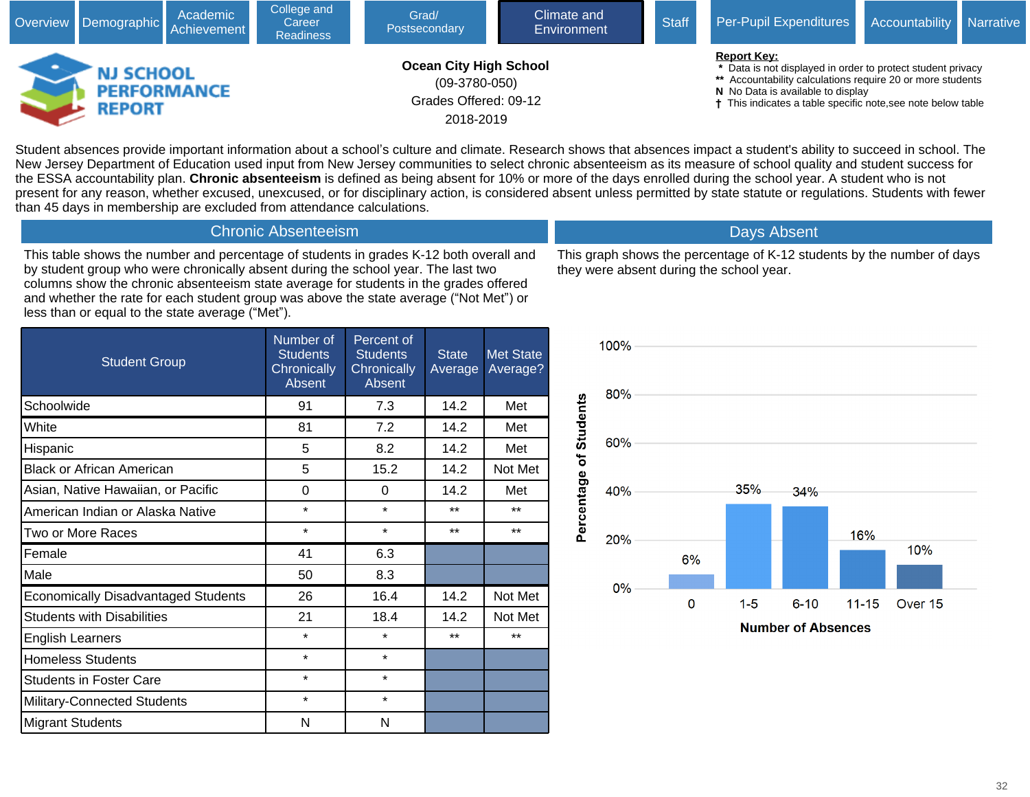Overview | Demographic | Academic Achievement | College and Career Readiness | Grad/ Postsecondary | Climate and Environment | Staff | Per-Pupil Expenditures | Accountability | Narrative

**NJ SCHOOL PERFORMANCE REPORT**

**Ocean City High School**
(09-3780-050)
Grades Offered: 09-12
2018-2019

**Report Key:**
\* Data is not displayed in order to protect student privacy
\*\* Accountability calculations require 20 or more students
N No Data is available to display
† This indicates a table specific note,see note below table

Student absences provide important information about a school's culture and climate. Research shows that absences impact a student's ability to succeed in school. The New Jersey Department of Education used input from New Jersey communities to select chronic absenteeism as its measure of school quality and student success for the ESSA accountability plan. **Chronic absenteeism** is defined as being absent for 10% or more of the days enrolled during the school year. A student who is not present for any reason, whether excused, unexcused, or for disciplinary action, is considered absent unless permitted by state statute or regulations. Students with fewer than 45 days in membership are excluded from attendance calculations.

## Chronic Absenteeism

This table shows the number and percentage of students in grades K-12 both overall and by student group who were chronically absent during the school year. The last two columns show the chronic absenteeism state average for students in the grades offered and whether the rate for each student group was above the state average ("Not Met") or less than or equal to the state average ("Met").

| Student Group | Number of Students Chronically Absent | Percent of Students Chronically Absent | State Average | Met State Average? |
|---|---|---|---|---|
| Schoolwide | 91 | 7.3 | 14.2 | Met |
| White | 81 | 7.2 | 14.2 | Met |
| Hispanic | 5 | 8.2 | 14.2 | Met |
| Black or African American | 5 | 15.2 | 14.2 | Not Met |
| Asian, Native Hawaiian, or Pacific | 0 | 0 | 14.2 | Met |
| American Indian or Alaska Native | * | * | ** | ** |
| Two or More Races | * | * | ** | ** |
| Female | 41 | 6.3 | | |
| Male | 50 | 8.3 | | |
| Economically Disadvantaged Students | 26 | 16.4 | 14.2 | Not Met |
| Students with Disabilities | 21 | 18.4 | 14.2 | Not Met |
| English Learners | * | * | ** | ** |
| Homeless Students | * | * | | |
| Students in Foster Care | * | * | | |
| Military-Connected Students | * | * | | |
| Migrant Students | N | N | | |

## Days Absent

This graph shows the percentage of K-12 students by the number of days they were absent during the school year.

| Number of Absences | Percentage of Students |
|---|---|
| 0 | 6% |
| 1-5 | 35% |
| 6-10 | 34% |
| 11-15 | 16% |
| Over 15 | 10% |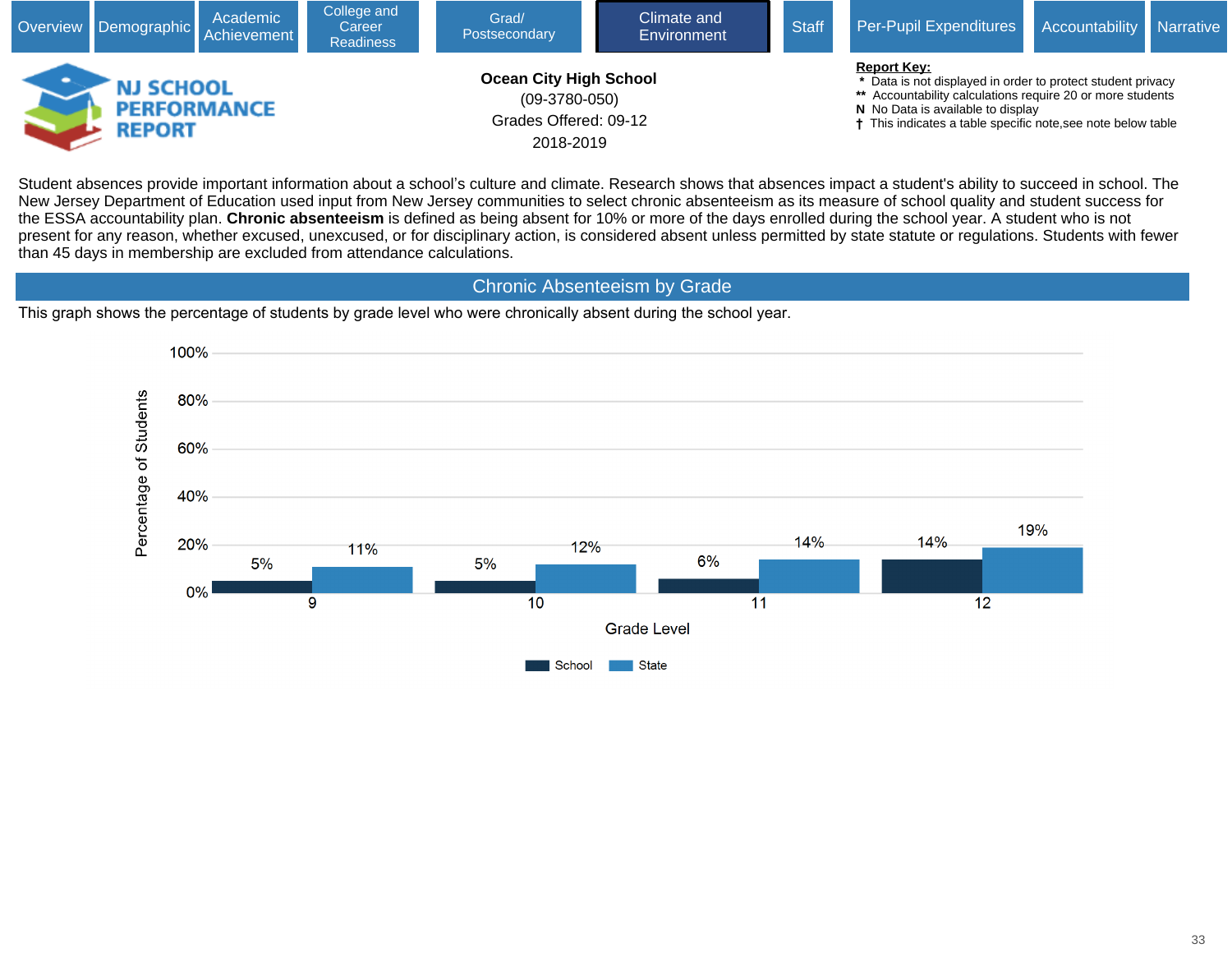Overview | Demographic | Academic Achievement | College and Career Readiness | Grad/ Postsecondary | Climate and Environment | Staff | Per-Pupil Expenditures | Accountability | Narrative

**NJ SCHOOL PERFORMANCE REPORT**

**Ocean City High School**
(09-3780-050)
Grades Offered: 09-12
2018-2019

**Report Key:**
- \* Data is not displayed in order to protect student privacy
- \*\* Accountability calculations require 20 or more students
- **N** No Data is available to display
- † This indicates a table specific note,see note below table

Student absences provide important information about a school's culture and climate. Research shows that absences impact a student's ability to succeed in school. The New Jersey Department of Education used input from New Jersey communities to select chronic absenteeism as its measure of school quality and student success for the ESSA accountability plan. **Chronic absenteeism** is defined as being absent for 10% or more of the days enrolled during the school year. A student who is not present for any reason, whether excused, unexcused, or for disciplinary action, is considered absent unless permitted by state statute or regulations. Students with fewer than 45 days in membership are excluded from attendance calculations.

## Chronic Absenteeism by Grade

This graph shows the percentage of students by grade level who were chronically absent during the school year.

| Grade Level | School | State |
|---|---|---|
| 9 | 5% | 11% |
| 10 | 5% | 12% |
| 11 | 6% | 14% |
| 12 | 14% | 19% |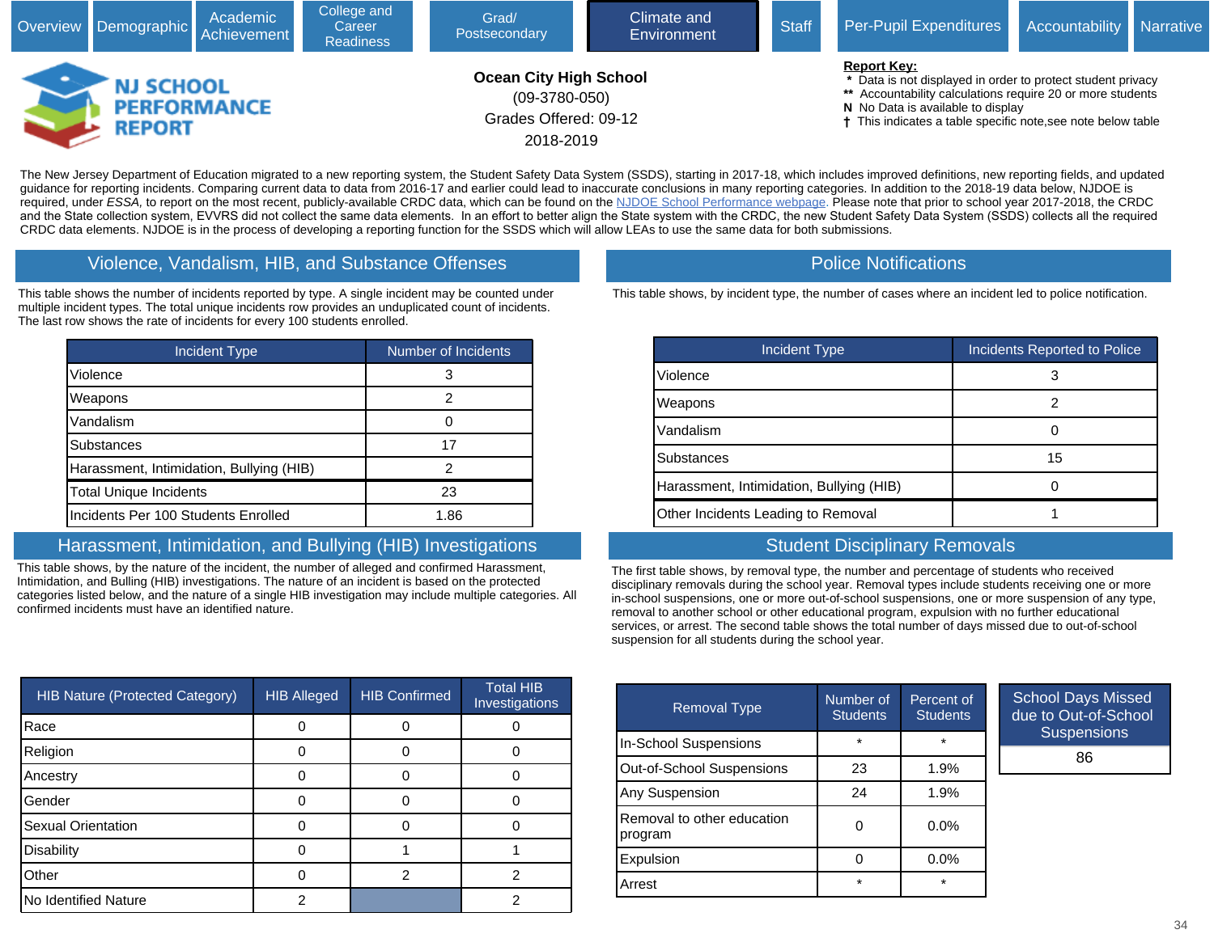Overview | Demographic | Academic Achievement | College and Career Readiness | Grad/ Postsecondary | Climate and Environment | Staff | Per-Pupil Expenditures | Accountability | Narrative

NJ SCHOOL PERFORMANCE REPORT

**Ocean City High School**
(09-3780-050)
Grades Offered: 09-12
2018-2019

**Report Key:**
- `*` Data is not displayed in order to protect student privacy
- `**` Accountability calculations require 20 or more students
- **N** No Data is available to display
- † This indicates a table specific note,see note below table

The New Jersey Department of Education migrated to a new reporting system, the Student Safety Data System (SSDS), starting in 2017-18, which includes improved definitions, new reporting fields, and updated guidance for reporting incidents. Comparing current data to data from 2016-17 and earlier could lead to inaccurate conclusions in many reporting categories. In addition to the 2018-19 data below, NJDOE is required, under *ESSA,* to report on the most recent, publicly-available CRDC data, which can be found on the NJDOE School Performance webpage. Please note that prior to school year 2017-2018, the CRDC and the State collection system, EVVRS did not collect the same data elements. In an effort to better align the State system with the CRDC, the new Student Safety Data System (SSDS) collects all the required CRDC data elements. NJDOE is in the process of developing a reporting function for the SSDS which will allow LEAs to use the same data for both submissions.

## Violence, Vandalism, HIB, and Substance Offenses

This table shows the number of incidents reported by type. A single incident may be counted under multiple incident types. The total unique incidents row provides an unduplicated count of incidents. The last row shows the rate of incidents for every 100 students enrolled.

| Incident Type | Number of Incidents |
|---|---|
| Violence | 3 |
| Weapons | 2 |
| Vandalism | 0 |
| Substances | 17 |
| Harassment, Intimidation, Bullying (HIB) | 2 |
| Total Unique Incidents | 23 |
| Incidents Per 100 Students Enrolled | 1.86 |

## Police Notifications

This table shows, by incident type, the number of cases where an incident led to police notification.

| Incident Type | Incidents Reported to Police |
|---|---|
| Violence | 3 |
| Weapons | 2 |
| Vandalism | 0 |
| Substances | 15 |
| Harassment, Intimidation, Bullying (HIB) | 0 |
| Other Incidents Leading to Removal | 1 |

## Harassment, Intimidation, and Bullying (HIB) Investigations

This table shows, by the nature of the incident, the number of alleged and confirmed Harassment, Intimidation, and Bulling (HIB) investigations. The nature of an incident is based on the protected categories listed below, and the nature of a single HIB investigation may include multiple categories. All confirmed incidents must have an identified nature.

| HIB Nature (Protected Category) | HIB Alleged | HIB Confirmed | Total HIB Investigations |
|---|---|---|---|
| Race | 0 | 0 | 0 |
| Religion | 0 | 0 | 0 |
| Ancestry | 0 | 0 | 0 |
| Gender | 0 | 0 | 0 |
| Sexual Orientation | 0 | 0 | 0 |
| Disability | 0 | 1 | 1 |
| Other | 0 | 2 | 2 |
| No Identified Nature | 2 | | 2 |

## Student Disciplinary Removals

The first table shows, by removal type, the number and percentage of students who received disciplinary removals during the school year. Removal types include students receiving one or more in-school suspensions, one or more out-of-school suspensions, one or more suspension of any type, removal to another school or other educational program, expulsion with no further educational services, or arrest. The second table shows the total number of days missed due to out-of-school suspension for all students during the school year.

| Removal Type | Number of Students | Percent of Students |
|---|---|---|
| In-School Suspensions | * | * |
| Out-of-School Suspensions | 23 | 1.9% |
| Any Suspension | 24 | 1.9% |
| Removal to other education program | 0 | 0.0% |
| Expulsion | 0 | 0.0% |
| Arrest | * | * |

| School Days Missed due to Out-of-School Suspensions |
|---|
| 86 |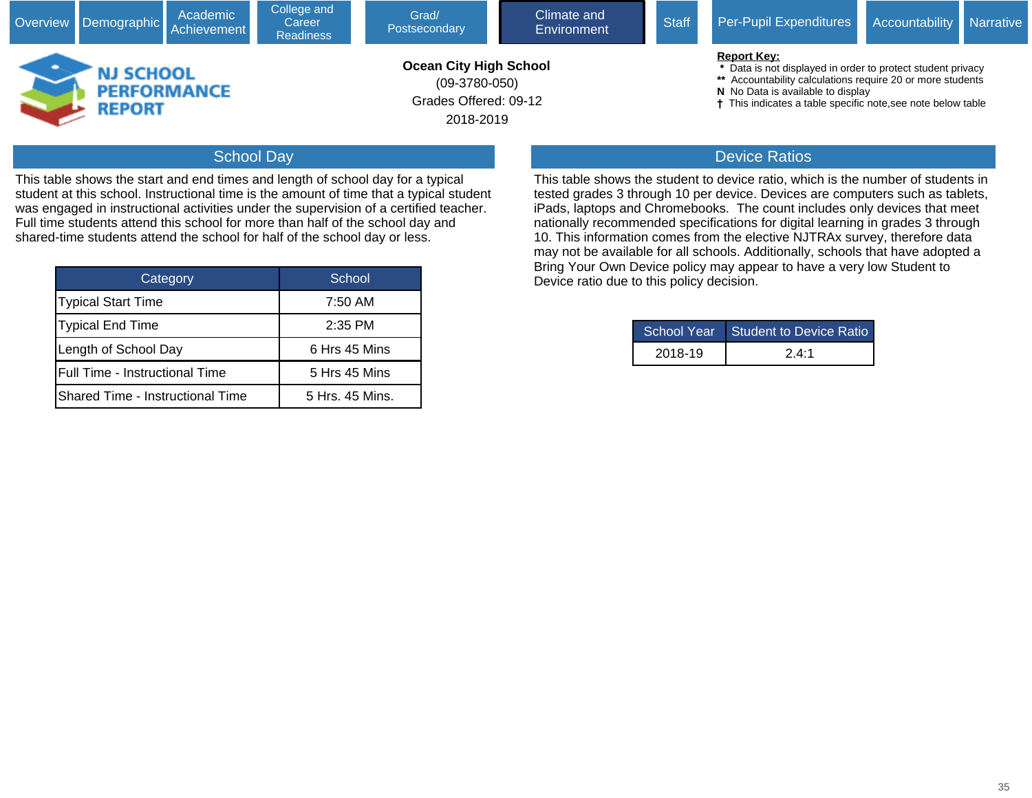Overview | Demographic | Academic Achievement | College and Career Readiness | Grad/ Postsecondary | Climate and Environment | Staff | Per-Pupil Expenditures | Accountability | Narrative

NJ SCHOOL PERFORMANCE REPORT

**Ocean City High School**
(09-3780-050)
Grades Offered: 09-12
2018-2019

**Report Key:**
- \* Data is not displayed in order to protect student privacy
- \*\* Accountability calculations require 20 or more students
- **N** No Data is available to display
- † This indicates a table specific note,see note below table

## School Day

This table shows the start and end times and length of school day for a typical student at this school. Instructional time is the amount of time that a typical student was engaged in instructional activities under the supervision of a certified teacher. Full time students attend this school for more than half of the school day and shared-time students attend the school for half of the school day or less.

| Category | School |
|---|---|
| Typical Start Time | 7:50 AM |
| Typical End Time | 2:35 PM |
| Length of School Day | 6 Hrs 45 Mins |
| Full Time - Instructional Time | 5 Hrs 45 Mins |
| Shared Time - Instructional Time | 5 Hrs. 45 Mins. |

## Device Ratios

This table shows the student to device ratio, which is the number of students in tested grades 3 through 10 per device. Devices are computers such as tablets, iPads, laptops and Chromebooks. The count includes only devices that meet nationally recommended specifications for digital learning in grades 3 through 10. This information comes from the elective NJTRAx survey, therefore data may not be available for all schools. Additionally, schools that have adopted a Bring Your Own Device policy may appear to have a very low Student to Device ratio due to this policy decision.

| School Year | Student to Device Ratio |
|---|---|
| 2018-19 | 2.4:1 |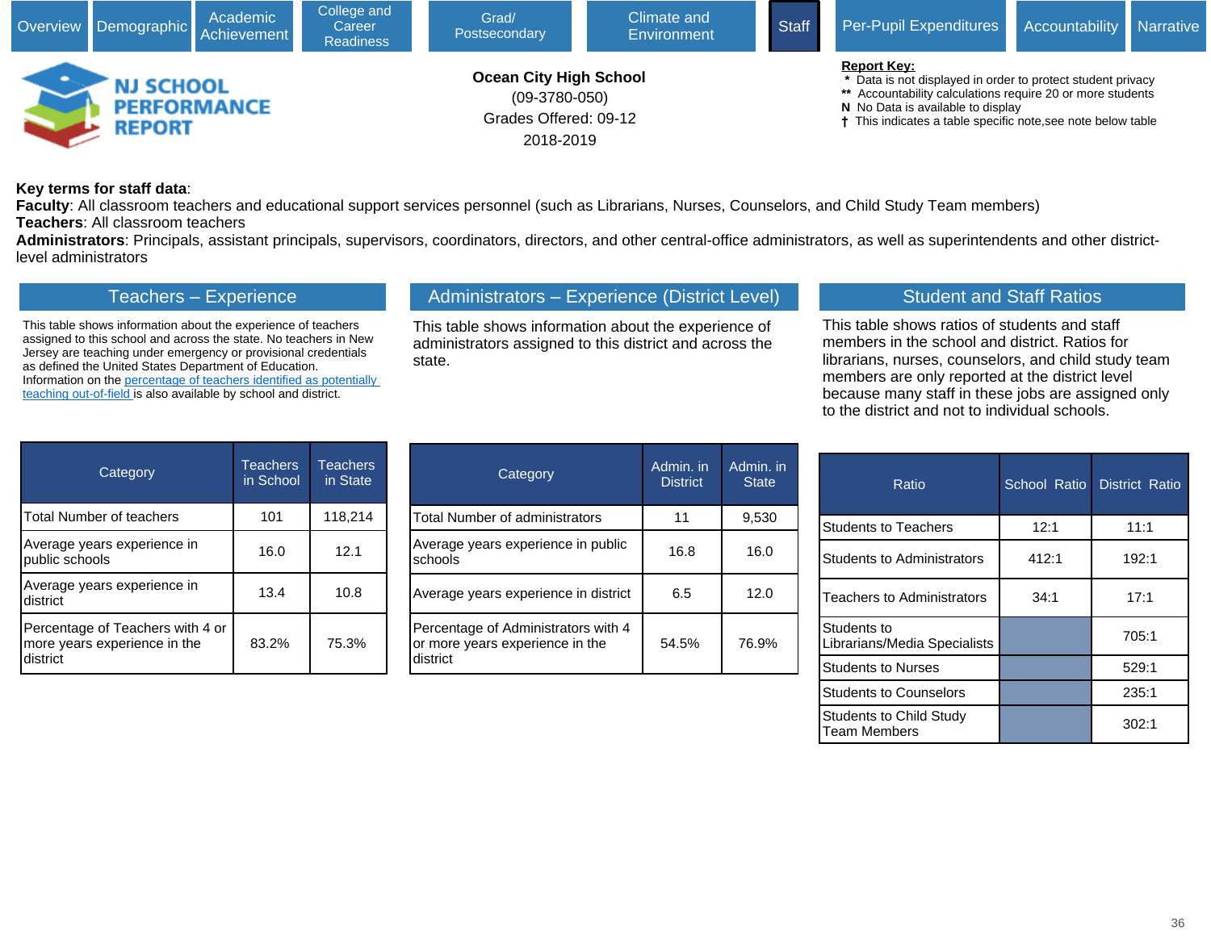Overview | Demographic | Academic Achievement | College and Career Readiness | Grad/ Postsecondary | Climate and Environment | Staff | Per-Pupil Expenditures | Accountability | Narrative

**NJ SCHOOL PERFORMANCE REPORT**

**Ocean City High School**
(09-3780-050)
Grades Offered: 09-12
2018-2019

**Report Key:**
\* Data is not displayed in order to protect student privacy
\*\* Accountability calculations require 20 or more students
**N** No Data is available to display
† This indicates a table specific note,see note below table

**Key terms for staff data**:
**Faculty**: All classroom teachers and educational support services personnel (such as Librarians, Nurses, Counselors, and Child Study Team members)
**Teachers**: All classroom teachers
**Administrators**: Principals, assistant principals, supervisors, coordinators, directors, and other central-office administrators, as well as superintendents and other district-level administrators

## Teachers – Experience

This table shows information about the experience of teachers assigned to this school and across the state. No teachers in New Jersey are teaching under emergency or provisional credentials as defined the United States Department of Education. Information on the percentage of teachers identified as potentially teaching out-of-field is also available by school and district.

| Category | Teachers in School | Teachers in State |
|---|---|---|
| Total Number of teachers | 101 | 118,214 |
| Average years experience in public schools | 16.0 | 12.1 |
| Average years experience in district | 13.4 | 10.8 |
| Percentage of Teachers with 4 or more years experience in the district | 83.2% | 75.3% |

## Administrators – Experience (District Level)

This table shows information about the experience of administrators assigned to this district and across the state.

| Category | Admin. in District | Admin. in State |
|---|---|---|
| Total Number of administrators | 11 | 9,530 |
| Average years experience in public schools | 16.8 | 16.0 |
| Average years experience in district | 6.5 | 12.0 |
| Percentage of Administrators with 4 or more years experience in the district | 54.5% | 76.9% |

## Student and Staff Ratios

This table shows ratios of students and staff members in the school and district. Ratios for librarians, nurses, counselors, and child study team members are only reported at the district level because many staff in these jobs are assigned only to the district and not to individual schools.

| Ratio | School Ratio | District Ratio |
|---|---|---|
| Students to Teachers | 12:1 | 11:1 |
| Students to Administrators | 412:1 | 192:1 |
| Teachers to Administrators | 34:1 | 17:1 |
| Students to Librarians/Media Specialists | | 705:1 |
| Students to Nurses | | 529:1 |
| Students to Counselors | | 235:1 |
| Students to Child Study Team Members | | 302:1 |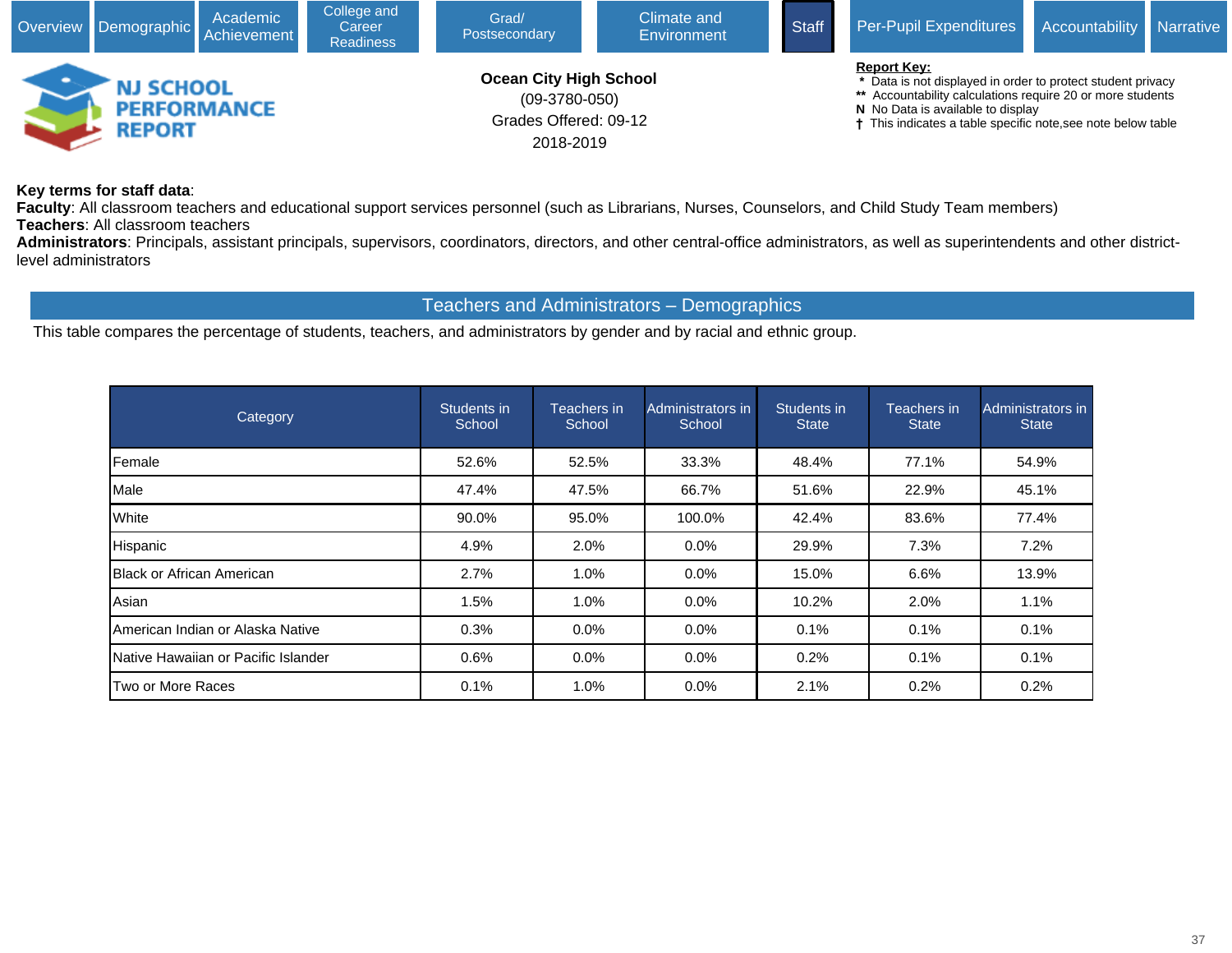Overview | Demographic | Academic Achievement | College and Career Readiness | Grad/ Postsecondary | Climate and Environment | Staff | Per-Pupil Expenditures | Accountability | Narrative

**NJ SCHOOL PERFORMANCE REPORT**

**Ocean City High School**
(09-3780-050)
Grades Offered: 09-12
2018-2019

**Report Key:**
- \* Data is not displayed in order to protect student privacy
- \*\* Accountability calculations require 20 or more students
- **N** No Data is available to display
- † This indicates a table specific note,see note below table

**Key terms for staff data**:
**Faculty**: All classroom teachers and educational support services personnel (such as Librarians, Nurses, Counselors, and Child Study Team members)
**Teachers**: All classroom teachers
**Administrators**: Principals, assistant principals, supervisors, coordinators, directors, and other central-office administrators, as well as superintendents and other district-level administrators

## Teachers and Administrators – Demographics

This table compares the percentage of students, teachers, and administrators by gender and by racial and ethnic group.

| Category | Students in School | Teachers in School | Administrators in School | Students in State | Teachers in State | Administrators in State |
|---|---|---|---|---|---|---|
| Female | 52.6% | 52.5% | 33.3% | 48.4% | 77.1% | 54.9% |
| Male | 47.4% | 47.5% | 66.7% | 51.6% | 22.9% | 45.1% |
| White | 90.0% | 95.0% | 100.0% | 42.4% | 83.6% | 77.4% |
| Hispanic | 4.9% | 2.0% | 0.0% | 29.9% | 7.3% | 7.2% |
| Black or African American | 2.7% | 1.0% | 0.0% | 15.0% | 6.6% | 13.9% |
| Asian | 1.5% | 1.0% | 0.0% | 10.2% | 2.0% | 1.1% |
| American Indian or Alaska Native | 0.3% | 0.0% | 0.0% | 0.1% | 0.1% | 0.1% |
| Native Hawaiian or Pacific Islander | 0.6% | 0.0% | 0.0% | 0.2% | 0.1% | 0.1% |
| Two or More Races | 0.1% | 1.0% | 0.0% | 2.1% | 0.2% | 0.2% |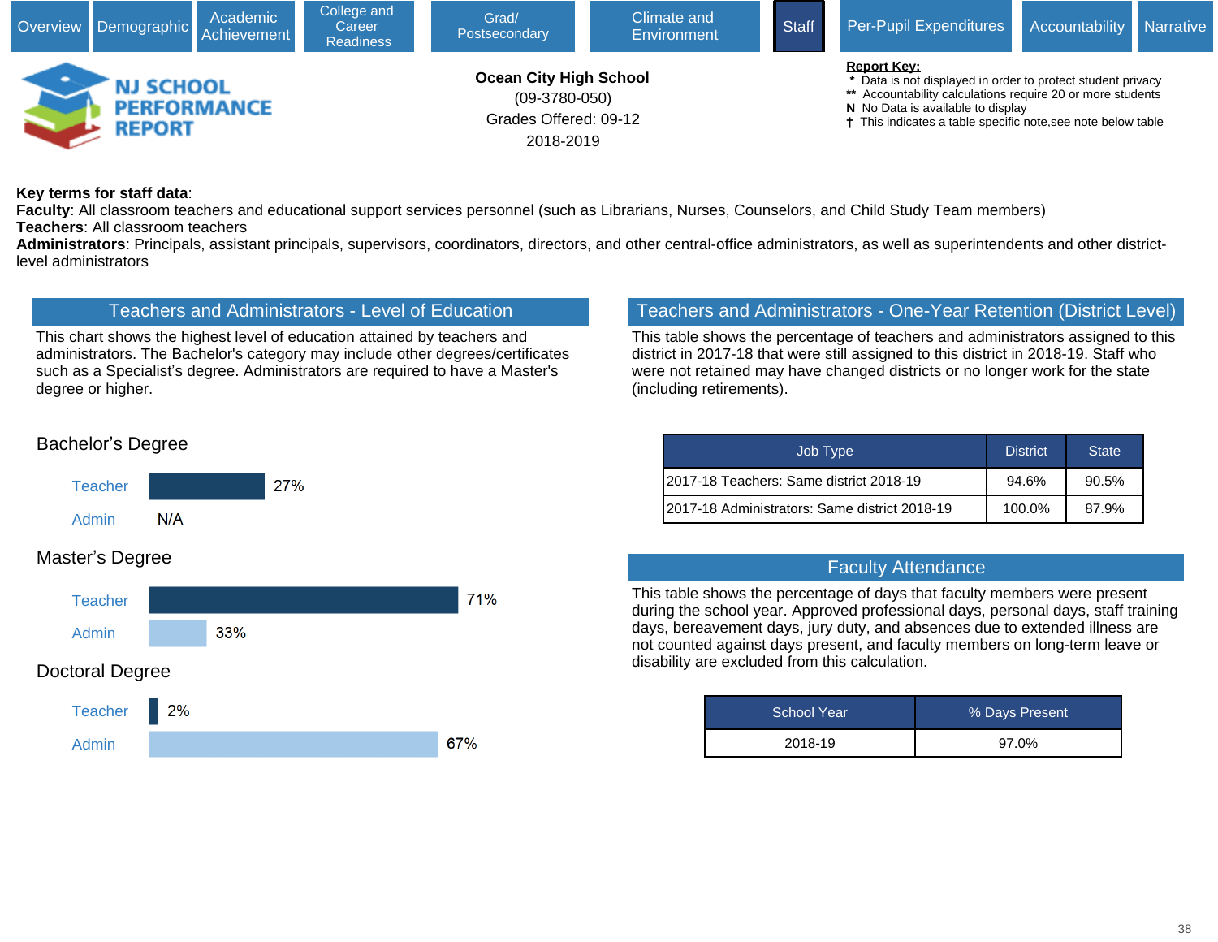Overview | Demographic | Academic Achievement | College and Career Readiness | Grad/ Postsecondary | Climate and Environment | Staff | Per-Pupil Expenditures | Accountability | Narrative

**NJ SCHOOL PERFORMANCE REPORT**

**Ocean City High School**
(09-3780-050)
Grades Offered: 09-12
2018-2019

**Report Key:**
- \* Data is not displayed in order to protect student privacy
- \*\* Accountability calculations require 20 or more students
- **N** No Data is available to display
- † This indicates a table specific note,see note below table

**Key terms for staff data**:
**Faculty**: All classroom teachers and educational support services personnel (such as Librarians, Nurses, Counselors, and Child Study Team members)
**Teachers**: All classroom teachers
**Administrators**: Principals, assistant principals, supervisors, coordinators, directors, and other central-office administrators, as well as superintendents and other district-level administrators

## Teachers and Administrators - Level of Education

This chart shows the highest level of education attained by teachers and administrators. The Bachelor's category may include other degrees/certificates such as a Specialist's degree. Administrators are required to have a Master's degree or higher.

### Bachelor's Degree

| | |
|---|---|
| Teacher | 27% |
| Admin | N/A |

### Master's Degree

| | |
|---|---|
| Teacher | 71% |
| Admin | 33% |

### Doctoral Degree

| | |
|---|---|
| Teacher | 2% |
| Admin | 67% |

## Teachers and Administrators - One-Year Retention (District Level)

This table shows the percentage of teachers and administrators assigned to this district in 2017-18 that were still assigned to this district in 2018-19. Staff who were not retained may have changed districts or no longer work for the state (including retirements).

| Job Type | District | State |
|---|---|---|
| 2017-18 Teachers: Same district 2018-19 | 94.6% | 90.5% |
| 2017-18 Administrators: Same district 2018-19 | 100.0% | 87.9% |

## Faculty Attendance

This table shows the percentage of days that faculty members were present during the school year. Approved professional days, personal days, staff training days, bereavement days, jury duty, and absences due to extended illness are not counted against days present, and faculty members on long-term leave or disability are excluded from this calculation.

| School Year | % Days Present |
|---|---|
| 2018-19 | 97.0% |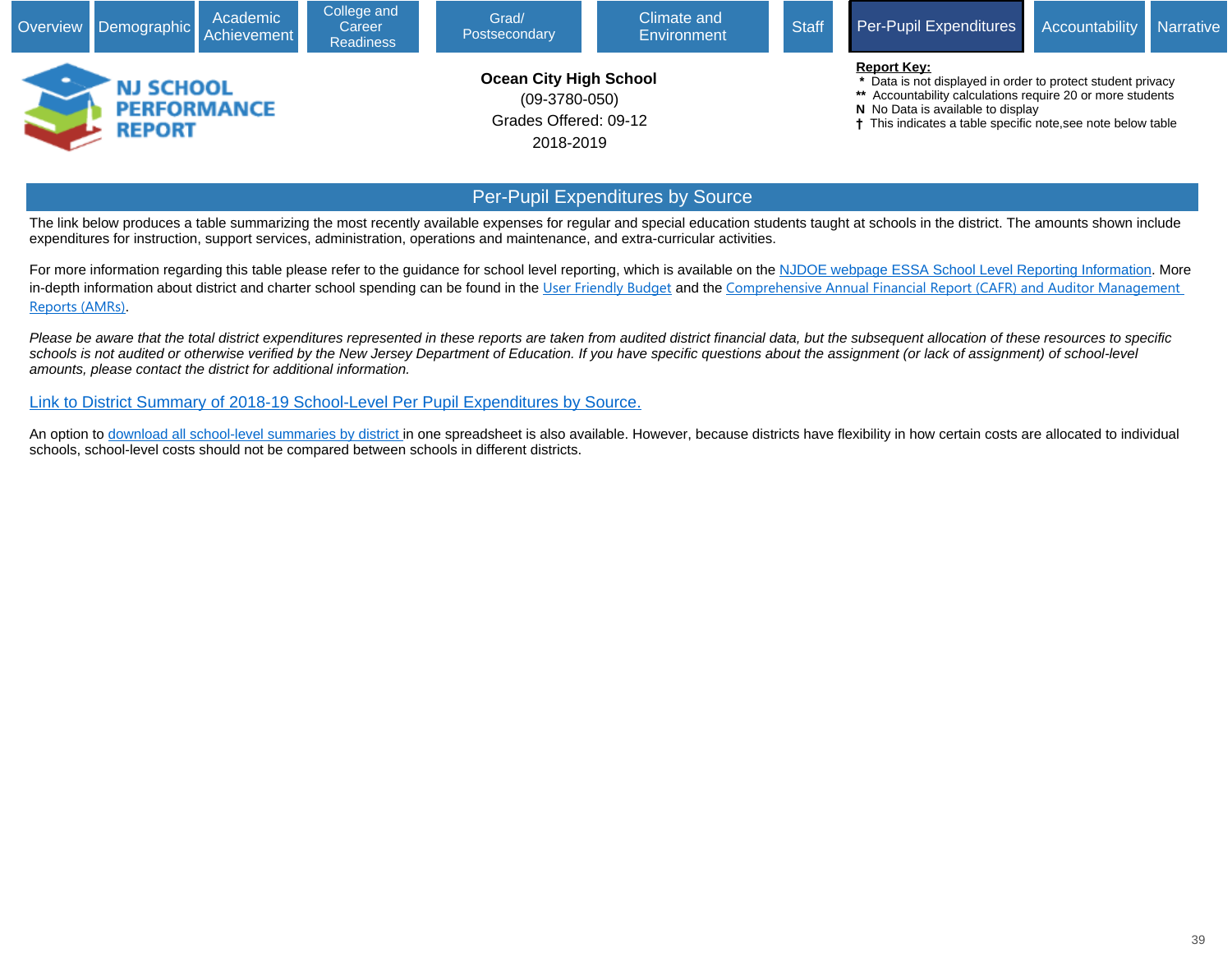Overview | Demographic | Academic Achievement | College and Career Readiness | Grad/ Postsecondary | Climate and Environment | Staff | Per-Pupil Expenditures | Accountability | Narrative

**NJ SCHOOL PERFORMANCE REPORT**

**Ocean City High School**
(09-3780-050)
Grades Offered: 09-12
2018-2019

**Report Key:**
- \* Data is not displayed in order to protect student privacy
- \*\* Accountability calculations require 20 or more students
- **N** No Data is available to display
- † This indicates a table specific note,see note below table

## Per-Pupil Expenditures by Source

The link below produces a table summarizing the most recently available expenses for regular and special education students taught at schools in the district. The amounts shown include expenditures for instruction, support services, administration, operations and maintenance, and extra-curricular activities.

For more information regarding this table please refer to the guidance for school level reporting, which is available on the NJDOE webpage ESSA School Level Reporting Information. More in-depth information about district and charter school spending can be found in the User Friendly Budget and the Comprehensive Annual Financial Report (CAFR) and Auditor Management Reports (AMRs).

*Please be aware that the total district expenditures represented in these reports are taken from audited district financial data, but the subsequent allocation of these resources to specific schools is not audited or otherwise verified by the New Jersey Department of Education. If you have specific questions about the assignment (or lack of assignment) of school-level amounts, please contact the district for additional information.*

Link to District Summary of 2018-19 School-Level Per Pupil Expenditures by Source.

An option to download all school-level summaries by district in one spreadsheet is also available. However, because districts have flexibility in how certain costs are allocated to individual schools, school-level costs should not be compared between schools in different districts.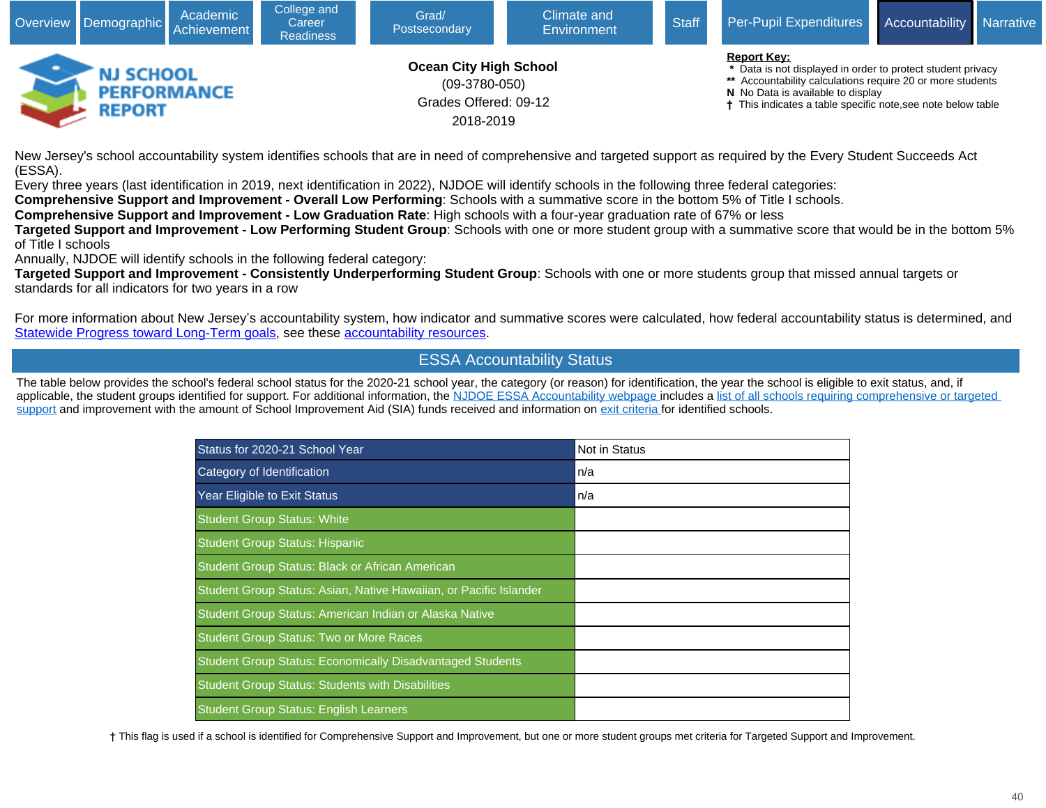Overview | Demographic | Academic Achievement | College and Career Readiness | Grad/ Postsecondary | Climate and Environment | Staff | Per-Pupil Expenditures | Accountability | Narrative

NJ SCHOOL PERFORMANCE REPORT

**Ocean City High School**
(09-3780-050)
Grades Offered: 09-12
2018-2019

**Report Key:**
- \* Data is not displayed in order to protect student privacy
- \*\* Accountability calculations require 20 or more students
- **N** No Data is available to display
- † This indicates a table specific note,see note below table

New Jersey's school accountability system identifies schools that are in need of comprehensive and targeted support as required by the Every Student Succeeds Act (ESSA).
Every three years (last identification in 2019, next identification in 2022), NJDOE will identify schools in the following three federal categories:
**Comprehensive Support and Improvement - Overall Low Performing**: Schools with a summative score in the bottom 5% of Title I schools.
**Comprehensive Support and Improvement - Low Graduation Rate**: High schools with a four-year graduation rate of 67% or less
**Targeted Support and Improvement - Low Performing Student Group**: Schools with one or more student group with a summative score that would be in the bottom 5% of Title I schools
Annually, NJDOE will identify schools in the following federal category:
**Targeted Support and Improvement - Consistently Underperforming Student Group**: Schools with one or more students group that missed annual targets or standards for all indicators for two years in a row

For more information about New Jersey's accountability system, how indicator and summative scores were calculated, how federal accountability status is determined, and Statewide Progress toward Long-Term goals, see these accountability resources.

## ESSA Accountability Status

The table below provides the school's federal school status for the 2020-21 school year, the category (or reason) for identification, the year the school is eligible to exit status, and, if applicable, the student groups identified for support. For additional information, the NJDOE ESSA Accountability webpage includes a list of all schools requiring comprehensive or targeted support and improvement with the amount of School Improvement Aid (SIA) funds received and information on exit criteria for identified schools.

| Status for 2020-21 School Year | Not in Status |
|---|---|
| Category of Identification | n/a |
| Year Eligible to Exit Status | n/a |
| Student Group Status: White | |
| Student Group Status: Hispanic | |
| Student Group Status: Black or African American | |
| Student Group Status: Asian, Native Hawaiian, or Pacific Islander | |
| Student Group Status: American Indian or Alaska Native | |
| Student Group Status: Two or More Races | |
| Student Group Status: Economically Disadvantaged Students | |
| Student Group Status: Students with Disabilities | |
| Student Group Status: English Learners | |

† This flag is used if a school is identified for Comprehensive Support and Improvement, but one or more student groups met criteria for Targeted Support and Improvement.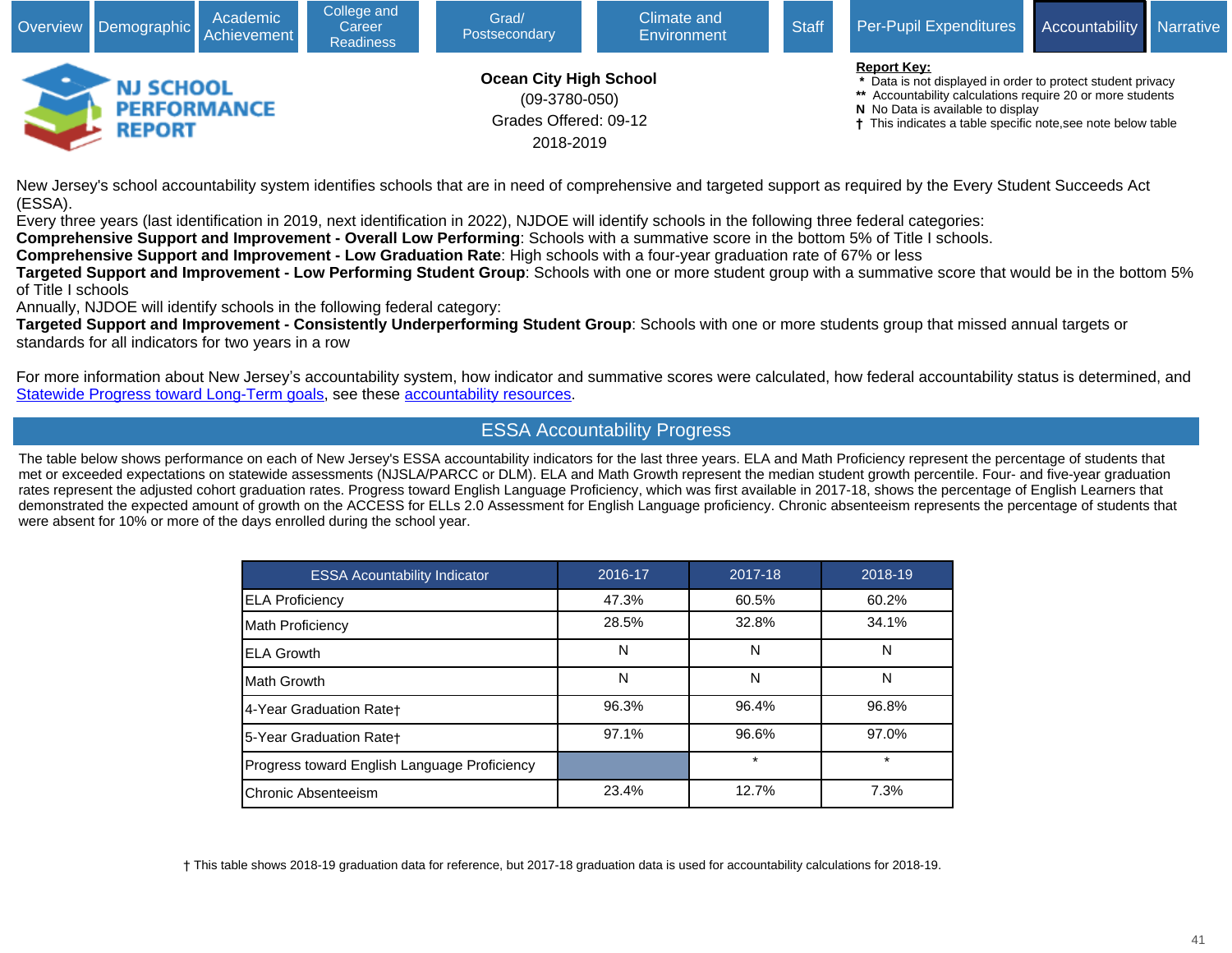Overview | Demographic | Academic Achievement | College and Career Readiness | Grad/ Postsecondary | Climate and Environment | Staff | Per-Pupil Expenditures | Accountability | Narrative

**NJ SCHOOL PERFORMANCE REPORT**

**Ocean City High School**
(09-3780-050)
Grades Offered: 09-12
2018-2019

**Report Key:**
- * Data is not displayed in order to protect student privacy
- ** Accountability calculations require 20 or more students
- N No Data is available to display
- † This indicates a table specific note,see note below table

New Jersey's school accountability system identifies schools that are in need of comprehensive and targeted support as required by the Every Student Succeeds Act (ESSA).
Every three years (last identification in 2019, next identification in 2022), NJDOE will identify schools in the following three federal categories:
**Comprehensive Support and Improvement - Overall Low Performing**: Schools with a summative score in the bottom 5% of Title I schools.
**Comprehensive Support and Improvement - Low Graduation Rate**: High schools with a four-year graduation rate of 67% or less
**Targeted Support and Improvement - Low Performing Student Group**: Schools with one or more student group with a summative score that would be in the bottom 5% of Title I schools
Annually, NJDOE will identify schools in the following federal category:
**Targeted Support and Improvement - Consistently Underperforming Student Group**: Schools with one or more students group that missed annual targets or standards for all indicators for two years in a row

For more information about New Jersey’s accountability system, how indicator and summative scores were calculated, how federal accountability status is determined, and Statewide Progress toward Long-Term goals, see these accountability resources.

## ESSA Accountability Progress

The table below shows performance on each of New Jersey's ESSA accountability indicators for the last three years. ELA and Math Proficiency represent the percentage of students that met or exceeded expectations on statewide assessments (NJSLA/PARCC or DLM). ELA and Math Growth represent the median student growth percentile. Four- and five-year graduation rates represent the adjusted cohort graduation rates. Progress toward English Language Proficiency, which was first available in 2017-18, shows the percentage of English Learners that demonstrated the expected amount of growth on the ACCESS for ELLs 2.0 Assessment for English Language proficiency. Chronic absenteeism represents the percentage of students that were absent for 10% or more of the days enrolled during the school year.

| ESSA Acountability Indicator | 2016-17 | 2017-18 | 2018-19 |
|---|---|---|---|
| ELA Proficiency | 47.3% | 60.5% | 60.2% |
| Math Proficiency | 28.5% | 32.8% | 34.1% |
| ELA Growth | N | N | N |
| Math Growth | N | N | N |
| 4-Year Graduation Rate† | 96.3% | 96.4% | 96.8% |
| 5-Year Graduation Rate† | 97.1% | 96.6% | 97.0% |
| Progress toward English Language Proficiency | | * | * |
| Chronic Absenteeism | 23.4% | 12.7% | 7.3% |

† This table shows 2018-19 graduation data for reference, but 2017-18 graduation data is used for accountability calculations for 2018-19.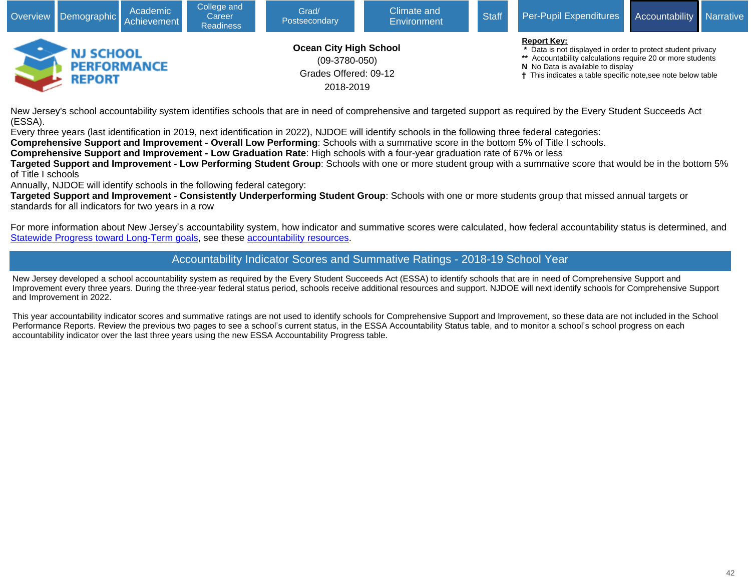Overview | Demographic | Academic Achievement | College and Career Readiness | Grad/ Postsecondary | Climate and Environment | Staff | Per-Pupil Expenditures | Accountability | Narrative

NJ SCHOOL PERFORMANCE REPORT

**Ocean City High School**
(09-3780-050)
Grades Offered: 09-12
2018-2019

**Report Key:**
- \* Data is not displayed in order to protect student privacy
- ** Accountability calculations require 20 or more students
- **N** No Data is available to display
- † This indicates a table specific note,see note below table

New Jersey's school accountability system identifies schools that are in need of comprehensive and targeted support as required by the Every Student Succeeds Act (ESSA).
Every three years (last identification in 2019, next identification in 2022), NJDOE will identify schools in the following three federal categories:
**Comprehensive Support and Improvement - Overall Low Performing**: Schools with a summative score in the bottom 5% of Title I schools.
**Comprehensive Support and Improvement - Low Graduation Rate**: High schools with a four-year graduation rate of 67% or less
**Targeted Support and Improvement - Low Performing Student Group**: Schools with one or more student group with a summative score that would be in the bottom 5% of Title I schools
Annually, NJDOE will identify schools in the following federal category:
**Targeted Support and Improvement - Consistently Underperforming Student Group**: Schools with one or more students group that missed annual targets or standards for all indicators for two years in a row

For more information about New Jersey's accountability system, how indicator and summative scores were calculated, how federal accountability status is determined, and Statewide Progress toward Long-Term goals, see these accountability resources.

## Accountability Indicator Scores and Summative Ratings - 2018-19 School Year

New Jersey developed a school accountability system as required by the Every Student Succeeds Act (ESSA) to identify schools that are in need of Comprehensive Support and Improvement every three years. During the three-year federal status period, schools receive additional resources and support. NJDOE will next identify schools for Comprehensive Support and Improvement in 2022.

This year accountability indicator scores and summative ratings are not used to identify schools for Comprehensive Support and Improvement, so these data are not included in the School Performance Reports. Review the previous two pages to see a school's current status, in the ESSA Accountability Status table, and to monitor a school's school progress on each accountability indicator over the last three years using the new ESSA Accountability Progress table.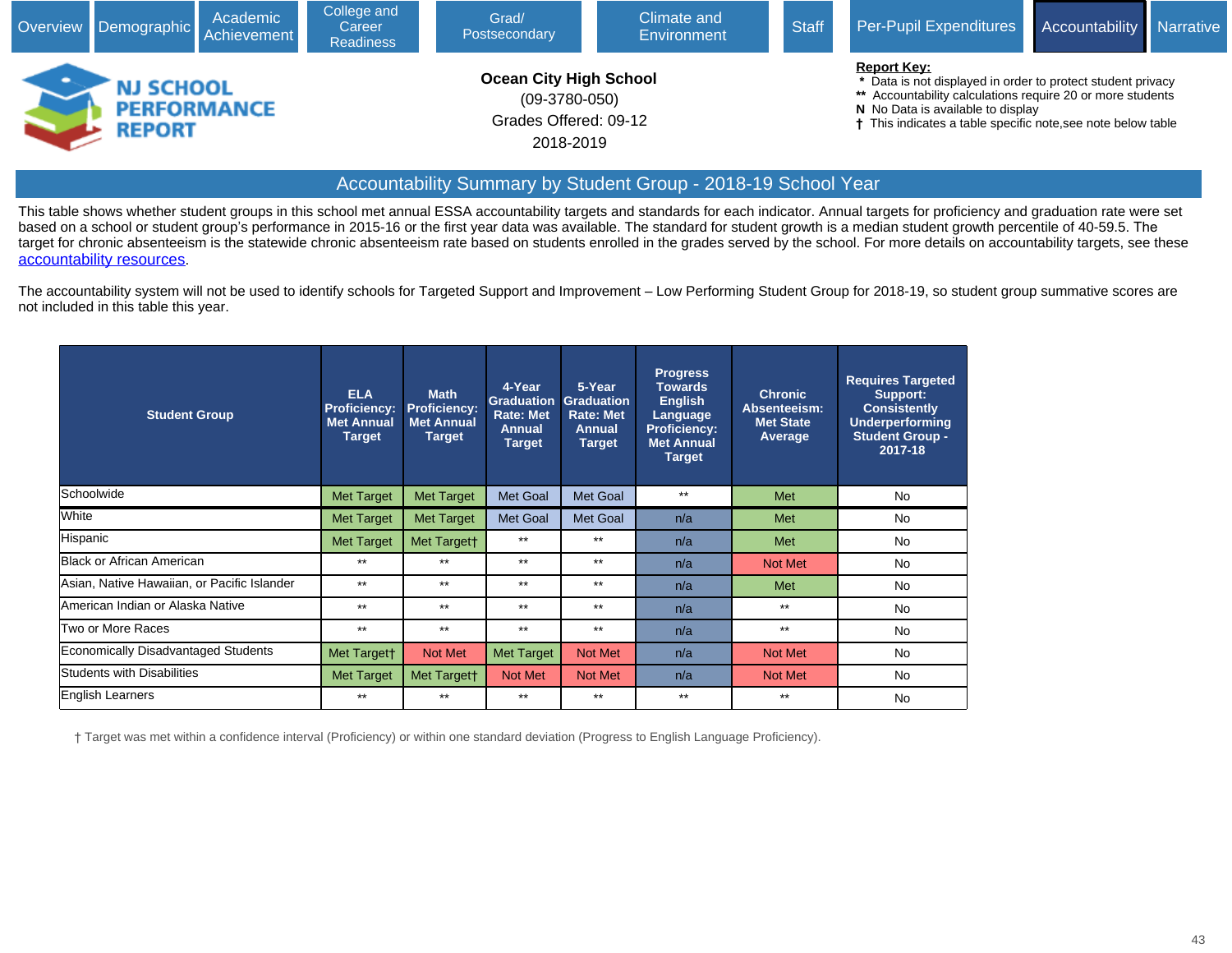Overview | Demographic | Academic Achievement | College and Career Readiness | Grad/ Postsecondary | Climate and Environment | Staff | Per-Pupil Expenditures | Accountability | Narrative

**NJ SCHOOL PERFORMANCE REPORT**

**Ocean City High School**
(09-3780-050)
Grades Offered: 09-12
2018-2019

**Report Key:**
- \* Data is not displayed in order to protect student privacy
- \*\* Accountability calculations require 20 or more students
- N No Data is available to display
- † This indicates a table specific note,see note below table

## Accountability Summary by Student Group - 2018-19 School Year

This table shows whether student groups in this school met annual ESSA accountability targets and standards for each indicator. Annual targets for proficiency and graduation rate were set based on a school or student group's performance in 2015-16 or the first year data was available. The standard for student growth is a median student growth percentile of 40-59.5. The target for chronic absenteeism is the statewide chronic absenteeism rate based on students enrolled in the grades served by the school. For more details on accountability targets, see these accountability resources.

The accountability system will not be used to identify schools for Targeted Support and Improvement – Low Performing Student Group for 2018-19, so student group summative scores are not included in this table this year.

| Student Group | ELA Proficiency: Met Annual Target | Math Proficiency: Met Annual Target | 4-Year Graduation Rate: Met Annual Target | 5-Year Graduation Rate: Met Annual Target | Progress Towards English Language Proficiency: Met Annual Target | Chronic Absenteeism: Met State Average | Requires Targeted Support: Consistently Underperforming Student Group - 2017-18 |
|---|---|---|---|---|---|---|---|
| Schoolwide | Met Target | Met Target | Met Goal | Met Goal | ** | Met | No |
| White | Met Target | Met Target | Met Goal | Met Goal | n/a | Met | No |
| Hispanic | Met Target | Met Target† | ** | ** | n/a | Met | No |
| Black or African American | ** | ** | ** | ** | n/a | Not Met | No |
| Asian, Native Hawaiian, or Pacific Islander | ** | ** | ** | ** | n/a | Met | No |
| American Indian or Alaska Native | ** | ** | ** | ** | n/a | ** | No |
| Two or More Races | ** | ** | ** | ** | n/a | ** | No |
| Economically Disadvantaged Students | Met Target† | Not Met | Met Target | Not Met | n/a | Not Met | No |
| Students with Disabilities | Met Target | Met Target† | Not Met | Not Met | n/a | Not Met | No |
| English Learners | ** | ** | ** | ** | ** | ** | No |

† Target was met within a confidence interval (Proficiency) or within one standard deviation (Progress to English Language Proficiency).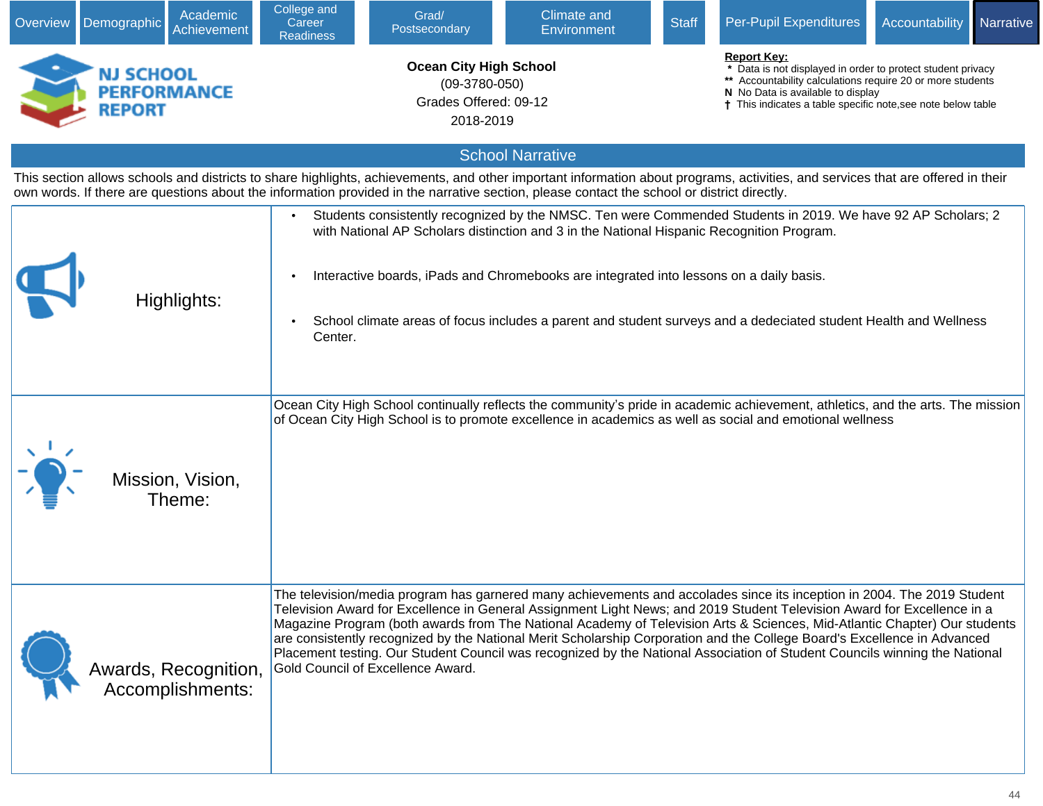Overview | Demographic | Academic Achievement | College and Career Readiness | Grad/ Postsecondary | Climate and Environment | Staff | Per-Pupil Expenditures | Accountability | Narrative

**NJ SCHOOL PERFORMANCE REPORT**

**Ocean City High School**
(09-3780-050)
Grades Offered: 09-12
2018-2019

**Report Key:**
- \* Data is not displayed in order to protect student privacy
- \*\* Accountability calculations require 20 or more students
- N No Data is available to display
- † This indicates a table specific note,see note below table

## School Narrative

This section allows schools and districts to share highlights, achievements, and other important information about programs, activities, and services that are offered in their own words. If there are questions about the information provided in the narrative section, please contact the school or district directly.

| | |
|---|---|
| Highlights: | • Students consistently recognized by the NMSC. Ten were Commended Students in 2019. We have 92 AP Scholars; 2 with National AP Scholars distinction and 3 in the National Hispanic Recognition Program.<br>• Interactive boards, iPads and Chromebooks are integrated into lessons on a daily basis.<br>• School climate areas of focus includes a parent and student surveys and a dedeciated student Health and Wellness Center. |
| Mission, Vision, Theme: | Ocean City High School continually reflects the community's pride in academic achievement, athletics, and the arts. The mission of Ocean City High School is to promote excellence in academics as well as social and emotional wellness |
| Awards, Recognition, Accomplishments: | The television/media program has garnered many achievements and accolades since its inception in 2004. The 2019 Student Television Award for Excellence in General Assignment Light News; and 2019 Student Television Award for Excellence in a Magazine Program (both awards from The National Academy of Television Arts & Sciences, Mid-Atlantic Chapter) Our students are consistently recognized by the National Merit Scholarship Corporation and the College Board's Excellence in Advanced Placement testing. Our Student Council was recognized by the National Association of Student Councils winning the National Gold Council of Excellence Award. |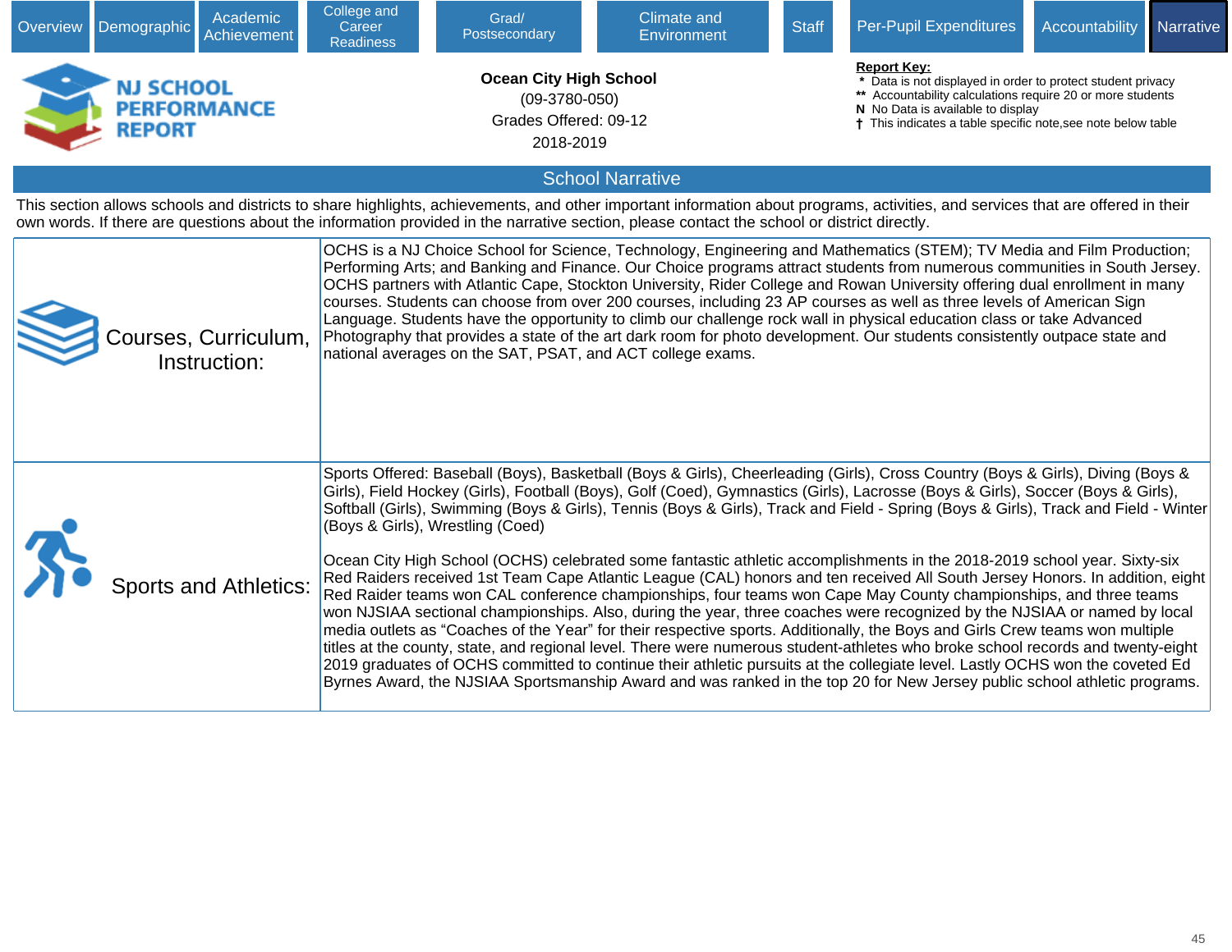Overview | Demographic | Academic Achievement | College and Career Readiness | Grad/ Postsecondary | Climate and Environment | Staff | Per-Pupil Expenditures | Accountability | Narrative

**NJ SCHOOL PERFORMANCE REPORT**

**Ocean City High School**
(09-3780-050)
Grades Offered: 09-12
2018-2019

**Report Key:**
- \* Data is not displayed in order to protect student privacy
- ** Accountability calculations require 20 or more students
- N No Data is available to display
- † This indicates a table specific note,see note below table

## School Narrative

This section allows schools and districts to share highlights, achievements, and other important information about programs, activities, and services that are offered in their own words. If there are questions about the information provided in the narrative section, please contact the school or district directly.

| | |
|---|---|
| Courses, Curriculum, Instruction: | OCHS is a NJ Choice School for Science, Technology, Engineering and Mathematics (STEM); TV Media and Film Production; Performing Arts; and Banking and Finance. Our Choice programs attract students from numerous communities in South Jersey. OCHS partners with Atlantic Cape, Stockton University, Rider College and Rowan University offering dual enrollment in many courses. Students can choose from over 200 courses, including 23 AP courses as well as three levels of American Sign Language. Students have the opportunity to climb our challenge rock wall in physical education class or take Advanced Photography that provides a state of the art dark room for photo development. Our students consistently outpace state and national averages on the SAT, PSAT, and ACT college exams. |
| Sports and Athletics: | Sports Offered: Baseball (Boys), Basketball (Boys & Girls), Cheerleading (Girls), Cross Country (Boys & Girls), Diving (Boys & Girls), Field Hockey (Girls), Football (Boys), Golf (Coed), Gymnastics (Girls), Lacrosse (Boys & Girls), Soccer (Boys & Girls), Softball (Girls), Swimming (Boys & Girls), Tennis (Boys & Girls), Track and Field - Spring (Boys & Girls), Track and Field - Winter (Boys & Girls), Wrestling (Coed)<br><br>Ocean City High School (OCHS) celebrated some fantastic athletic accomplishments in the 2018-2019 school year. Sixty-six Red Raiders received 1st Team Cape Atlantic League (CAL) honors and ten received All South Jersey Honors. In addition, eight Red Raider teams won CAL conference championships, four teams won Cape May County championships, and three teams won NJSIAA sectional championships. Also, during the year, three coaches were recognized by the NJSIAA or named by local media outlets as “Coaches of the Year” for their respective sports. Additionally, the Boys and Girls Crew teams won multiple titles at the county, state, and regional level. There were numerous student-athletes who broke school records and twenty-eight 2019 graduates of OCHS committed to continue their athletic pursuits at the collegiate level. Lastly OCHS won the coveted Ed Byrnes Award, the NJSIAA Sportsmanship Award and was ranked in the top 20 for New Jersey public school athletic programs. |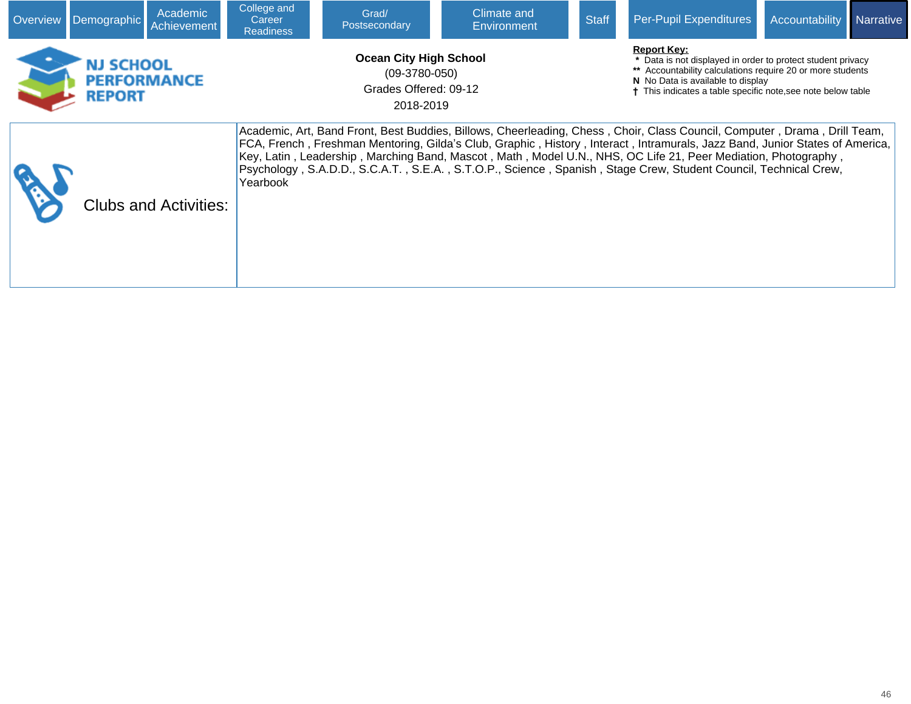Overview | Demographic | Academic Achievement | College and Career Readiness | Grad/ Postsecondary | Climate and Environment | Staff | Per-Pupil Expenditures | Accountability | Narrative

# NJ SCHOOL PERFORMANCE REPORT

**Ocean City High School**
(09-3780-050)
Grades Offered: 09-12
2018-2019

**Report Key:**
- \* Data is not displayed in order to protect student privacy
- \*\* Accountability calculations require 20 or more students
- N No Data is available to display
- † This indicates a table specific note,see note below table

| Clubs and Activities: | Academic, Art, Band Front, Best Buddies, Billows, Cheerleading, Chess , Choir, Class Council, Computer , Drama , Drill Team, FCA, French , Freshman Mentoring, Gilda's Club, Graphic , History , Interact , Intramurals, Jazz Band, Junior States of America, Key, Latin , Leadership , Marching Band, Mascot , Math , Model U.N., NHS, OC Life 21, Peer Mediation, Photography , Psychology , S.A.D.D., S.C.A.T. , S.E.A. , S.T.O.P., Science , Spanish , Stage Crew, Student Council, Technical Crew, Yearbook |
|---|---|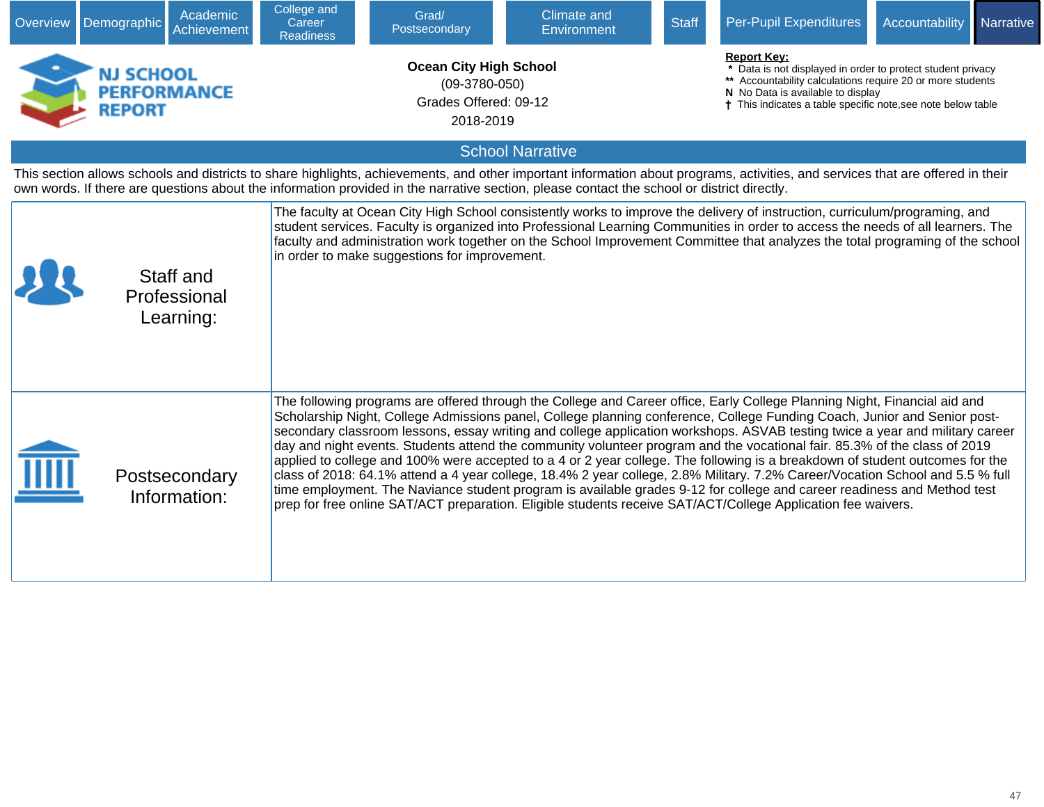Overview | Demographic | Academic Achievement | College and Career Readiness | Grad/ Postsecondary | Climate and Environment | Staff | Per-Pupil Expenditures | Accountability | Narrative

**NJ SCHOOL PERFORMANCE REPORT**

**Ocean City High School**
(09-3780-050)
Grades Offered: 09-12
2018-2019

**Report Key:**
- \* Data is not displayed in order to protect student privacy
- \*\* Accountability calculations require 20 or more students
- N No Data is available to display
- † This indicates a table specific note,see note below table

## School Narrative

This section allows schools and districts to share highlights, achievements, and other important information about programs, activities, and services that are offered in their own words. If there are questions about the information provided in the narrative section, please contact the school or district directly.

| | |
|---|---|
| Staff and Professional Learning: | The faculty at Ocean City High School consistently works to improve the delivery of instruction, curriculum/programing, and student services. Faculty is organized into Professional Learning Communities in order to access the needs of all learners. The faculty and administration work together on the School Improvement Committee that analyzes the total programing of the school in order to make suggestions for improvement. |
| Postsecondary Information: | The following programs are offered through the College and Career office, Early College Planning Night, Financial aid and Scholarship Night, College Admissions panel, College planning conference, College Funding Coach, Junior and Senior post-secondary classroom lessons, essay writing and college application workshops. ASVAB testing twice a year and military career day and night events. Students attend the community volunteer program and the vocational fair. 85.3% of the class of 2019 applied to college and 100% were accepted to a 4 or 2 year college. The following is a breakdown of student outcomes for the class of 2018: 64.1% attend a 4 year college, 18.4% 2 year college, 2.8% Military. 7.2% Career/Vocation School and 5.5 % full time employment. The Naviance student program is available grades 9-12 for college and career readiness and Method test prep for free online SAT/ACT preparation. Eligible students receive SAT/ACT/College Application fee waivers. |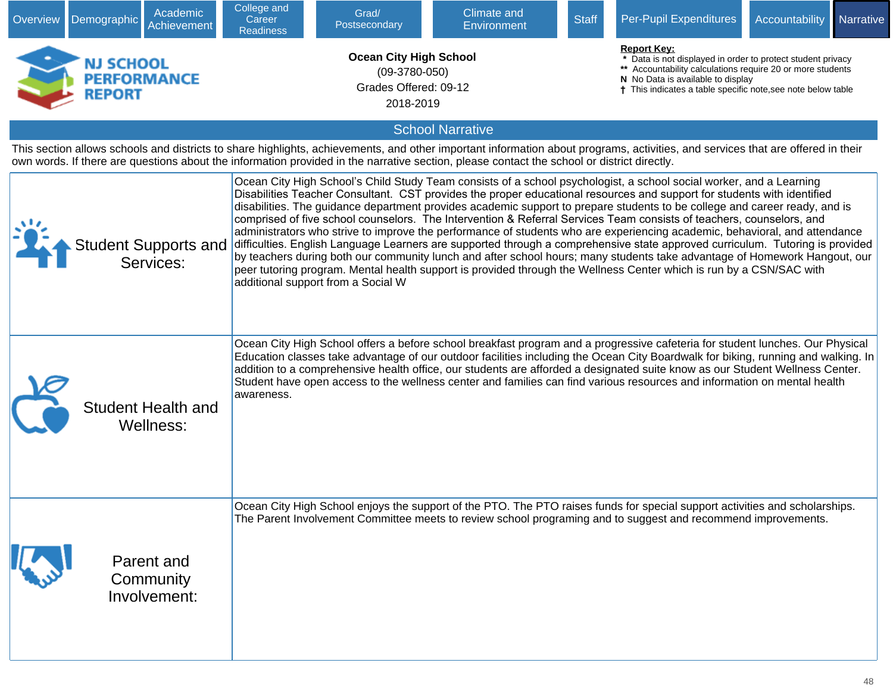Overview | Demographic | Academic Achievement | College and Career Readiness | Grad/ Postsecondary | Climate and Environment | Staff | Per-Pupil Expenditures | Accountability | Narrative

**NJ SCHOOL PERFORMANCE REPORT**

**Ocean City High School**
(09-3780-050)
Grades Offered: 09-12
2018-2019

**Report Key:**
\* Data is not displayed in order to protect student privacy
\*\* Accountability calculations require 20 or more students
N No Data is available to display
† This indicates a table specific note,see note below table

## School Narrative

This section allows schools and districts to share highlights, achievements, and other important information about programs, activities, and services that are offered in their own words. If there are questions about the information provided in the narrative section, please contact the school or district directly.

| | |
|---|---|
| Student Supports and Services: | Ocean City High School's Child Study Team consists of a school psychologist, a school social worker, and a Learning Disabilities Teacher Consultant. CST provides the proper educational resources and support for students with identified disabilities. The guidance department provides academic support to prepare students to be college and career ready, and is comprised of five school counselors. The Intervention & Referral Services Team consists of teachers, counselors, and administrators who strive to improve the performance of students who are experiencing academic, behavioral, and attendance difficulties. English Language Learners are supported through a comprehensive state approved curriculum. Tutoring is provided by teachers during both our community lunch and after school hours; many students take advantage of Homework Hangout, our peer tutoring program. Mental health support is provided through the Wellness Center which is run by a CSN/SAC with additional support from a Social W |
| Student Health and Wellness: | Ocean City High School offers a before school breakfast program and a progressive cafeteria for student lunches. Our Physical Education classes take advantage of our outdoor facilities including the Ocean City Boardwalk for biking, running and walking. In addition to a comprehensive health office, our students are afforded a designated suite know as our Student Wellness Center. Student have open access to the wellness center and families can find various resources and information on mental health awareness. |
| Parent and Community Involvement: | Ocean City High School enjoys the support of the PTO. The PTO raises funds for special support activities and scholarships. The Parent Involvement Committee meets to review school programing and to suggest and recommend improvements. |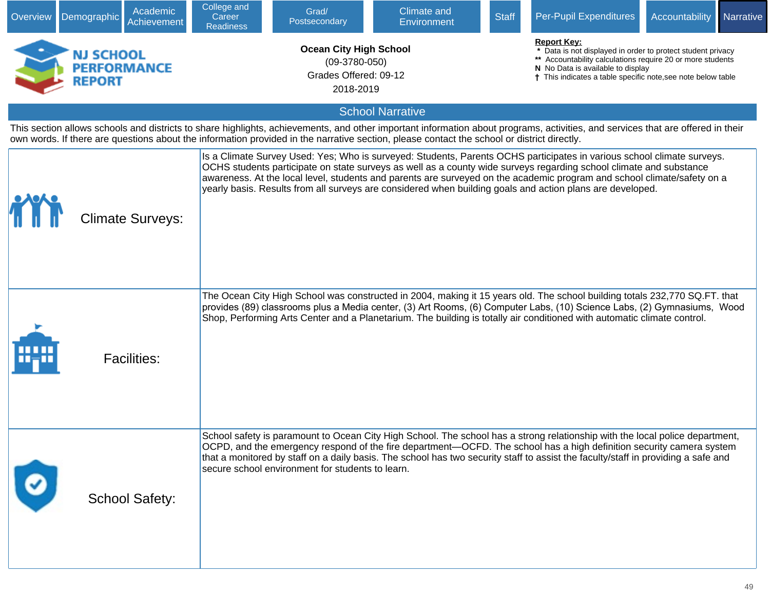Overview | Demographic | Academic Achievement | College and Career Readiness | Grad/ Postsecondary | Climate and Environment | Staff | Per-Pupil Expenditures | Accountability | Narrative

# NJ SCHOOL PERFORMANCE REPORT

**Ocean City High School**
(09-3780-050)
Grades Offered: 09-12
2018-2019

**Report Key:**
- \* Data is not displayed in order to protect student privacy
- ** Accountability calculations require 20 or more students
- N No Data is available to display
- † This indicates a table specific note,see note below table

## School Narrative

This section allows schools and districts to share highlights, achievements, and other important information about programs, activities, and services that are offered in their own words. If there are questions about the information provided in the narrative section, please contact the school or district directly.

| | |
|---|---|
| Climate Surveys: | Is a Climate Survey Used: Yes; Who is surveyed: Students, Parents OCHS participates in various school climate surveys. OCHS students participate on state surveys as well as a county wide surveys regarding school climate and substance awareness. At the local level, students and parents are surveyed on the academic program and school climate/safety on a yearly basis. Results from all surveys are considered when building goals and action plans are developed. |
| Facilities: | The Ocean City High School was constructed in 2004, making it 15 years old. The school building totals 232,770 SQ.FT. that provides (89) classrooms plus a Media center, (3) Art Rooms, (6) Computer Labs, (10) Science Labs, (2) Gymnasiums, Wood Shop, Performing Arts Center and a Planetarium. The building is totally air conditioned with automatic climate control. |
| School Safety: | School safety is paramount to Ocean City High School. The school has a strong relationship with the local police department, OCPD, and the emergency respond of the fire department—OCFD. The school has a high definition security camera system that a monitored by staff on a daily basis. The school has two security staff to assist the faculty/staff in providing a safe and secure school environment for students to learn. |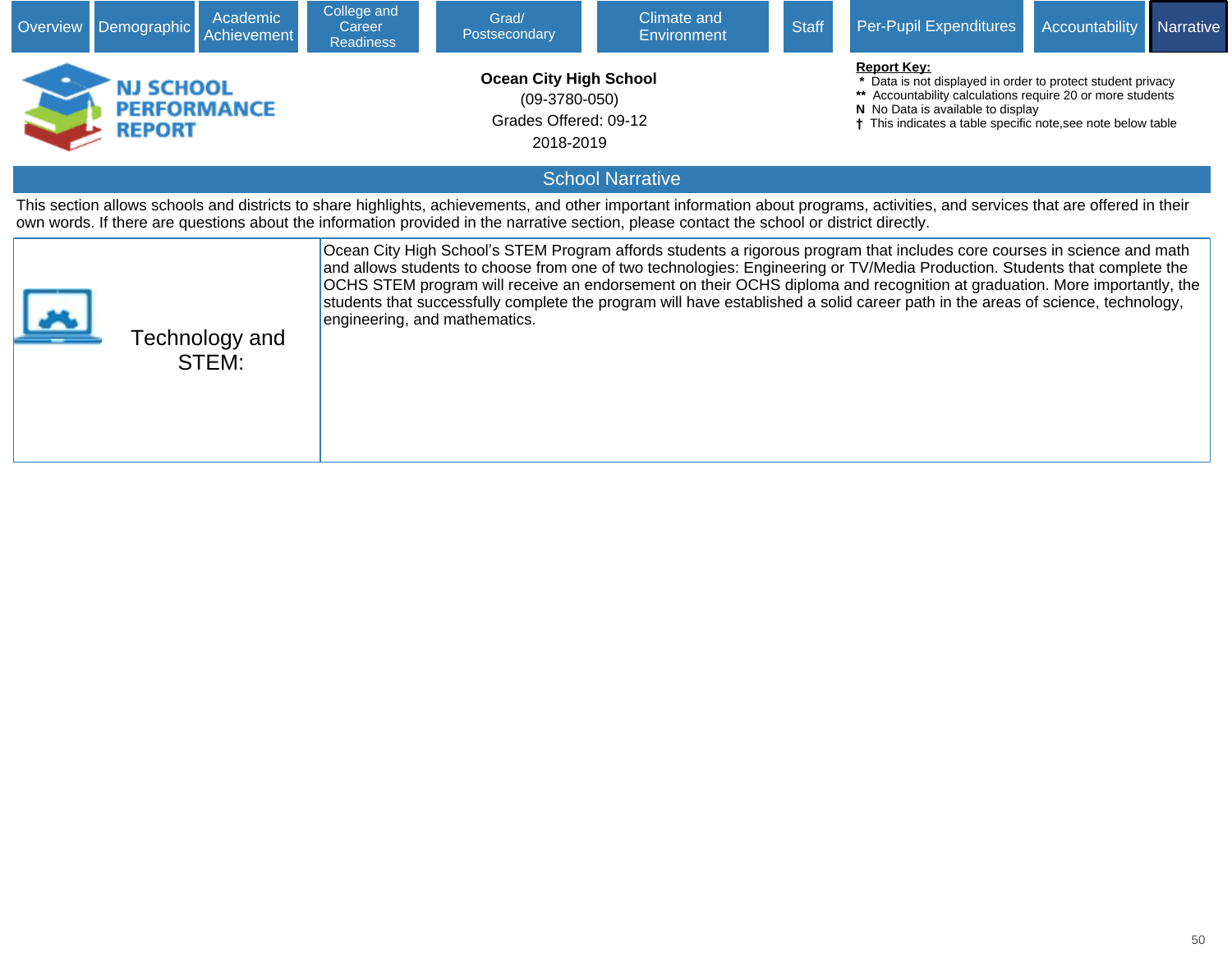Overview | Demographic | Academic Achievement | College and Career Readiness | Grad/ Postsecondary | Climate and Environment | Staff | Per-Pupil Expenditures | Accountability | Narrative

# NJ SCHOOL PERFORMANCE REPORT

**Ocean City High School**
(09-3780-050)
Grades Offered: 09-12
2018-2019

**Report Key:**
- * Data is not displayed in order to protect student privacy
- ** Accountability calculations require 20 or more students
- N No Data is available to display
- † This indicates a table specific note,see note below table

## School Narrative

This section allows schools and districts to share highlights, achievements, and other important information about programs, activities, and services that are offered in their own words. If there are questions about the information provided in the narrative section, please contact the school or district directly.

| | |
|---|---|
| Technology and STEM: | Ocean City High School's STEM Program affords students a rigorous program that includes core courses in science and math and allows students to choose from one of two technologies: Engineering or TV/Media Production. Students that complete the OCHS STEM program will receive an endorsement on their OCHS diploma and recognition at graduation. More importantly, the students that successfully complete the program will have established a solid career path in the areas of science, technology, engineering, and mathematics. |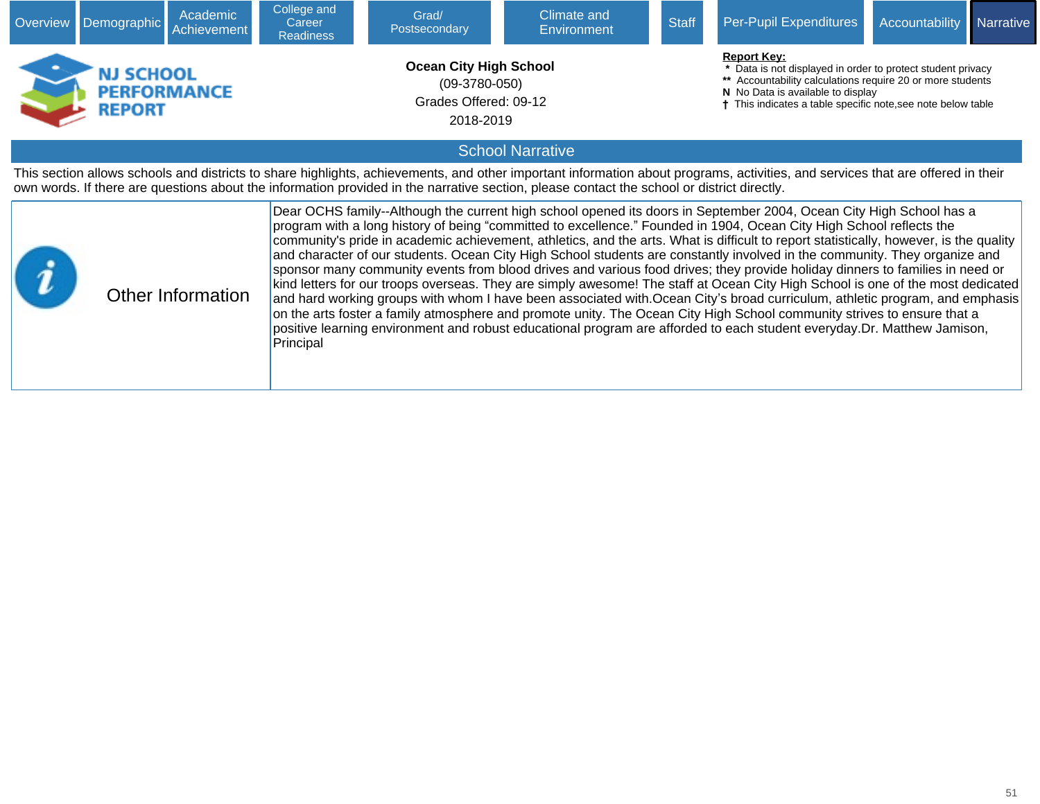Overview | Demographic | Academic Achievement | College and Career Readiness | Grad/ Postsecondary | Climate and Environment | Staff | Per-Pupil Expenditures | Accountability | Narrative

NJ SCHOOL PERFORMANCE REPORT

**Ocean City High School**
(09-3780-050)
Grades Offered: 09-12
2018-2019

**Report Key:**
- \* Data is not displayed in order to protect student privacy
- ** Accountability calculations require 20 or more students
- N No Data is available to display
- † This indicates a table specific note,see note below table

## School Narrative

This section allows schools and districts to share highlights, achievements, and other important information about programs, activities, and services that are offered in their own words. If there are questions about the information provided in the narrative section, please contact the school or district directly.

| | |
|---|---|
| Other Information | Dear OCHS family--Although the current high school opened its doors in September 2004, Ocean City High School has a program with a long history of being "committed to excellence." Founded in 1904, Ocean City High School reflects the community's pride in academic achievement, athletics, and the arts. What is difficult to report statistically, however, is the quality and character of our students. Ocean City High School students are constantly involved in the community. They organize and sponsor many community events from blood drives and various food drives; they provide holiday dinners to families in need or kind letters for our troops overseas. They are simply awesome! The staff at Ocean City High School is one of the most dedicated and hard working groups with whom I have been associated with.Ocean City's broad curriculum, athletic program, and emphasis on the arts foster a family atmosphere and promote unity. The Ocean City High School community strives to ensure that a positive learning environment and robust educational program are afforded to each student everyday.Dr. Matthew Jamison, Principal |